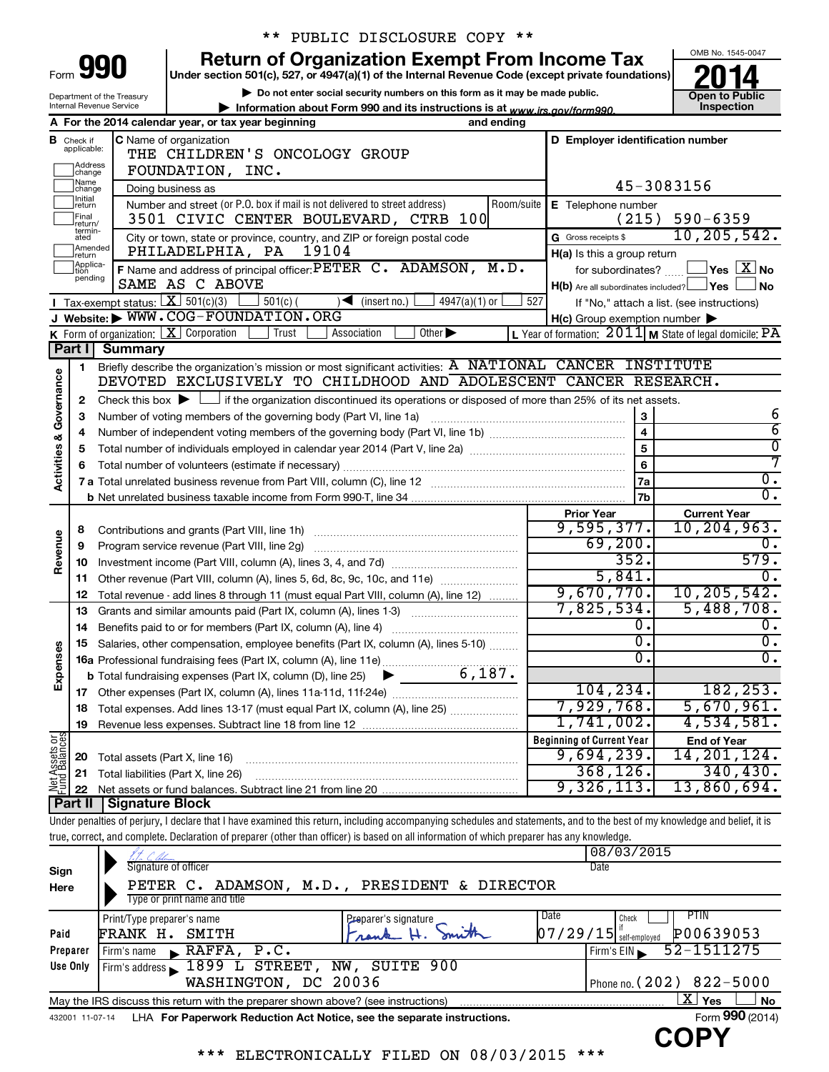** PUBLIC DISCLOSURE COPY **

# Form 990 — Return of Organization Exempt From Income Tax (2014)

Under section 501(c), 527, or 4947(a)(1) of the Internal Revenue Code (except private foundations)

▶ Do not enter social security numbers on this form as it may be made public.

▶ Information about Form 990 and its instructions is at www.irs.gov/form990.

Department of the Treasury, Internal Revenue Service

OMB No. 1545-0047

**Open to Public Inspection**

**A** For the 2014 calendar year, or tax year beginning and ending

**B** Check if applicable: Address change, Name change, Initial return, Final return/terminated, Amended return, Application pending

**C** Name of organization: THE CHILDREN'S ONCOLOGY GROUP FOUNDATION, INC.

Doing business as

Number and street (or P.O. box if mail is not delivered to street address): 3501 CIVIC CENTER BOULEVARD, CTRB 100

City or town, state or province, country, and ZIP or foreign postal code: PHILADELPHIA, PA 19104

**D** Employer identification number: 45-3083156

**E** Telephone number: (215) 590-6359

**G** Gross receipts $ 10,205,542.

**F** Name and address of principal officer: PETER C. ADAMSON, M.D., SAME AS C ABOVE

**H(a)** Is this a group return for subordinates? Yes [ ] No [X]

**H(b)** Are all subordinates included? Yes [ ] No [ ]

If "No," attach a list. (see instructions)

**H(c)** Group exemption number ▶

**I** Tax-exempt status: [X] 501(c)(3) [ ] 501(c) ( ) ◀ (insert no.) [ ] 4947(a)(1) or [ ] 527

**J** Website: ▶ WWW.COG-FOUNDATION.ORG

**K** Form of organization: [X] Corporation [ ] Trust [ ] Association [ ] Other ▶

**L** Year of formation: 2011 **M** State of legal domicile: PA

## Part I Summary

**Activities & Governance**

1. Briefly describe the organization's mission or most significant activities: A NATIONAL CANCER INSTITUTE DEVOTED EXCLUSIVELY TO CHILDHOOD AND ADOLESCENT CANCER RESEARCH.
2. Check this box ▶ [ ] if the organization discontinued its operations or disposed of more than 25% of its net assets.

| Line | Description | | Value |
|---|---|---|---|
| 3 | Number of voting members of the governing body (Part VI, line 1a) | 3 | 6 |
| 4 | Number of independent voting members of the governing body (Part VI, line 1b) | 4 | 6 |
| 5 | Total number of individuals employed in calendar year 2014 (Part V, line 2a) | 5 | 0 |
| 6 | Total number of volunteers (estimate if necessary) | 6 | 7 |
| 7a | Total unrelated business revenue from Part VIII, column (C), line 12 | 7a | 0. |
| 7b | Net unrelated business taxable income from Form 990-T, line 34 | 7b | 0. |

| Line | Description | Prior Year | Current Year |
|---|---|---|---|
| **Revenue** | | | |
| 8 | Contributions and grants (Part VIII, line 1h) | 9,595,377. | 10,204,963. |
| 9 | Program service revenue (Part VIII, line 2g) | 69,200. | 0. |
| 10 | Investment income (Part VIII, column (A), lines 3, 4, and 7d) | 352. | 579. |
| 11 | Other revenue (Part VIII, column (A), lines 5, 6d, 8c, 9c, 10c, and 11e) | 5,841. | 0. |
| 12 | Total revenue - add lines 8 through 11 (must equal Part VIII, column (A), line 12) | 9,670,770. | 10,205,542. |
| **Expenses** | | | |
| 13 | Grants and similar amounts paid (Part IX, column (A), lines 1-3) | 7,825,534. | 5,488,708. |
| 14 | Benefits paid to or for members (Part IX, column (A), line 4) | 0. | 0. |
| 15 | Salaries, other compensation, employee benefits (Part IX, column (A), lines 5-10) | 0. | 0. |
| 16a | Professional fundraising fees (Part IX, column (A), line 11e) | 0. | 0. |
| b | Total fundraising expenses (Part IX, column (D), line 25) ▶ 6,187. | | |
| 17 | Other expenses (Part IX, column (A), lines 11a-11d, 11f-24e) | 104,234. | 182,253. |
| 18 | Total expenses. Add lines 13-17 (must equal Part IX, column (A), line 25) | 7,929,768. | 5,670,961. |
| 19 | Revenue less expenses. Subtract line 18 from line 12 | 1,741,002. | 4,534,581. |

| Line | Net Assets or Fund Balances | Beginning of Current Year | End of Year |
|---|---|---|---|
| 20 | Total assets (Part X, line 16) | 9,694,239. | 14,201,124. |
| 21 | Total liabilities (Part X, line 26) | 368,126. | 340,430. |
| 22 | Net assets or fund balances. Subtract line 21 from line 20 | 9,326,113. | 13,860,694. |

## Part II Signature Block

Under penalties of perjury, I declare that I have examined this return, including accompanying schedules and statements, and to the best of my knowledge and belief, it is true, correct, and complete. Declaration of preparer (other than officer) is based on all information of which preparer has any knowledge.

**Sign Here**

Signature of officer — Date: 08/03/2015

PETER C. ADAMSON, M.D., PRESIDENT & DIRECTOR

Type or print name and title

**Paid Preparer Use Only**

| Print/Type preparer's name | Preparer's signature | Date | Check if self-employed | PTIN |
|---|---|---|---|---|
| FRANK H. SMITH | Frank H. Smith | 07/29/15 | [ ] | P00639053 |

Firm's name ▶ RAFFA, P.C. — Firm's EIN ▶ 52-1511275

Firm's address ▶ 1899 L STREET, NW, SUITE 900, WASHINGTON, DC 20036 — Phone no. (202) 822-5000

May the IRS discuss this return with the preparer shown above? (see instructions) [X] Yes [ ] No

432001 11-07-14 LHA For Paperwork Reduction Act Notice, see the separate instructions. Form **990** (2014)

COPY

*** ELECTRONICALLY FILED ON 08/03/2015 ***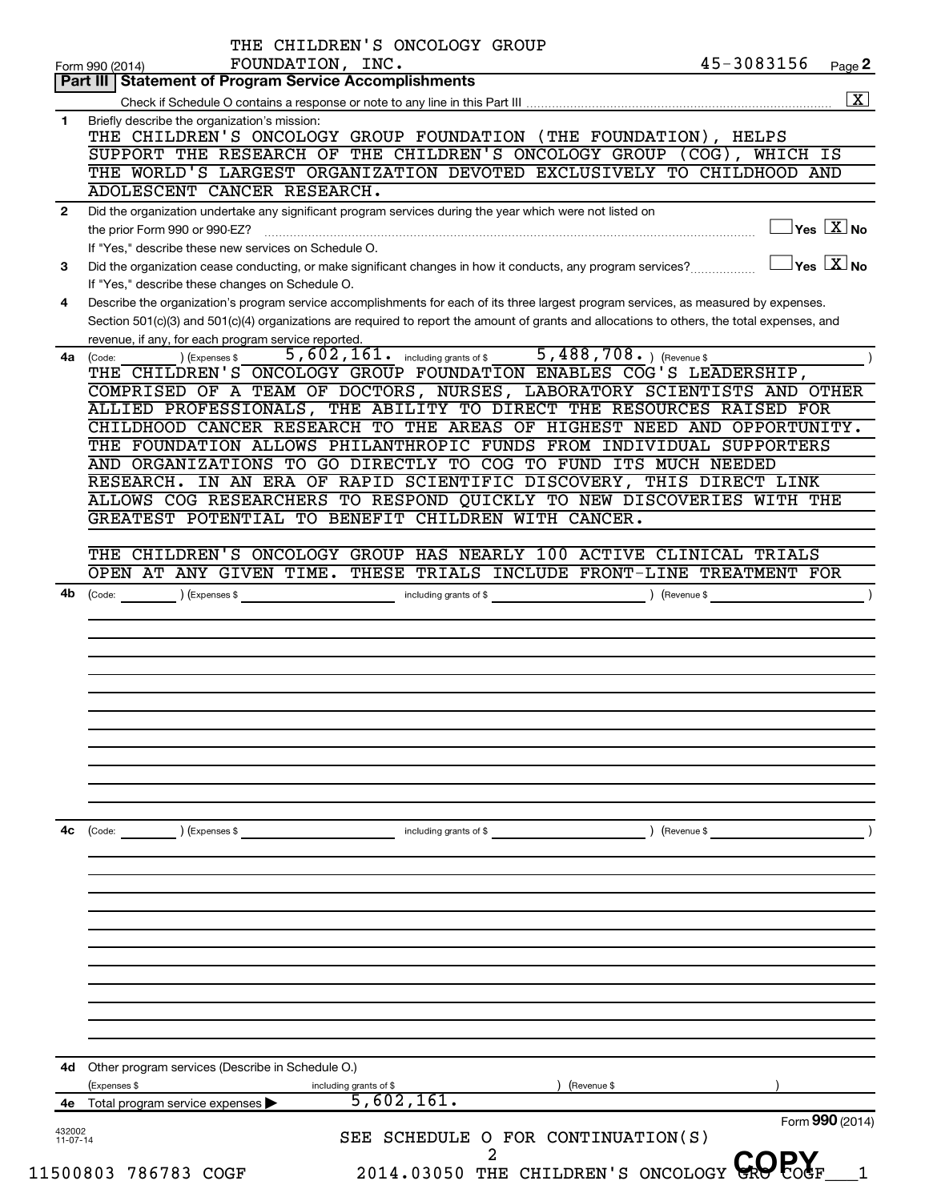THE CHILDREN'S ONCOLOGY GROUP FOUNDATION, INC. 45-3083156

Form 990 (2014)

## Part III Statement of Program Service Accomplishments

Check if Schedule O contains a response or note to any line in this Part III [X]

**1** Briefly describe the organization's mission:

THE CHILDREN'S ONCOLOGY GROUP FOUNDATION (THE FOUNDATION), HELPS SUPPORT THE RESEARCH OF THE CHILDREN'S ONCOLOGY GROUP (COG), WHICH IS THE WORLD'S LARGEST ORGANIZATION DEVOTED EXCLUSIVELY TO CHILDHOOD AND ADOLESCENT CANCER RESEARCH.

**2** Did the organization undertake any significant program services during the year which were not listed on the prior Form 990 or 990-EZ? [ ] Yes [X] No

If "Yes," describe these new services on Schedule O.

**3** Did the organization cease conducting, or make significant changes in how it conducts, any program services? [ ] Yes [X] No

If "Yes," describe these changes on Schedule O.

**4** Describe the organization's program service accomplishments for each of its three largest program services, as measured by expenses. Section 501(c)(3) and 501(c)(4) organizations are required to report the amount of grants and allocations to others, the total expenses, and revenue, if any, for each program service reported.

**4a** (Code: ) (Expenses $ 5,602,161. including grants of $ 5,488,708. ) (Revenue $ )

THE CHILDREN'S ONCOLOGY GROUP FOUNDATION ENABLES COG'S LEADERSHIP, COMPRISED OF A TEAM OF DOCTORS, NURSES, LABORATORY SCIENTISTS AND OTHER ALLIED PROFESSIONALS, THE ABILITY TO DIRECT THE RESOURCES RAISED FOR CHILDHOOD CANCER RESEARCH TO THE AREAS OF HIGHEST NEED AND OPPORTUNITY. THE FOUNDATION ALLOWS PHILANTHROPIC FUNDS FROM INDIVIDUAL SUPPORTERS AND ORGANIZATIONS TO GO DIRECTLY TO COG TO FUND ITS MUCH NEEDED RESEARCH. IN AN ERA OF RAPID SCIENTIFIC DISCOVERY, THIS DIRECT LINK ALLOWS COG RESEARCHERS TO RESPOND QUICKLY TO NEW DISCOVERIES WITH THE GREATEST POTENTIAL TO BENEFIT CHILDREN WITH CANCER.

THE CHILDREN'S ONCOLOGY GROUP HAS NEARLY 100 ACTIVE CLINICAL TRIALS OPEN AT ANY GIVEN TIME. THESE TRIALS INCLUDE FRONT-LINE TREATMENT FOR

**4b** (Code: ) (Expenses $ including grants of $ ) (Revenue $ )

**4c** (Code: ) (Expenses $ including grants of $ ) (Revenue $ )

**4d** Other program services (Describe in Schedule O.)

(Expenses $ including grants of $ ) (Revenue $ )

**4e** Total program services expenses ▶ 5,602,161.

Form **990** (2014)

432002 11-07-14

SEE SCHEDULE O FOR CONTINUATION(S)

11500803 786783 COGF 2014.03050 THE CHILDREN'S ONCOLOGY GRO COGF___1

COPY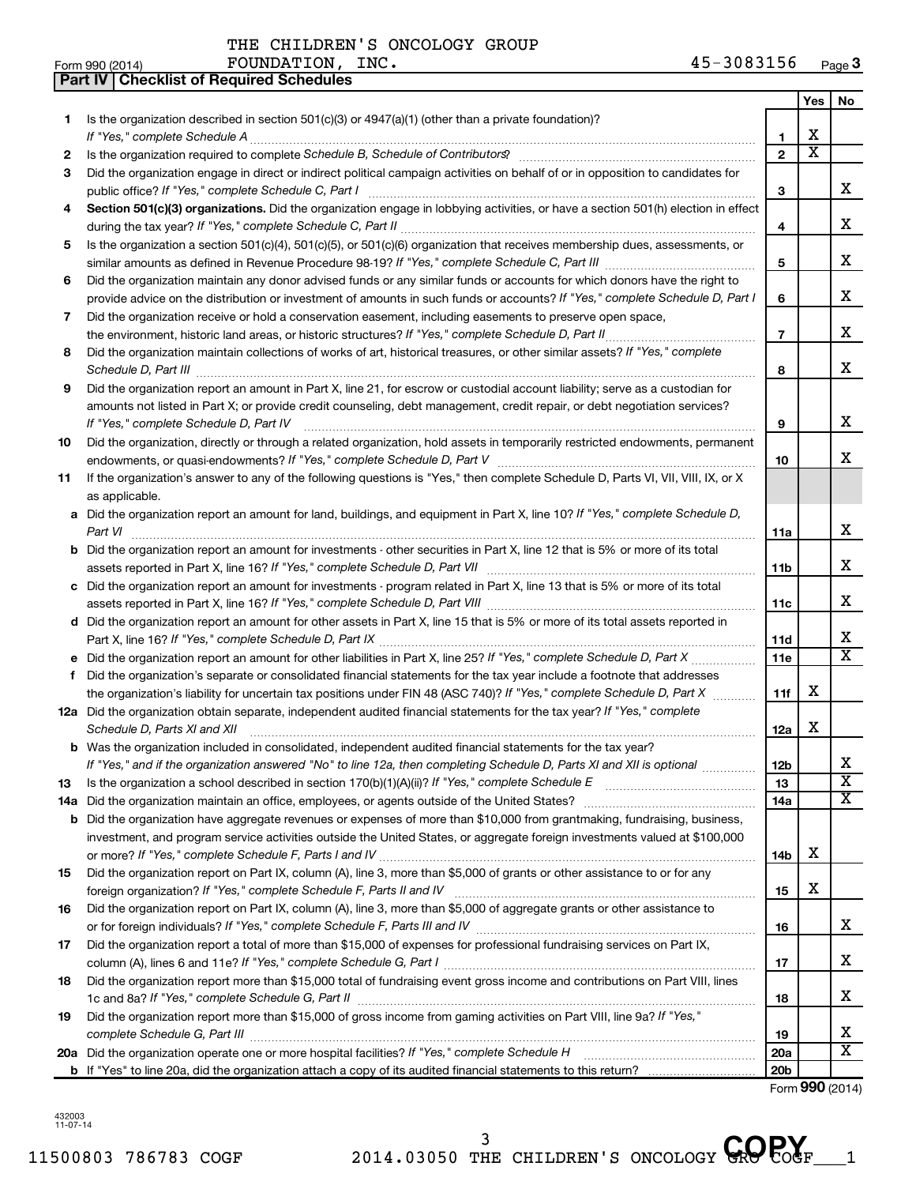THE CHILDREN'S ONCOLOGY GROUP
FOUNDATION, INC. 45-3083156

Form 990 (2014)

**Part IV | Checklist of Required Schedules**

| | | | Yes | No |
|---|---|---|---|---|
| 1 | Is the organization described in section 501(c)(3) or 4947(a)(1) (other than a private foundation)? *If "Yes," complete Schedule A* | 1 | X | |
| 2 | Is the organization required to complete *Schedule B, Schedule of Contributors*? | 2 | X | |
| 3 | Did the organization engage in direct or indirect political campaign activities on behalf of or in opposition to candidates for public office? *If "Yes," complete Schedule C, Part I* | 3 | | X |
| 4 | **Section 501(c)(3) organizations.** Did the organization engage in lobbying activities, or have a section 501(h) election in effect during the tax year? *If "Yes," complete Schedule C, Part II* | 4 | | X |
| 5 | Is the organization a section 501(c)(4), 501(c)(5), or 501(c)(6) organization that receives membership dues, assessments, or similar amounts as defined in Revenue Procedure 98-19? *If "Yes," complete Schedule C, Part III* | 5 | | X |
| 6 | Did the organization maintain any donor advised funds or any similar funds or accounts for which donors have the right to provide advice on the distribution or investment of amounts in such funds or accounts? *If "Yes," complete Schedule D, Part I* | 6 | | X |
| 7 | Did the organization receive or hold a conservation easement, including easements to preserve open space, the environment, historic land areas, or historic structures? *If "Yes," complete Schedule D, Part II* | 7 | | X |
| 8 | Did the organization maintain collections of works of art, historical treasures, or other similar assets? *If "Yes," complete Schedule D, Part III* | 8 | | X |
| 9 | Did the organization report an amount in Part X, line 21, for escrow or custodial account liability; serve as a custodian for amounts not listed in Part X; or provide credit counseling, debt management, credit repair, or debt negotiation services? *If "Yes," complete Schedule D, Part IV* | 9 | | X |
| 10 | Did the organization, directly or through a related organization, hold assets in temporarily restricted endowments, permanent endowments, or quasi-endowments? *If "Yes," complete Schedule D, Part V* | 10 | | X |
| 11 | If the organization's answer to any of the following questions is "Yes," then complete Schedule D, Parts VI, VII, VIII, IX, or X as applicable. | | | |
| a | Did the organization report an amount for land, buildings, and equipment in Part X, line 10? *If "Yes," complete Schedule D, Part VI* | 11a | | X |
| b | Did the organization report an amount for investments - other securities in Part X, line 12 that is 5% or more of its total assets reported in Part X, line 16? *If "Yes," complete Schedule D, Part VII* | 11b | | X |
| c | Did the organization report an amount for investments - program related in Part X, line 13 that is 5% or more of its total assets reported in Part X, line 16? *If "Yes," complete Schedule D, Part VIII* | 11c | | X |
| d | Did the organization report an amount for other assets in Part X, line 15 that is 5% or more of its total assets reported in Part X, line 16? *If "Yes," complete Schedule D, Part IX* | 11d | | X |
| e | Did the organization report an amount for other liabilities in Part X, line 25? *If "Yes," complete Schedule D, Part X* | 11e | | X |
| f | Did the organization's separate or consolidated financial statements for the tax year include a footnote that addresses the organization's liability for uncertain tax positions under FIN 48 (ASC 740)? *If "Yes," complete Schedule D, Part X* | 11f | X | |
| 12a | Did the organization obtain separate, independent audited financial statements for the tax year? *If "Yes," complete Schedule D, Parts XI and XII* | 12a | X | |
| b | Was the organization included in consolidated, independent audited financial statements for the tax year? *If "Yes," and if the organization answered "No" to line 12a, then completing Schedule D, Parts XI and XII is optional* | 12b | | X |
| 13 | Is the organization a school described in section 170(b)(1)(A)(ii)? *If "Yes," complete Schedule E* | 13 | | X |
| 14a | Did the organization maintain an office, employees, or agents outside of the United States? | 14a | | X |
| b | Did the organization have aggregate revenues or expenses of more than $10,000 from grantmaking, fundraising, business, investment, and program service activities outside the United States, or aggregate foreign investments valued at $100,000 or more? *If "Yes," complete Schedule F, Parts I and IV* | 14b | X | |
| 15 | Did the organization report on Part IX, column (A), line 3, more than $5,000 of grants or other assistance to or for any foreign organization? *If "Yes," complete Schedule F, Parts II and IV* | 15 | X | |
| 16 | Did the organization report on Part IX, column (A), line 3, more than $5,000 of aggregate grants or other assistance to or for foreign individuals? *If "Yes," complete Schedule F, Parts III and IV* | 16 | | X |
| 17 | Did the organization report a total of more than $15,000 of expenses for professional fundraising services on Part IX, column (A), lines 6 and 11e? *If "Yes," complete Schedule G, Part I* | 17 | | X |
| 18 | Did the organization report more than $15,000 total of fundraising event gross income and contributions on Part VIII, lines 1c and 8a? *If "Yes," complete Schedule G, Part II* | 18 | | X |
| 19 | Did the organization report more than $15,000 of gross income from gaming activities on Part VIII, line 9a? *If "Yes," complete Schedule G, Part III* | 19 | | X |
| 20a | Did the organization operate one or more hospital facilities? *If "Yes," complete Schedule H* | 20a | | X |
| b | If "Yes" to line 20a, did the organization attach a copy of its audited financial statements to this return? | 20b | | |

Form **990** (2014)

432003 11-07-14

11500803 786783 COGF 2014.03050 THE CHILDREN'S ONCOLOGY GRO COGF___1

COPY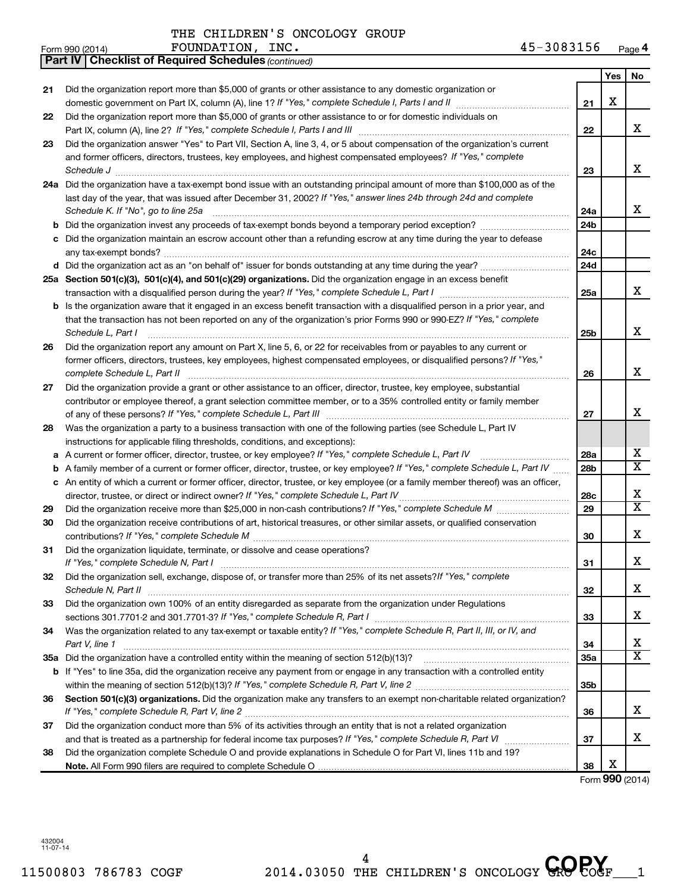THE CHILDREN'S ONCOLOGY GROUP FOUNDATION, INC. 45-3083156

Form 990 (2014) Page 4

**Part IV | Checklist of Required Schedules** *(continued)*

| | | | Yes | No |
|---|---|---|---|---|
| 21 | Did the organization report more than $5,000 of grants or other assistance to any domestic organization or domestic government on Part IX, column (A), line 1? *If "Yes," complete Schedule I, Parts I and II* | 21 | X | |
| 22 | Did the organization report more than $5,000 of grants or other assistance to or for domestic individuals on Part IX, column (A), line 2? *If "Yes," complete Schedule I, Parts I and III* | 22 | | X |
| 23 | Did the organization answer "Yes" to Part VII, Section A, line 3, 4, or 5 about compensation of the organization's current and former officers, directors, trustees, key employees, and highest compensated employees? *If "Yes," complete Schedule J* | 23 | | X |
| 24a | Did the organization have a tax-exempt bond issue with an outstanding principal amount of more than $100,000 as of the last day of the year, that was issued after December 31, 2002? *If "Yes," answer lines 24b through 24d and complete Schedule K. If "No", go to line 25a* | 24a | | X |
| b | Did the organization invest any proceeds of tax-exempt bonds beyond a temporary period exception? | 24b | | |
| c | Did the organization maintain an escrow account other than a refunding escrow at any time during the year to defease any tax-exempt bonds? | 24c | | |
| d | Did the organization act as an "on behalf of" issuer for bonds outstanding at any time during the year? | 24d | | |
| 25a | **Section 501(c)(3), 501(c)(4), and 501(c)(29) organizations.** Did the organization engage in an excess benefit transaction with a disqualified person during the year? *If "Yes," complete Schedule L, Part I* | 25a | | X |
| b | Is the organization aware that it engaged in an excess benefit transaction with a disqualified person in a prior year, and that the transaction has not been reported on any of the organization's prior Forms 990 or 990-EZ? *If "Yes," complete Schedule L, Part I* | 25b | | X |
| 26 | Did the organization report any amount on Part X, line 5, 6, or 22 for receivables from or payables to any current or former officers, directors, trustees, key employees, highest compensated employees, or disqualified persons? *If "Yes," complete Schedule L, Part II* | 26 | | X |
| 27 | Did the organization provide a grant or other assistance to an officer, director, trustee, key employee, substantial contributor or employee thereof, a grant selection committee member, or to a 35% controlled entity or family member of any of these persons? *If "Yes," complete Schedule L, Part III* | 27 | | X |
| 28 | Was the organization a party to a business transaction with one of the following parties (see Schedule L, Part IV instructions for applicable filing thresholds, conditions, and exceptions): | | | |
| a | A current or former officer, director, trustee, or key employee? *If "Yes," complete Schedule L, Part IV* | 28a | | X |
| b | A family member of a current or former officer, director, trustee, or key employee? *If "Yes," complete Schedule L, Part IV* | 28b | | X |
| c | An entity of which a current or former officer, director, trustee, or key employee (or a family member thereof) was an officer, director, trustee, or direct or indirect owner? *If "Yes," complete Schedule L, Part IV* | 28c | | X |
| 29 | Did the organization receive more than $25,000 in non-cash contributions? *If "Yes," complete Schedule M* | 29 | | X |
| 30 | Did the organization receive contributions of art, historical treasures, or other similar assets, or qualified conservation contributions? *If "Yes," complete Schedule M* | 30 | | X |
| 31 | Did the organization liquidate, terminate, or dissolve and cease operations? *If "Yes," complete Schedule N, Part I* | 31 | | X |
| 32 | Did the organization sell, exchange, dispose of, or transfer more than 25% of its net assets? *If "Yes," complete Schedule N, Part II* | 32 | | X |
| 33 | Did the organization own 100% of an entity disregarded as separate from the organization under Regulations sections 301.7701-2 and 301.7701-3? *If "Yes," complete Schedule R, Part I* | 33 | | X |
| 34 | Was the organization related to any tax-exempt or taxable entity? *If "Yes," complete Schedule R, Part II, III, or IV, and Part V, line 1* | 34 | | X |
| 35a | Did the organization have a controlled entity within the meaning of section 512(b)(13)? | 35a | | X |
| b | If "Yes" to line 35a, did the organization receive any payment from or engage in any transaction with a controlled entity within the meaning of section 512(b)(13)? *If "Yes," complete Schedule R, Part V, line 2* | 35b | | |
| 36 | **Section 501(c)(3) organizations.** Did the organization make any transfers to an exempt non-charitable related organization? *If "Yes," complete Schedule R, Part V, line 2* | 36 | | X |
| 37 | Did the organization conduct more than 5% of its activities through an entity that is not a related organization and that is treated as a partnership for federal income tax purposes? *If "Yes," complete Schedule R, Part VI* | 37 | | X |
| 38 | Did the organization complete Schedule O and provide explanations in Schedule O for Part VI, lines 11b and 19? **Note.** All Form 990 filers are required to complete Schedule O | 38 | X | |

Form **990** (2014)

432004 11-07-14

11500803 786783 COGF 2014.03050 THE CHILDREN'S ONCOLOGY GRO COGF___1

COPY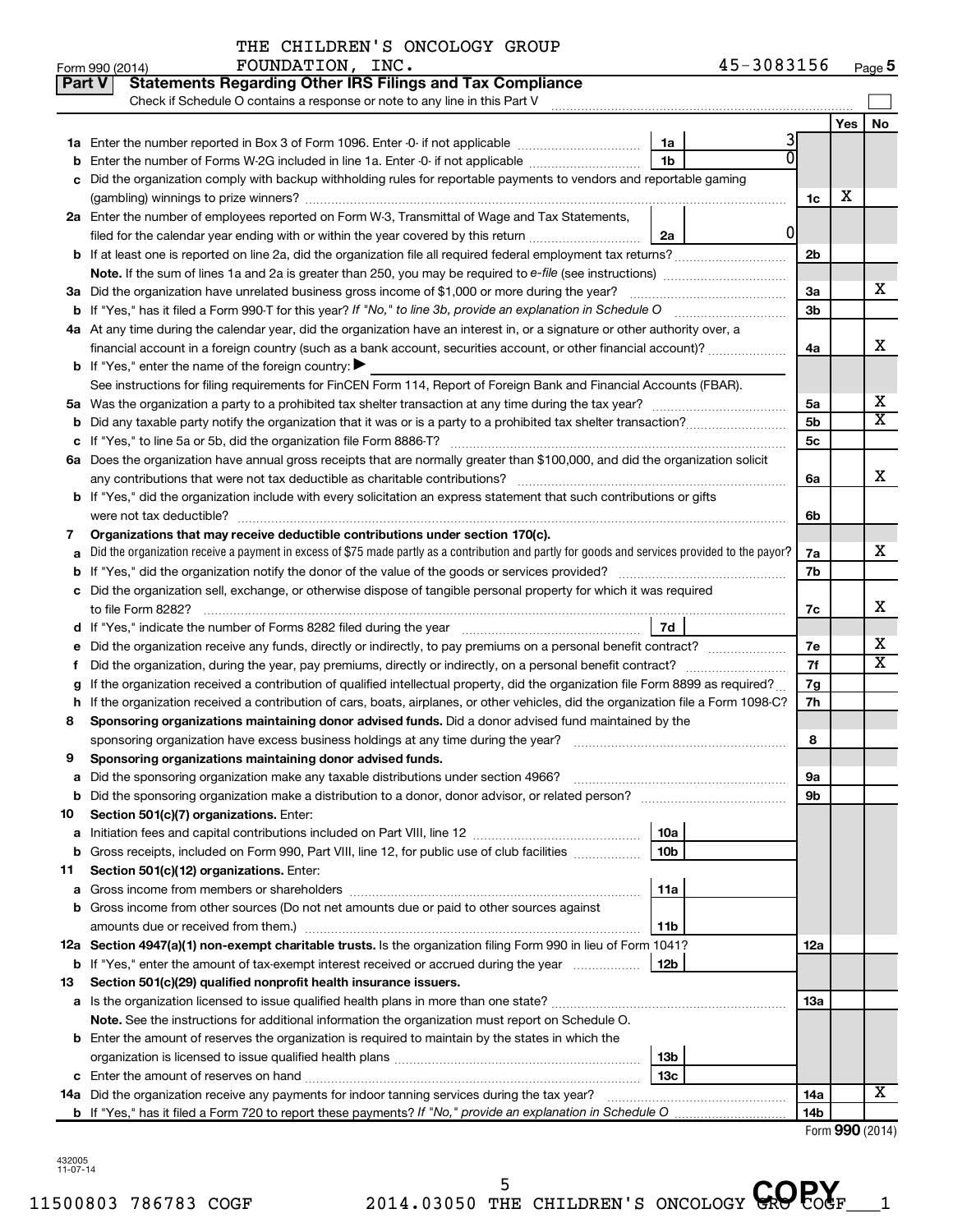THE CHILDREN'S ONCOLOGY GROUP FOUNDATION, INC. 45-3083156

Form 990 (2014) Page 5

## Part V Statements Regarding Other IRS Filings and Tax Compliance

Check if Schedule O contains a response or note to any line in this Part V

| | | | | | Yes | No |
|---|---|---|---|---|---|---|
| 1a | Enter the number reported in Box 3 of Form 1096. Enter -0- if not applicable | 1a | 3 | | | |
| b | Enter the number of Forms W-2G included in line 1a. Enter -0- if not applicable | 1b | 0 | | | |
| c | Did the organization comply with backup withholding rules for reportable payments to vendors and reportable gaming (gambling) winnings to prize winners? | | | 1c | X | |
| 2a | Enter the number of employees reported on Form W-3, Transmittal of Wage and Tax Statements, filed for the calendar year ending with or within the year covered by this return | 2a | 0 | | | |
| b | If at least one is reported on line 2a, did the organization file all required federal employment tax returns? | | | 2b | | |
| | Note. If the sum of lines 1a and 2a is greater than 250, you may be required to e-file (see instructions) | | | | | |
| 3a | Did the organization have unrelated business gross income of $1,000 or more during the year? | | | 3a | | X |
| b | If "Yes," has it filed a Form 990-T for this year? If "No," to line 3b, provide an explanation in Schedule O | | | 3b | | |
| 4a | At any time during the calendar year, did the organization have an interest in, or a signature or other authority over, a financial account in a foreign country (such as a bank account, securities account, or other financial account)? | | | 4a | | X |
| b | If "Yes," enter the name of the foreign country: ▶ | | | | | |
| | See instructions for filing requirements for FinCEN Form 114, Report of Foreign Bank and Financial Accounts (FBAR). | | | | | |
| 5a | Was the organization a party to a prohibited tax shelter transaction at any time during the tax year? | | | 5a | | X |
| b | Did any taxable party notify the organization that it was or is a party to a prohibited tax shelter transaction? | | | 5b | | X |
| c | If "Yes," to line 5a or 5b, did the organization file Form 8886-T? | | | 5c | | |
| 6a | Does the organization have annual gross receipts that are normally greater than $100,000, and did the organization solicit any contributions that were not tax deductible as charitable contributions? | | | 6a | | X |
| b | If "Yes," did the organization include with every solicitation an express statement that such contributions or gifts were not tax deductible? | | | 6b | | |
| 7 | **Organizations that may receive deductible contributions under section 170(c).** | | | | | |
| a | Did the organization receive a payment in excess of $75 made partly as a contribution and partly for goods and services provided to the payor? | | | 7a | | X |
| b | If "Yes," did the organization notify the donor of the value of the goods or services provided? | | | 7b | | |
| c | Did the organization sell, exchange, or otherwise dispose of tangible personal property for which it was required to file Form 8282? | | | 7c | | X |
| d | If "Yes," indicate the number of Forms 8282 filed during the year | 7d | | | | |
| e | Did the organization receive any funds, directly or indirectly, to pay premiums on a personal benefit contract? | | | 7e | | X |
| f | Did the organization, during the year, pay premiums, directly or indirectly, on a personal benefit contract? | | | 7f | | X |
| g | If the organization received a contribution of qualified intellectual property, did the organization file Form 8899 as required? | | | 7g | | |
| h | If the organization received a contribution of cars, boats, airplanes, or other vehicles, did the organization file a Form 1098-C? | | | 7h | | |
| 8 | **Sponsoring organizations maintaining donor advised funds.** Did a donor advised fund maintained by the sponsoring organization have excess business holdings at any time during the year? | | | 8 | | |
| 9 | **Sponsoring organizations maintaining donor advised funds.** | | | | | |
| a | Did the sponsoring organization make any taxable distributions under section 4966? | | | 9a | | |
| b | Did the sponsoring organization make a distribution to a donor, donor advisor, or related person? | | | 9b | | |
| 10 | **Section 501(c)(7) organizations.** Enter: | | | | | |
| a | Initiation fees and capital contributions included on Part VIII, line 12 | 10a | | | | |
| b | Gross receipts, included on Form 990, Part VIII, line 12, for public use of club facilities | 10b | | | | |
| 11 | **Section 501(c)(12) organizations.** Enter: | | | | | |
| a | Gross income from members or shareholders | 11a | | | | |
| b | Gross income from other sources (Do not net amounts due or paid to other sources against amounts due or received from them.) | 11b | | | | |
| 12a | **Section 4947(a)(1) non-exempt charitable trusts.** Is the organization filing Form 990 in lieu of Form 1041? | | | 12a | | |
| b | If "Yes," enter the amount of tax-exempt interest received or accrued during the year | 12b | | | | |
| 13 | **Section 501(c)(29) qualified nonprofit health insurance issuers.** | | | | | |
| a | Is the organization licensed to issue qualified health plans in more than one state? | | | 13a | | |
| | Note. See the instructions for additional information the organization must report on Schedule O. | | | | | |
| b | Enter the amount of reserves the organization is required to maintain by the states in which the organization is licensed to issue qualified health plans | 13b | | | | |
| c | Enter the amount of reserves on hand | 13c | | | | |
| 14a | Did the organization receive any payments for indoor tanning services during the tax year? | | | 14a | | X |
| b | If "Yes," has it filed a Form 720 to report these payments? If "No," provide an explanation in Schedule O | | | 14b | | |

Form 990 (2014)

432005 11-07-14

11500803 786783 COGF 2014.03050 THE CHILDREN'S ONCOLOGY GRO COGF___1

COPY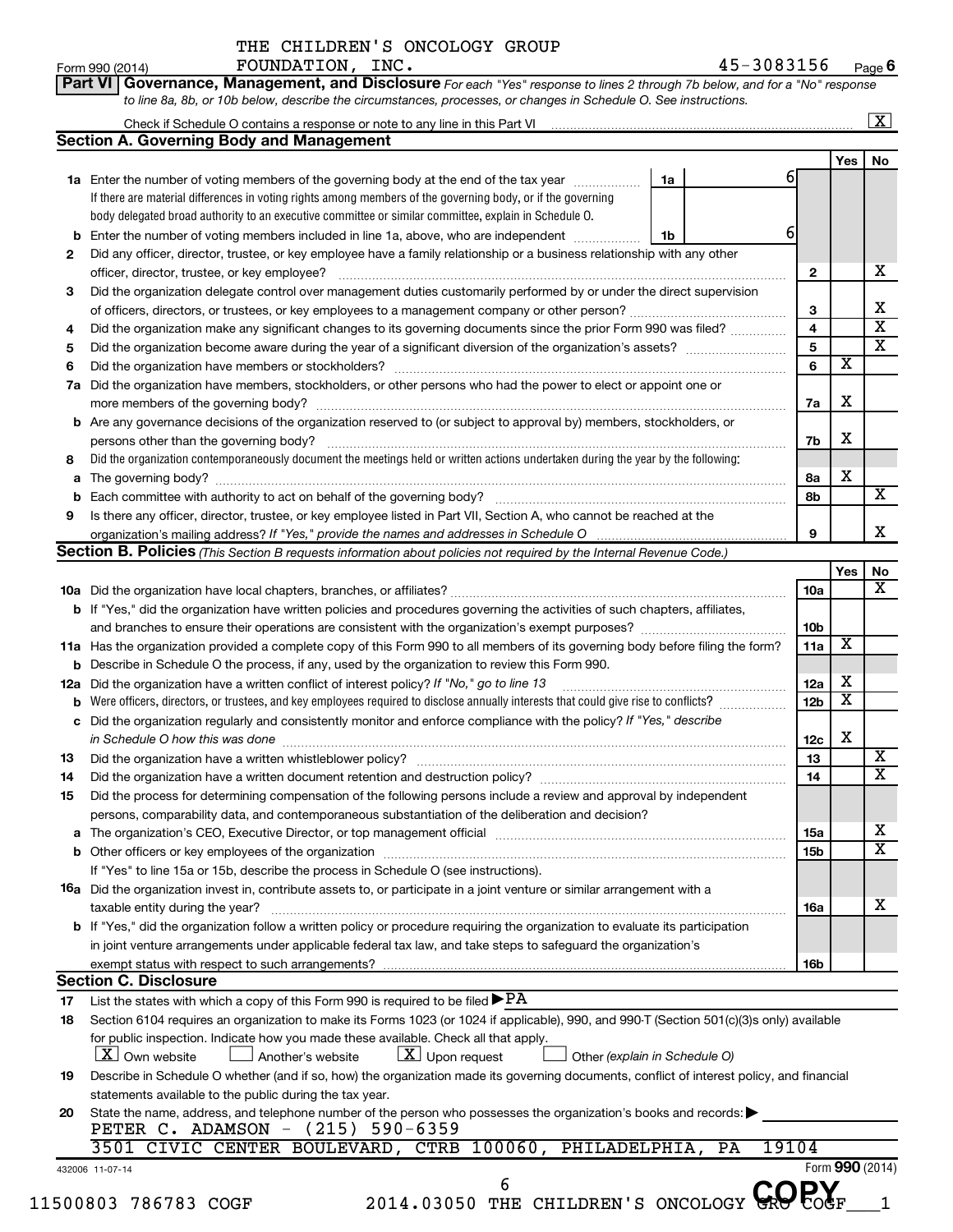THE CHILDREN'S ONCOLOGY GROUP
FOUNDATION, INC. 45-3083156

Form 990 (2014) Page 6

**Part VI Governance, Management, and Disclosure** *For each "Yes" response to lines 2 through 7b below, and for a "No" response to line 8a, 8b, or 10b below, describe the circumstances, processes, or changes in Schedule O. See instructions.*

Check if Schedule O contains a response or note to any line in this Part VI ... [X]

## Section A. Governing Body and Management

| | | | | Yes | No |
|---|---|---|---|---|---|
| 1a | Enter the number of voting members of the governing body at the end of the tax year. If there are material differences in voting rights among members of the governing body, or if the governing body delegated broad authority to an executive committee or similar committee, explain in Schedule O. | 1a: 6 | | | |
| b | Enter the number of voting members included in line 1a, above, who are independent | 1b: 6 | | | |
| 2 | Did any officer, director, trustee, or key employee have a family relationship or a business relationship with any other officer, director, trustee, or key employee? | | 2 | | X |
| 3 | Did the organization delegate control over management duties customarily performed by or under the direct supervision of officers, directors, or trustees, or key employees to a management company or other person? | | 3 | | X |
| 4 | Did the organization make any significant changes to its governing documents since the prior Form 990 was filed? | | 4 | | X |
| 5 | Did the organization become aware during the year of a significant diversion of the organization's assets? | | 5 | | X |
| 6 | Did the organization have members or stockholders? | | 6 | X | |
| 7a | Did the organization have members, stockholders, or other persons who had the power to elect or appoint one or more members of the governing body? | | 7a | X | |
| b | Are any governance decisions of the organization reserved to (or subject to approval by) members, stockholders, or persons other than the governing body? | | 7b | X | |
| 8 | Did the organization contemporaneously document the meetings held or written actions undertaken during the year by the following: | | | | |
| a | The governing body? | | 8a | X | |
| b | Each committee with authority to act on behalf of the governing body? | | 8b | | X |
| 9 | Is there any officer, director, trustee, or key employee listed in Part VII, Section A, who cannot be reached at the organization's mailing address? If "Yes," provide the names and addresses in Schedule O | | 9 | | X |

## Section B. Policies *(This Section B requests information about policies not required by the Internal Revenue Code.)*

| | | | Yes | No |
|---|---|---|---|---|
| 10a | Did the organization have local chapters, branches, or affiliates? | 10a | | X |
| b | If "Yes," did the organization have written policies and procedures governing the activities of such chapters, affiliates, and branches to ensure their operations are consistent with the organization's exempt purposes? | 10b | | |
| 11a | Has the organization provided a complete copy of this Form 990 to all members of its governing body before filing the form? | 11a | X | |
| b | Describe in Schedule O the process, if any, used by the organization to review this Form 990. | | | |
| 12a | Did the organization have a written conflict of interest policy? *If "No," go to line 13* | 12a | X | |
| b | Were officers, directors, or trustees, and key employees required to disclose annually interests that could give rise to conflicts? | 12b | X | |
| c | Did the organization regularly and consistently monitor and enforce compliance with the policy? *If "Yes," describe in Schedule O how this was done* | 12c | X | |
| 13 | Did the organization have a written whistleblower policy? | 13 | | X |
| 14 | Did the organization have a written document retention and destruction policy? | 14 | | X |
| 15 | Did the process for determining compensation of the following persons include a review and approval by independent persons, comparability data, and contemporaneous substantiation of the deliberation and decision? | | | |
| a | The organization's CEO, Executive Director, or top management official | 15a | | X |
| b | Other officers or key employees of the organization | 15b | | X |
| | If "Yes" to line 15a or 15b, describe the process in Schedule O (see instructions). | | | |
| 16a | Did the organization invest in, contribute assets to, or participate in a joint venture or similar arrangement with a taxable entity during the year? | 16a | | X |
| b | If "Yes," did the organization follow a written policy or procedure requiring the organization to evaluate its participation in joint venture arrangements under applicable federal tax law, and take steps to safeguard the organization's exempt status with respect to such arrangements? | 16b | | |

## Section C. Disclosure

17 List the states with which a copy of this Form 990 is required to be filed ▶PA

18 Section 6104 requires an organization to make its Forms 1023 (or 1024 if applicable), 990, and 990-T (Section 501(c)(3)s only) available for public inspection. Indicate how you made these available. Check all that apply.
[X] Own website [ ] Another's website [X] Upon request [ ] Other *(explain in Schedule O)*

19 Describe in Schedule O whether (and if so, how) the organization made its governing documents, conflict of interest policy, and financial statements available to the public during the tax year.

20 State the name, address, and telephone number of the person who possesses the organization's books and records: ▶
PETER C. ADAMSON - (215) 590-6359
3501 CIVIC CENTER BOULEVARD, CTRB 100060, PHILADELPHIA, PA 19104

432006 11-07-14 Form **990** (2014)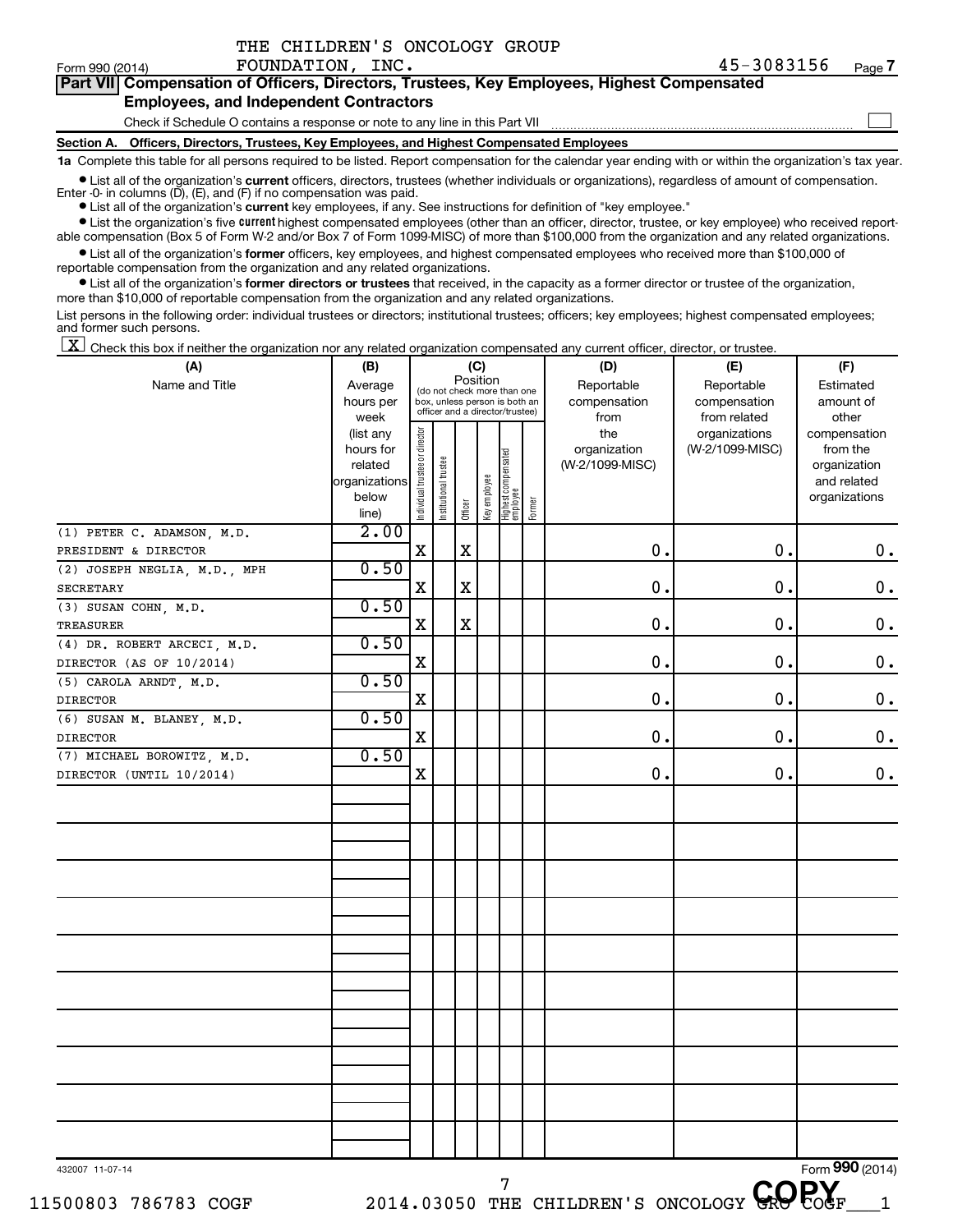THE CHILDREN'S ONCOLOGY GROUP FOUNDATION, INC. 45-3083156

Form 990 (2014) Page **7**

## Part VII Compensation of Officers, Directors, Trustees, Key Employees, Highest Compensated Employees, and Independent Contractors

Check if Schedule O contains a response or note to any line in this Part VII ☐

### Section A. Officers, Directors, Trustees, Key Employees, and Highest Compensated Employees

**1a** Complete this table for all persons required to be listed. Report compensation for the calendar year ending with or within the organization's tax year.

- List all of the organization's **current** officers, directors, trustees (whether individuals or organizations), regardless of amount of compensation. Enter -0- in columns (D), (E), and (F) if no compensation was paid.
- List all of the organization's **current** key employees, if any. See instructions for definition of "key employee."
- List the organization's five **current** highest compensated employees (other than an officer, director, trustee, or key employee) who received reportable compensation (Box 5 of Form W-2 and/or Box 7 of Form 1099-MISC) of more than $100,000 from the organization and any related organizations.
- List all of the organization's **former** officers, key employees, and highest compensated employees who received more than $100,000 of reportable compensation from the organization and any related organizations.
- List all of the organization's **former directors or trustees** that received, in the capacity as a former director or trustee of the organization, more than $10,000 of reportable compensation from the organization and any related organizations.

List persons in the following order: individual trustees or directors; institutional trustees; officers; key employees; highest compensated employees; and former such persons.

☒ Check this box if neither the organization nor any related organization compensated any current officer, director, or trustee.

| (A) Name and Title | (B) Average hours per week (list any hours for related organizations below line) | (C) Position: Individual trustee or director | Institutional trustee | Officer | Key employee | Highest compensated employee | Former | (D) Reportable compensation from the organization (W-2/1099-MISC) | (E) Reportable compensation from related organizations (W-2/1099-MISC) | (F) Estimated amount of other compensation from the organization and related organizations |
|---|---|---|---|---|---|---|---|---|---|---|
| (1) PETER C. ADAMSON, M.D. PRESIDENT & DIRECTOR | 2.00 | X | | X | | | | 0. | 0. | 0. |
| (2) JOSEPH NEGLIA, M.D., MPH SECRETARY | 0.50 | X | | X | | | | 0. | 0. | 0. |
| (3) SUSAN COHN, M.D. TREASURER | 0.50 | X | | X | | | | 0. | 0. | 0. |
| (4) DR. ROBERT ARCECI, M.D. DIRECTOR (AS OF 10/2014) | 0.50 | X | | | | | | 0. | 0. | 0. |
| (5) CAROLA ARNDT, M.D. DIRECTOR | 0.50 | X | | | | | | 0. | 0. | 0. |
| (6) SUSAN M. BLANEY, M.D. DIRECTOR | 0.50 | X | | | | | | 0. | 0. | 0. |
| (7) MICHAEL BOROWITZ, M.D. DIRECTOR (UNTIL 10/2014) | 0.50 | X | | | | | | 0. | 0. | 0. |

432007 11-07-14 Form **990** (2014)

11500803 786783 COGF 2014.03050 THE CHILDREN'S ONCOLOGY GRO COGF___1

COPY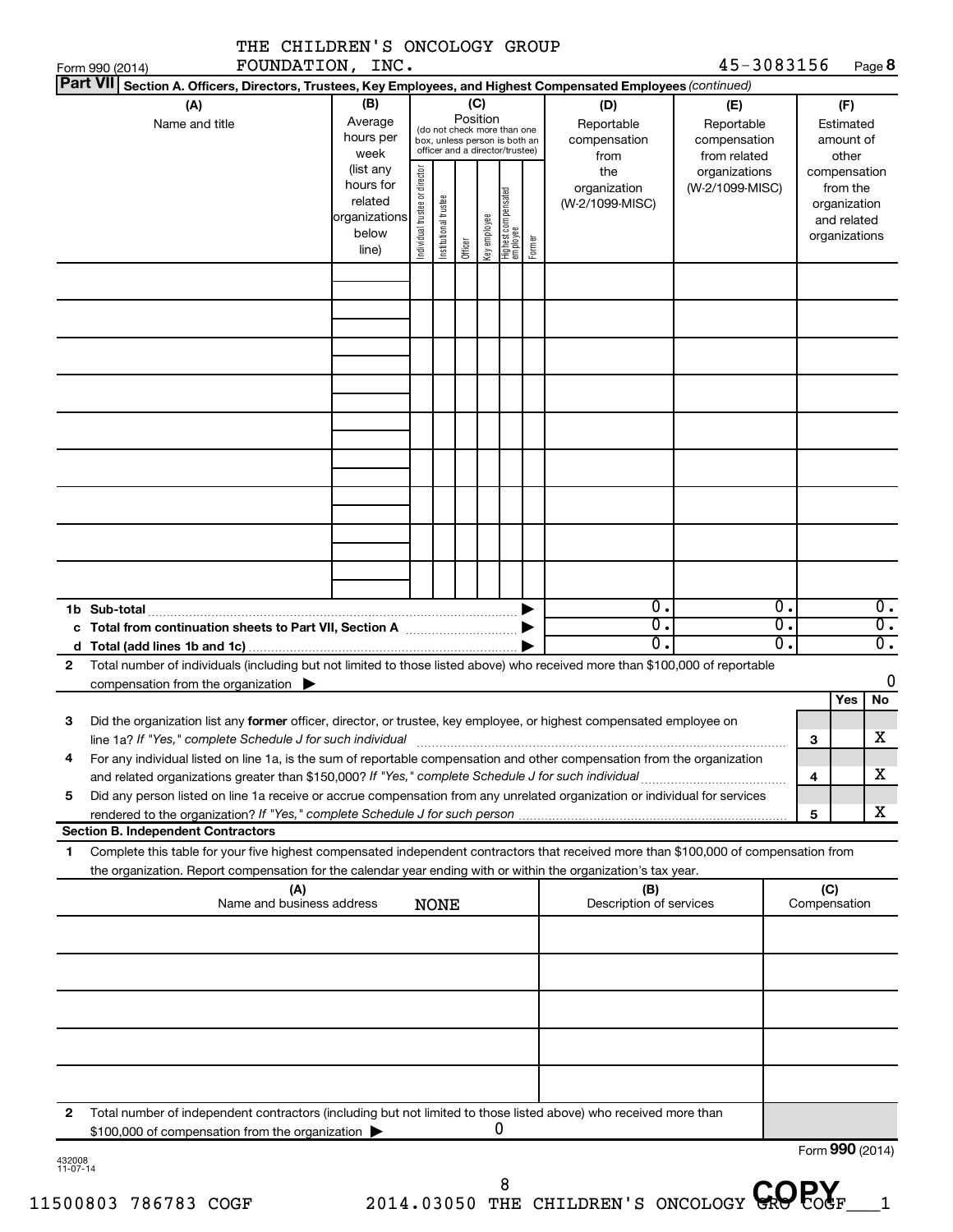THE CHILDREN'S ONCOLOGY GROUP FOUNDATION, INC. 45-3083156

Form 990 (2014)

**Part VII Section A. Officers, Directors, Trustees, Key Employees, and Highest Compensated Employees** *(continued)*

| (A) Name and title | (B) Average hours per week (list any hours for related organizations below line) | (C) Position (do not check more than one box, unless person is both an officer and a director/trustee): Individual trustee or director | Institutional trustee | Officer | Key employee | Highest compensated employee | Former | (D) Reportable compensation from the organization (W-2/1099-MISC) | (E) Reportable compensation from related organizations (W-2/1099-MISC) | (F) Estimated amount of other compensation from the organization and related organizations |
|---|---|---|---|---|---|---|---|---|---|---|
| | | | | | | | | | | |
| **1b Sub-total** | | | | | | | ▶ | 0. | 0. | 0. |
| **c Total from continuation sheets to Part VII, Section A** | | | | | | | ▶ | 0. | 0. | 0. |
| **d Total (add lines 1b and 1c)** | | | | | | | ▶ | 0. | 0. | 0. |

**2** Total number of individuals (including but not limited to those listed above) who received more than $100,000 of reportable compensation from the organization ▶ 0

| | | | Yes | No |
|---|---|---|---|---|
| **3** | Did the organization list any **former** officer, director, or trustee, key employee, or highest compensated employee on line 1a? *If "Yes," complete Schedule J for such individual* | 3 | | X |
| **4** | For any individual listed on line 1a, is the sum of reportable compensation and other compensation from the organization and related organizations greater than $150,000? *If "Yes," complete Schedule J for such individual* | 4 | | X |
| **5** | Did any person listed on line 1a receive or accrue compensation from any unrelated organization or individual for services rendered to the organization? *If "Yes," complete Schedule J for such person* | 5 | | X |

**Section B. Independent Contractors**

**1** Complete this table for your five highest compensated independent contractors that received more than $100,000 of compensation from the organization. Report compensation for the calendar year ending with or within the organization's tax year.

| (A) Name and business address | (B) Description of services | (C) Compensation |
|---|---|---|
| NONE | | |

**2** Total number of independent contractors (including but not limited to those listed above) who received more than $100,000 of compensation from the organization ▶ 0

Form **990** (2014)

432008 11-07-14

11500803 786783 COGF 2014.03050 THE CHILDREN'S ONCOLOGY GRO COGF___1

COPY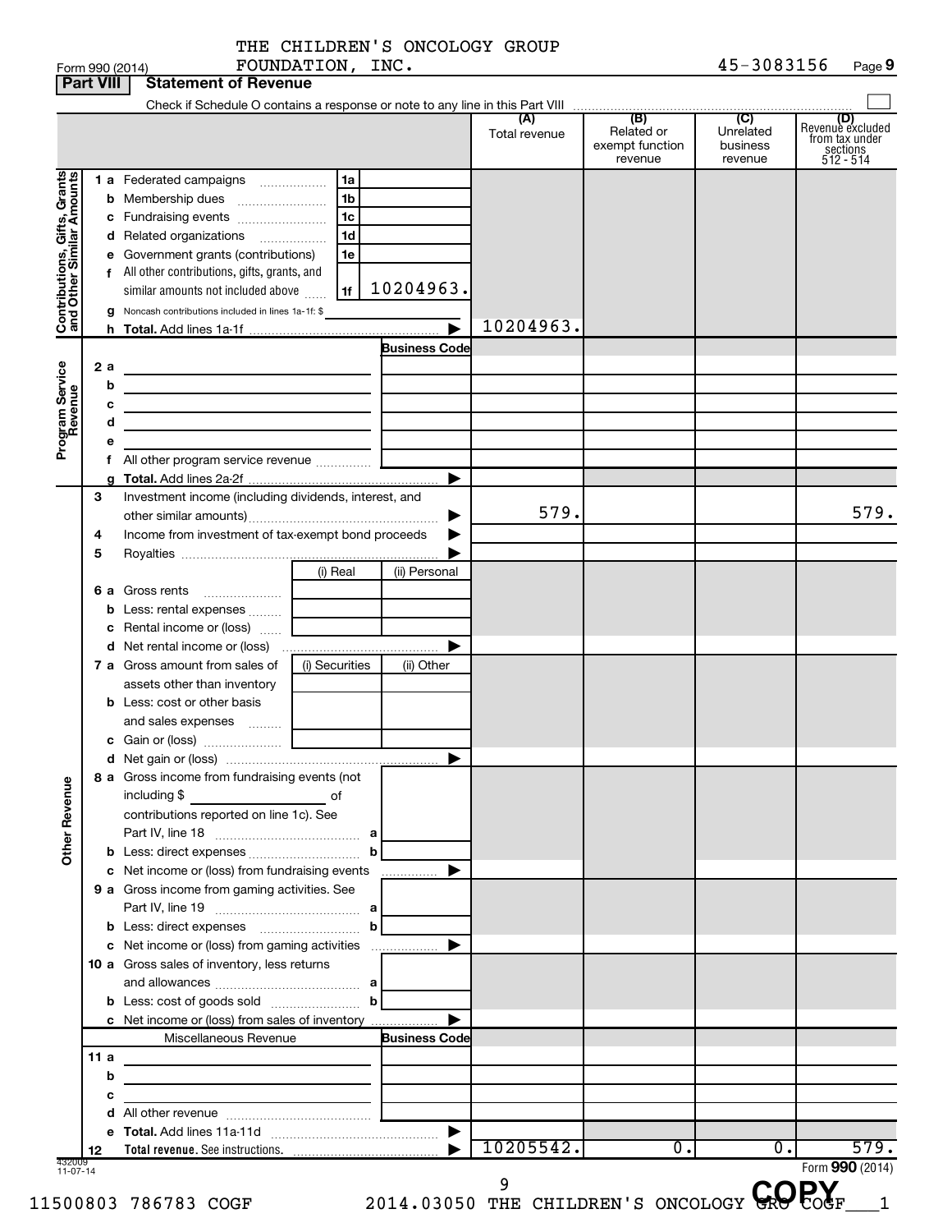Form 990 (2014) THE CHILDREN'S ONCOLOGY GROUP FOUNDATION, INC. 45-3083156 Page 9

## Part VIII Statement of Revenue

Check if Schedule O contains a response or note to any line in this Part VIII ☐

| | | | (A) Total revenue | (B) Related or exempt function revenue | (C) Unrelated business revenue | (D) Revenue excluded from tax under sections 512 - 514 |
|---|---|---|---|---|---|---|
| **Contributions, Gifts, Grants and Other Similar Amounts** | | | | | | |
| 1 a | Federated campaigns (1a) | | | | | |
| b | Membership dues (1b) | | | | | |
| c | Fundraising events (1c) | | | | | |
| d | Related organizations (1d) | | | | | |
| e | Government grants (contributions) (1e) | | | | | |
| f | All other contributions, gifts, grants, and similar amounts not included above (1f) | 10204963. | | | | |
| g | Noncash contributions included in lines 1a-1f: $ | | | | | |
| h | **Total.** Add lines 1a-1f | | 10204963. | | | |
| **Program Service Revenue** | | Business Code | | | | |
| 2 a | | | | | | |
| b | | | | | | |
| c | | | | | | |
| d | | | | | | |
| e | | | | | | |
| f | All other program service revenue | | | | | |
| g | **Total.** Add lines 2a-2f | | | | | |
| 3 | Investment income (including dividends, interest, and other similar amounts) | | 579. | | | 579. |
| 4 | Income from investment of tax-exempt bond proceeds | | | | | |
| 5 | Royalties | | | | | |
| | | (i) Real / (ii) Personal | | | | |
| 6 a | Gross rents | | | | | |
| b | Less: rental expenses | | | | | |
| c | Rental income or (loss) | | | | | |
| d | Net rental income or (loss) | | | | | |
| | | (i) Securities / (ii) Other | | | | |
| 7 a | Gross amount from sales of assets other than inventory | | | | | |
| b | Less: cost or other basis and sales expenses | | | | | |
| c | Gain or (loss) | | | | | |
| d | Net gain or (loss) | | | | | |
| **Other Revenue** | | | | | | |
| 8 a | Gross income from fundraising events (not including $ of contributions reported on line 1c). See Part IV, line 18 (a) | | | | | |
| b | Less: direct expenses (b) | | | | | |
| c | Net income or (loss) from fundraising events | | | | | |
| 9 a | Gross income from gaming activities. See Part IV, line 19 (a) | | | | | |
| b | Less: direct expenses (b) | | | | | |
| c | Net income or (loss) from gaming activities | | | | | |
| 10 a | Gross sales of inventory, less returns and allowances (a) | | | | | |
| b | Less: cost of goods sold (b) | | | | | |
| c | Net income or (loss) from sales of inventory | | | | | |
| | Miscellaneous Revenue | Business Code | | | | |
| 11 a | | | | | | |
| b | | | | | | |
| c | | | | | | |
| d | All other revenue | | | | | |
| e | **Total.** Add lines 11a-11d | | | | | |
| 12 | **Total revenue.** See instructions. | | 10205542. | 0. | 0. | 579. |

432009 11-07-14

Form **990** (2014)

11500803 786783 COGF 2014.03050 THE CHILDREN'S ONCOLOGY GRO COGF___1

COPY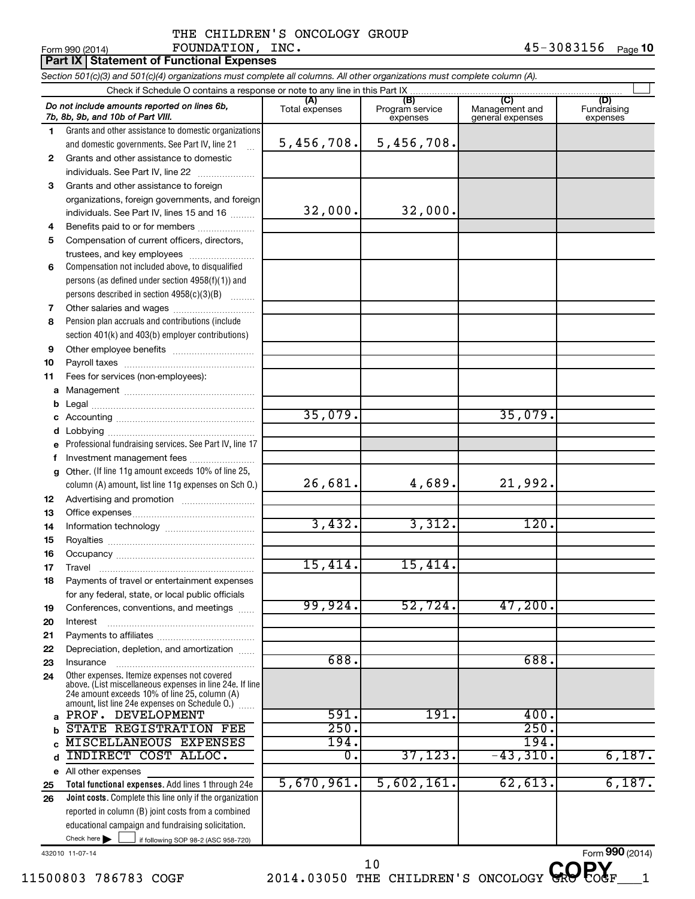THE CHILDREN'S ONCOLOGY GROUP FOUNDATION, INC. 45-3083156

Form 990 (2014)

## Part IX Statement of Functional Expenses

*Section 501(c)(3) and 501(c)(4) organizations must complete all columns. All other organizations must complete column (A).*

Check if Schedule O contains a response or note to any line in this Part IX

| | *Do not include amounts reported on lines 6b, 7b, 8b, 9b, and 10b of Part VIII.* | (A) Total expenses | (B) Program service expenses | (C) Management and general expenses | (D) Fundraising expenses |
|---|---|---|---|---|---|
| 1 | Grants and other assistance to domestic organizations and domestic governments. See Part IV, line 21 | 5,456,708. | 5,456,708. | | |
| 2 | Grants and other assistance to domestic individuals. See Part IV, line 22 | | | | |
| 3 | Grants and other assistance to foreign organizations, foreign governments, and foreign individuals. See Part IV, lines 15 and 16 | 32,000. | 32,000. | | |
| 4 | Benefits paid to or for members | | | | |
| 5 | Compensation of current officers, directors, trustees, and key employees | | | | |
| 6 | Compensation not included above, to disqualified persons (as defined under section 4958(f)(1)) and persons described in section 4958(c)(3)(B) | | | | |
| 7 | Other salaries and wages | | | | |
| 8 | Pension plan accruals and contributions (include section 401(k) and 403(b) employer contributions) | | | | |
| 9 | Other employee benefits | | | | |
| 10 | Payroll taxes | | | | |
| 11 | Fees for services (non-employees): | | | | |
| a | Management | | | | |
| b | Legal | | | | |
| c | Accounting | 35,079. | | 35,079. | |
| d | Lobbying | | | | |
| e | Professional fundraising services. See Part IV, line 17 | | | | |
| f | Investment management fees | | | | |
| g | Other. (If line 11g amount exceeds 10% of line 25, column (A) amount, list line 11g expenses on Sch O.) | 26,681. | 4,689. | 21,992. | |
| 12 | Advertising and promotion | | | | |
| 13 | Office expenses | | | | |
| 14 | Information technology | 3,432. | 3,312. | 120. | |
| 15 | Royalties | | | | |
| 16 | Occupancy | | | | |
| 17 | Travel | 15,414. | 15,414. | | |
| 18 | Payments of travel or entertainment expenses for any federal, state, or local public officials | | | | |
| 19 | Conferences, conventions, and meetings | 99,924. | 52,724. | 47,200. | |
| 20 | Interest | | | | |
| 21 | Payments to affiliates | | | | |
| 22 | Depreciation, depletion, and amortization | | | | |
| 23 | Insurance | 688. | | 688. | |
| 24 | Other expenses. Itemize expenses not covered above. (List miscellaneous expenses in line 24e. If line 24e amount exceeds 10% of line 25, column (A) amount, list line 24e expenses on Schedule O.) | | | | |
| a | PROF. DEVELOPMENT | 591. | 191. | 400. | |
| b | STATE REGISTRATION FEE | 250. | | 250. | |
| c | MISCELLANEOUS EXPENSES | 194. | | 194. | |
| d | INDIRECT COST ALLOC. | 0. | 37,123. | -43,310. | 6,187. |
| e | All other expenses | | | | |
| 25 | **Total functional expenses.** Add lines 1 through 24e | 5,670,961. | 5,602,161. | 62,613. | 6,187. |
| 26 | **Joint costs.** Complete this line only if the organization reported in column (B) joint costs from a combined educational campaign and fundraising solicitation. Check here ☐ if following SOP 98-2 (ASC 958-720) | | | | |

432010 11-07-14

Form **990** (2014)

11500803 786783 COGF 2014.03050 THE CHILDREN'S ONCOLOGY GRO COGF___1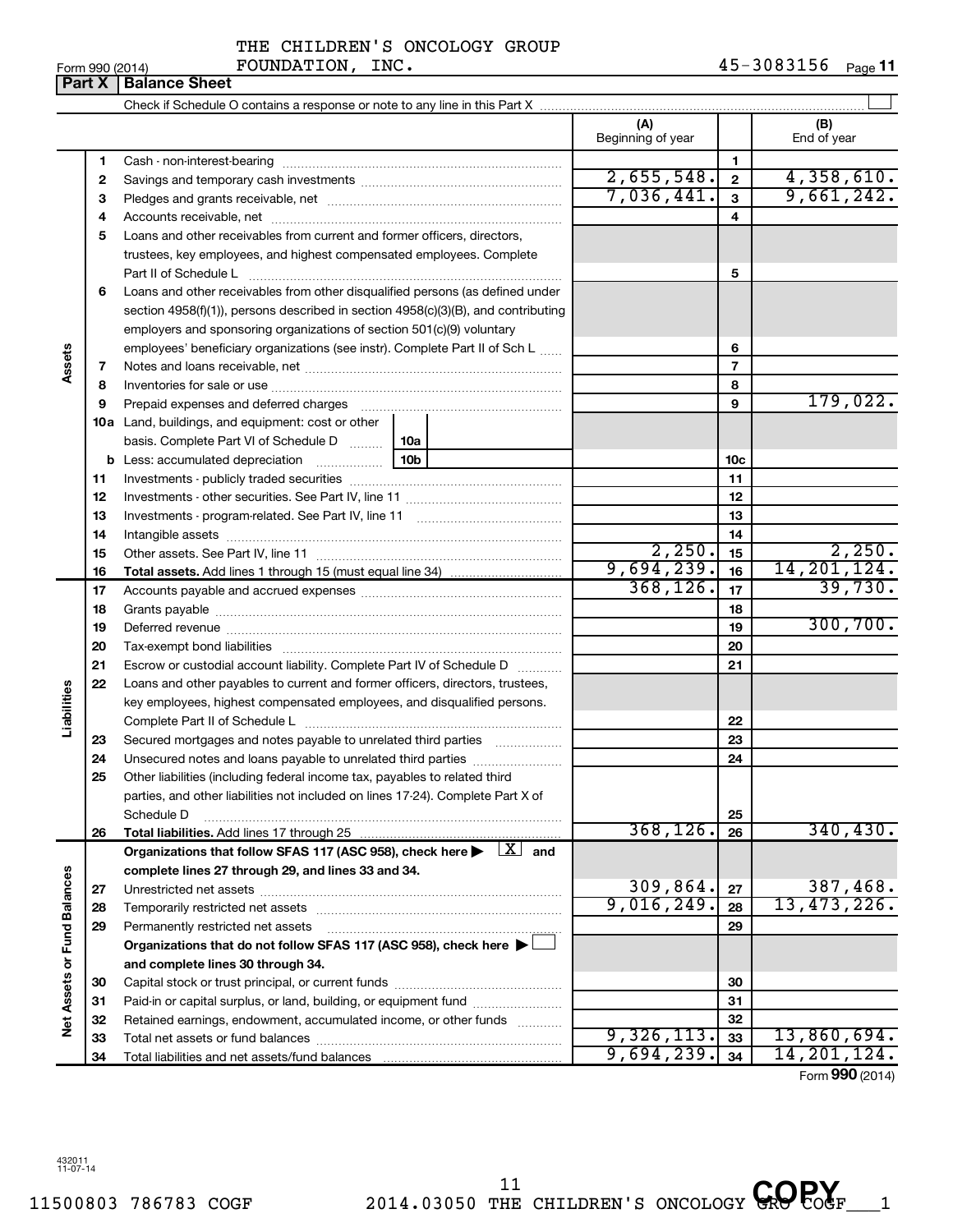THE CHILDREN'S ONCOLOGY GROUP FOUNDATION, INC. 45-3083156

Form 990 (2014)

## Part X | Balance Sheet

Check if Schedule O contains a response or note to any line in this Part X ☐

| | | | (A) Beginning of year | | (B) End of year |
|---|---|---|---|---|---|
| **Assets** | 1 | Cash - non-interest-bearing | | 1 | |
| | 2 | Savings and temporary cash investments | 2,655,548. | 2 | 4,358,610. |
| | 3 | Pledges and grants receivable, net | 7,036,441. | 3 | 9,661,242. |
| | 4 | Accounts receivable, net | | 4 | |
| | 5 | Loans and other receivables from current and former officers, directors, trustees, key employees, and highest compensated employees. Complete Part II of Schedule L | | 5 | |
| | 6 | Loans and other receivables from other disqualified persons (as defined under section 4958(f)(1)), persons described in section 4958(c)(3)(B), and contributing employers and sponsoring organizations of section 501(c)(9) voluntary employees' beneficiary organizations (see instr). Complete Part II of Sch L | | 6 | |
| | 7 | Notes and loans receivable, net | | 7 | |
| | 8 | Inventories for sale or use | | 8 | |
| | 9 | Prepaid expenses and deferred charges | | 9 | 179,022. |
| | 10a | Land, buildings, and equipment: cost or other basis. Complete Part VI of Schedule D (10a) | | | |
| | b | Less: accumulated depreciation (10b) | | 10c | |
| | 11 | Investments - publicly traded securities | | 11 | |
| | 12 | Investments - other securities. See Part IV, line 11 | | 12 | |
| | 13 | Investments - program-related. See Part IV, line 11 | | 13 | |
| | 14 | Intangible assets | | 14 | |
| | 15 | Other assets. See Part IV, line 11 | 2,250. | 15 | 2,250. |
| | 16 | **Total assets.** Add lines 1 through 15 (must equal line 34) | 9,694,239. | 16 | 14,201,124. |
| **Liabilities** | 17 | Accounts payable and accrued expenses | 368,126. | 17 | 39,730. |
| | 18 | Grants payable | | 18 | |
| | 19 | Deferred revenue | | 19 | 300,700. |
| | 20 | Tax-exempt bond liabilities | | 20 | |
| | 21 | Escrow or custodial account liability. Complete Part IV of Schedule D | | 21 | |
| | 22 | Loans and other payables to current and former officers, directors, trustees, key employees, highest compensated employees, and disqualified persons. Complete Part II of Schedule L | | 22 | |
| | 23 | Secured mortgages and notes payable to unrelated third parties | | 23 | |
| | 24 | Unsecured notes and loans payable to unrelated third parties | | 24 | |
| | 25 | Other liabilities (including federal income tax, payables to related third parties, and other liabilities not included on lines 17-24). Complete Part X of Schedule D | | 25 | |
| | 26 | **Total liabilities.** Add lines 17 through 25 | 368,126. | 26 | 340,430. |
| **Net Assets or Fund Balances** | | **Organizations that follow SFAS 117 (ASC 958), check here ▶ ☒ and complete lines 27 through 29, and lines 33 and 34.** | | | |
| | 27 | Unrestricted net assets | 309,864. | 27 | 387,468. |
| | 28 | Temporarily restricted net assets | 9,016,249. | 28 | 13,473,226. |
| | 29 | Permanently restricted net assets | | 29 | |
| | | **Organizations that do not follow SFAS 117 (ASC 958), check here ▶ ☐ and complete lines 30 through 34.** | | | |
| | 30 | Capital stock or trust principal, or current funds | | 30 | |
| | 31 | Paid-in or capital surplus, or land, building, or equipment fund | | 31 | |
| | 32 | Retained earnings, endowment, accumulated income, or other funds | | 32 | |
| | 33 | Total net assets or fund balances | 9,326,113. | 33 | 13,860,694. |
| | 34 | Total liabilities and net assets/fund balances | 9,694,239. | 34 | 14,201,124. |

Form **990** (2014)

432011 11-07-14

11500803 786783 COGF 2014.03050 THE CHILDREN'S ONCOLOGY GRO COGF___1

COPY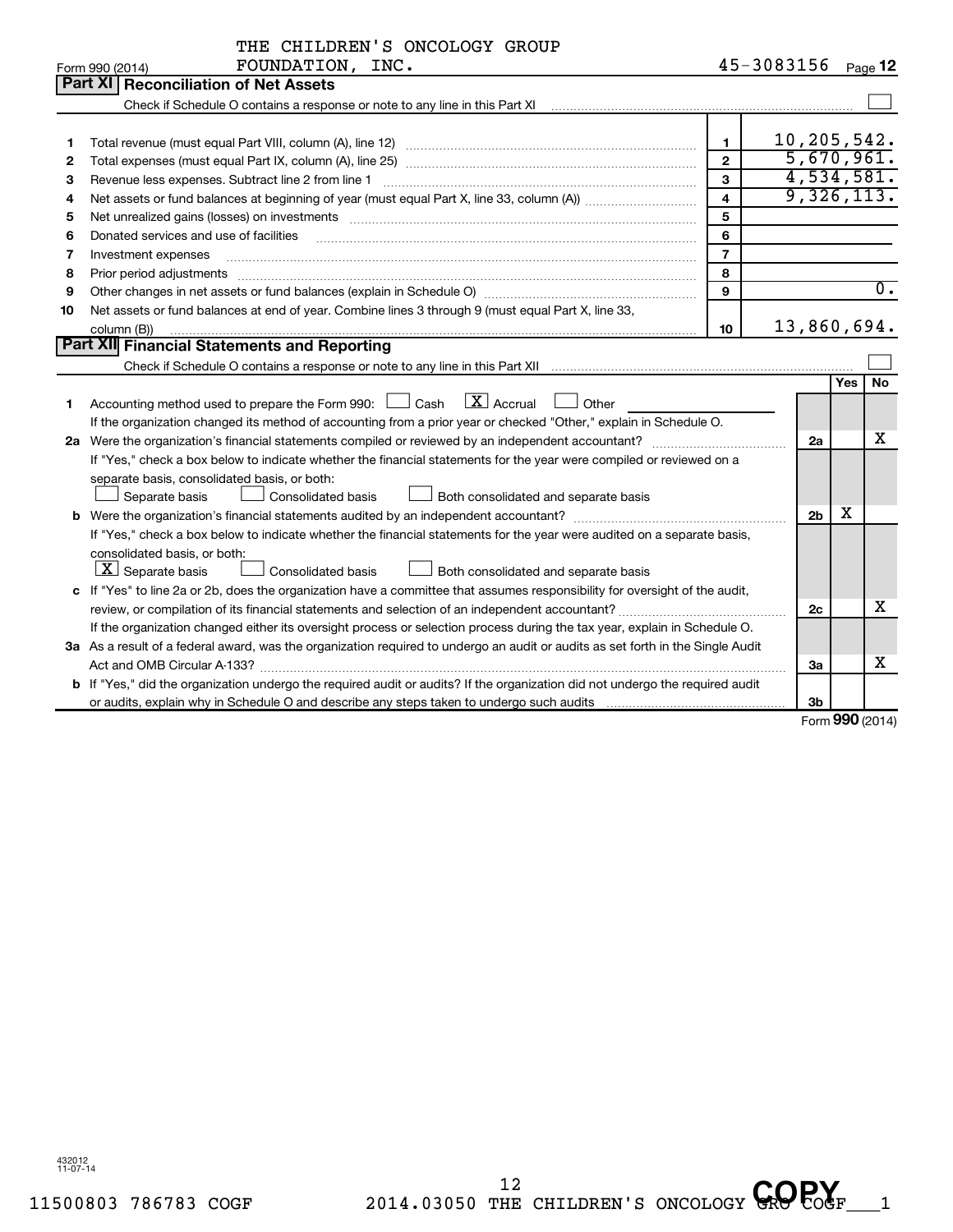THE CHILDREN'S ONCOLOGY GROUP FOUNDATION, INC. 45-3083156

Form 990 (2014) Page 12

## Part XI Reconciliation of Net Assets

Check if Schedule O contains a response or note to any line in this Part XI ☐

| | | | |
|---|---|---|---|
| 1 | Total revenue (must equal Part VIII, column (A), line 12) | 1 | 10,205,542. |
| 2 | Total expenses (must equal Part IX, column (A), line 25) | 2 | 5,670,961. |
| 3 | Revenue less expenses. Subtract line 2 from line 1 | 3 | 4,534,581. |
| 4 | Net assets or fund balances at beginning of year (must equal Part X, line 33, column (A)) | 4 | 9,326,113. |
| 5 | Net unrealized gains (losses) on investments | 5 | |
| 6 | Donated services and use of facilities | 6 | |
| 7 | Investment expenses | 7 | |
| 8 | Prior period adjustments | 8 | |
| 9 | Other changes in net assets or fund balances (explain in Schedule O) | 9 | 0. |
| 10 | Net assets or fund balances at end of year. Combine lines 3 through 9 (must equal Part X, line 33, column (B)) | 10 | 13,860,694. |

## Part XII Financial Statements and Reporting

Check if Schedule O contains a response or note to any line in this Part XII ☐

| | | | Yes | No |
|---|---|---|---|---|
| 1 | Accounting method used to prepare the Form 990: ☐ Cash ☒ Accrual ☐ Other<br>If the organization changed its method of accounting from a prior year or checked "Other," explain in Schedule O. | | | |
| 2a | Were the organization's financial statements compiled or reviewed by an independent accountant?<br>If "Yes," check a box below to indicate whether the financial statements for the year were compiled or reviewed on a separate basis, consolidated basis, or both:<br>☐ Separate basis ☐ Consolidated basis ☐ Both consolidated and separate basis | 2a | | X |
| b | Were the organization's financial statements audited by an independent accountant?<br>If "Yes," check a box below to indicate whether the financial statements for the year were audited on a separate basis, consolidated basis, or both:<br>☒ Separate basis ☐ Consolidated basis ☐ Both consolidated and separate basis | 2b | X | |
| c | If "Yes" to line 2a or 2b, does the organization have a committee that assumes responsibility for oversight of the audit, review, or compilation of its financial statements and selection of an independent accountant?<br>If the organization changed either its oversight process or selection process during the tax year, explain in Schedule O. | 2c | | X |
| 3a | As a result of a federal award, was the organization required to undergo an audit or audits as set forth in the Single Audit Act and OMB Circular A-133? | 3a | | X |
| b | If "Yes," did the organization undergo the required audit or audits? If the organization did not undergo the required audit or audits, explain why in Schedule O and describe any steps taken to undergo such audits | 3b | | |

Form 990 (2014)

432012 11-07-14

11500803 786783 COGF 2014.03050 THE CHILDREN'S ONCOLOGY GRO COGF___1

COPY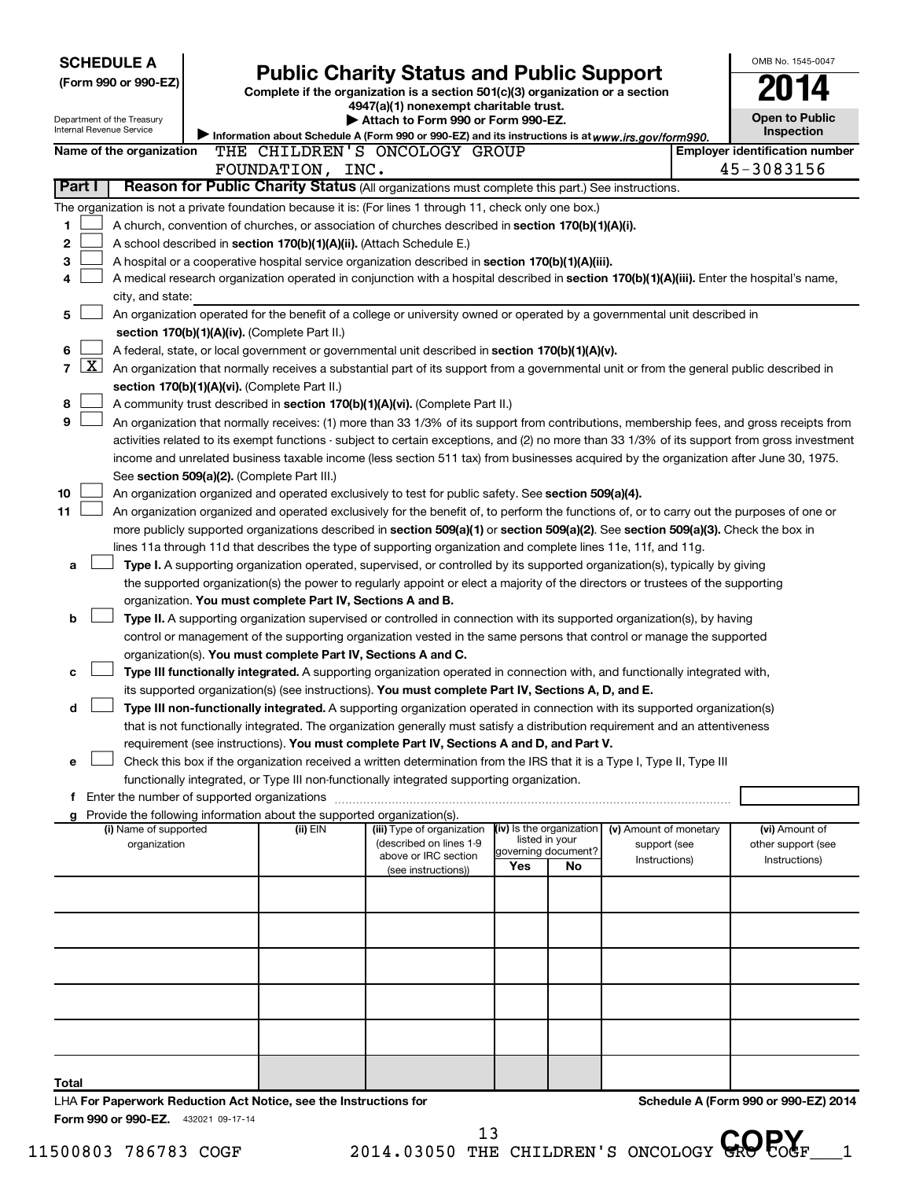**SCHEDULE A**
**(Form 990 or 990-EZ)**

Department of the Treasury
Internal Revenue Service

# Public Charity Status and Public Support

**Complete if the organization is a section 501(c)(3) organization or a section 4947(a)(1) nonexempt charitable trust.**
**▶ Attach to Form 990 or Form 990-EZ.**
▶ Information about Schedule A (Form 990 or 990-EZ) and its instructions is at *www.irs.gov/form990.*

OMB No. 1545-0047
**2014**
**Open to Public Inspection**

**Name of the organization** THE CHILDREN'S ONCOLOGY GROUP FOUNDATION, INC.
**Employer identification number** 45-3083156

## Part I Reason for Public Charity Status (All organizations must complete this part.) See instructions.

The organization is not a private foundation because it is: (For lines 1 through 11, check only one box.)

1 ☐ A church, convention of churches, or association of churches described in **section 170(b)(1)(A)(i).**
2 ☐ A school described in **section 170(b)(1)(A)(ii).** (Attach Schedule E.)
3 ☐ A hospital or a cooperative hospital service organization described in **section 170(b)(1)(A)(iii).**
4 ☐ A medical research organization operated in conjunction with a hospital described in **section 170(b)(1)(A)(iii).** Enter the hospital's name, city, and state:
5 ☐ An organization operated for the benefit of a college or university owned or operated by a governmental unit described in **section 170(b)(1)(A)(iv).** (Complete Part II.)
6 ☐ A federal, state, or local government or governmental unit described in **section 170(b)(1)(A)(v).**
7 ☒ An organization that normally receives a substantial part of its support from a governmental unit or from the general public described in **section 170(b)(1)(A)(vi).** (Complete Part II.)
8 ☐ A community trust described in **section 170(b)(1)(A)(vi).** (Complete Part II.)
9 ☐ An organization that normally receives: (1) more than 33 1/3% of its support from contributions, membership fees, and gross receipts from activities related to its exempt functions - subject to certain exceptions, and (2) no more than 33 1/3% of its support from gross investment income and unrelated business taxable income (less section 511 tax) from businesses acquired by the organization after June 30, 1975. See **section 509(a)(2).** (Complete Part III.)
10 ☐ An organization organized and operated exclusively to test for public safety. See **section 509(a)(4).**
11 ☐ An organization organized and operated exclusively for the benefit of, to perform the functions of, or to carry out the purposes of one or more publicly supported organizations described in **section 509(a)(1)** or **section 509(a)(2).** See **section 509(a)(3).** Check the box in lines 11a through 11d that describes the type of supporting organization and complete lines 11e, 11f, and 11g.

a ☐ **Type I.** A supporting organization operated, supervised, or controlled by its supported organization(s), typically by giving the supported organization(s) the power to regularly appoint or elect a majority of the directors or trustees of the supporting organization. **You must complete Part IV, Sections A and B.**

b ☐ **Type II.** A supporting organization supervised or controlled in connection with its supported organization(s), by having control or management of the supporting organization vested in the same persons that control or manage the supported organization(s). **You must complete Part IV, Sections A and C.**

c ☐ **Type III functionally integrated.** A supporting organization operated in connection with, and functionally integrated with, its supported organization(s) (see instructions). **You must complete Part IV, Sections A, D, and E.**

d ☐ **Type III non-functionally integrated.** A supporting organization operated in connection with its supported organization(s) that is not functionally integrated. The organization generally must satisfy a distribution requirement and an attentiveness requirement (see instructions). **You must complete Part IV, Sections A and D, and Part V.**

e ☐ Check this box if the organization received a written determination from the IRS that it is a Type I, Type II, Type III functionally integrated, or Type III non-functionally integrated supporting organization.

f Enter the number of supported organizations

g Provide the following information about the supported organization(s).

| (i) Name of supported organization | (ii) EIN | (iii) Type of organization (described on lines 1-9 above or IRC section (see instructions)) | (iv) Is the organization listed in your governing document? Yes | No | (v) Amount of monetary support (see Instructions) | (vi) Amount of other support (see Instructions) |
|---|---|---|---|---|---|---|
| | | | | | | |
| | | | | | | |
| | | | | | | |
| | | | | | | |
| | | | | | | |
| **Total** | | | | | | |

LHA **For Paperwork Reduction Act Notice, see the Instructions for Form 990 or 990-EZ.** 432021 09-17-14

**Schedule A (Form 990 or 990-EZ) 2014**

11500803 786783 COGF 2014.03050 THE CHILDREN'S ONCOLOGY GRO COGF___1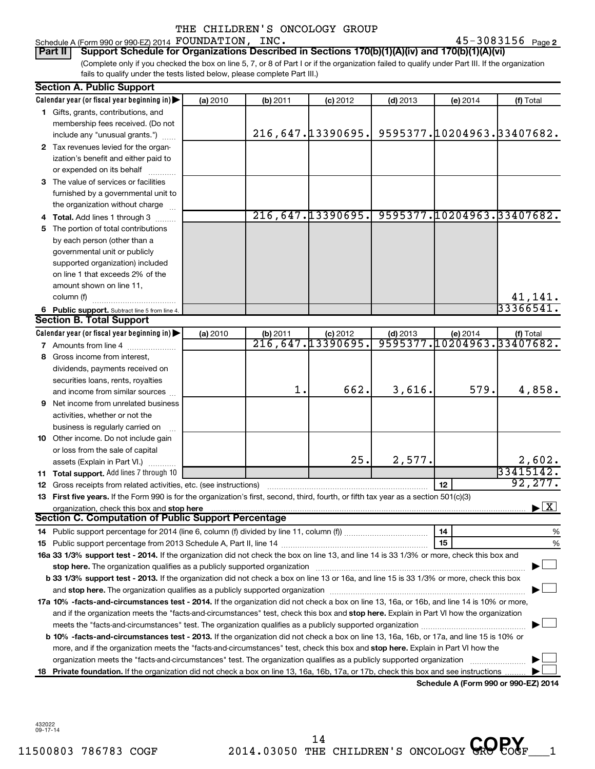THE CHILDREN'S ONCOLOGY GROUP

Schedule A (Form 990 or 990-EZ) 2014 FOUNDATION, INC. 45-3083156 Page 2

**Part II Support Schedule for Organizations Described in Sections 170(b)(1)(A)(iv) and 170(b)(1)(A)(vi)**

(Complete only if you checked the box on line 5, 7, or 8 of Part I or if the organization failed to qualify under Part III. If the organization fails to qualify under the tests listed below, please complete Part III.)

**Section A. Public Support**

| Calendar year (or fiscal year beginning in) | (a) 2010 | (b) 2011 | (c) 2012 | (d) 2013 | (e) 2014 | (f) Total |
|---|---|---|---|---|---|---|
| 1 Gifts, grants, contributions, and membership fees received. (Do not include any "unusual grants.") | | 216,647. | 13390695. | 9595377. | 10204963. | 33407682. |
| 2 Tax revenues levied for the organization's benefit and either paid to or expended on its behalf | | | | | | |
| 3 The value of services or facilities furnished by a governmental unit to the organization without charge | | | | | | |
| 4 Total. Add lines 1 through 3 | | 216,647. | 13390695. | 9595377. | 10204963. | 33407682. |
| 5 The portion of total contributions by each person (other than a governmental unit or publicly supported organization) included on line 1 that exceeds 2% of the amount shown on line 11, column (f) | | | | | | 41,141. |
| 6 Public support. Subtract line 5 from line 4. | | | | | | 33366541. |

**Section B. Total Support**

| Calendar year (or fiscal year beginning in) | (a) 2010 | (b) 2011 | (c) 2012 | (d) 2013 | (e) 2014 | (f) Total |
|---|---|---|---|---|---|---|
| 7 Amounts from line 4 | | 216,647. | 13390695. | 9595377. | 10204963. | 33407682. |
| 8 Gross income from interest, dividends, payments received on securities loans, rents, royalties and income from similar sources | | 1. | 662. | 3,616. | 579. | 4,858. |
| 9 Net income from unrelated business activities, whether or not the business is regularly carried on | | | | | | |
| 10 Other income. Do not include gain or loss from the sale of capital assets (Explain in Part VI.) | | | 25. | 2,577. | | 2,602. |
| 11 Total support. Add lines 7 through 10 | | | | | | 33415142. |
| 12 Gross receipts from related activities, etc. (see instructions) | | | | | 12 | 92,277. |

**13 First five years.** If the Form 990 is for the organization's first, second, third, fourth, or fifth tax year as a section 501(c)(3) organization, check this box and **stop here** ▶ [X]

**Section C. Computation of Public Support Percentage**

14 Public support percentage for 2014 (line 6, column (f) divided by line 11, column (f)) | 14 | %

15 Public support percentage from 2013 Schedule A, Part II, line 14 | 15 | %

**16a 33 1/3% support test - 2014.** If the organization did not check the box on line 13, and line 14 is 33 1/3% or more, check this box and **stop here.** The organization qualifies as a publicly supported organization ▶ [ ]

**b 33 1/3% support test - 2013.** If the organization did not check a box on line 13 or 16a, and line 15 is 33 1/3% or more, check this box and **stop here.** The organization qualifies as a publicly supported organization ▶ [ ]

**17a 10% -facts-and-circumstances test - 2014.** If the organization did not check a box on line 13, 16a, or 16b, and line 14 is 10% or more, and if the organization meets the "facts-and-circumstances" test, check this box and **stop here.** Explain in Part VI how the organization meets the "facts-and-circumstances" test. The organization qualifies as a publicly supported organization ▶ [ ]

**b 10% -facts-and-circumstances test - 2013.** If the organization did not check a box on line 13, 16a, 16b, or 17a, and line 15 is 10% or more, and if the organization meets the "facts-and-circumstances" test, check this box and **stop here.** Explain in Part VI how the organization meets the "facts-and-circumstances" test. The organization qualifies as a publicly supported organization ▶ [ ]

**18 Private foundation.** If the organization did not check a box on line 13, 16a, 16b, 17a, or 17b, check this box and see instructions ▶ [ ]

**Schedule A (Form 990 or 990-EZ) 2014**

432022 09-17-14

11500803 786783 COGF 2014.03050 THE CHILDREN'S ONCOLOGY GRO COGF___1

COPY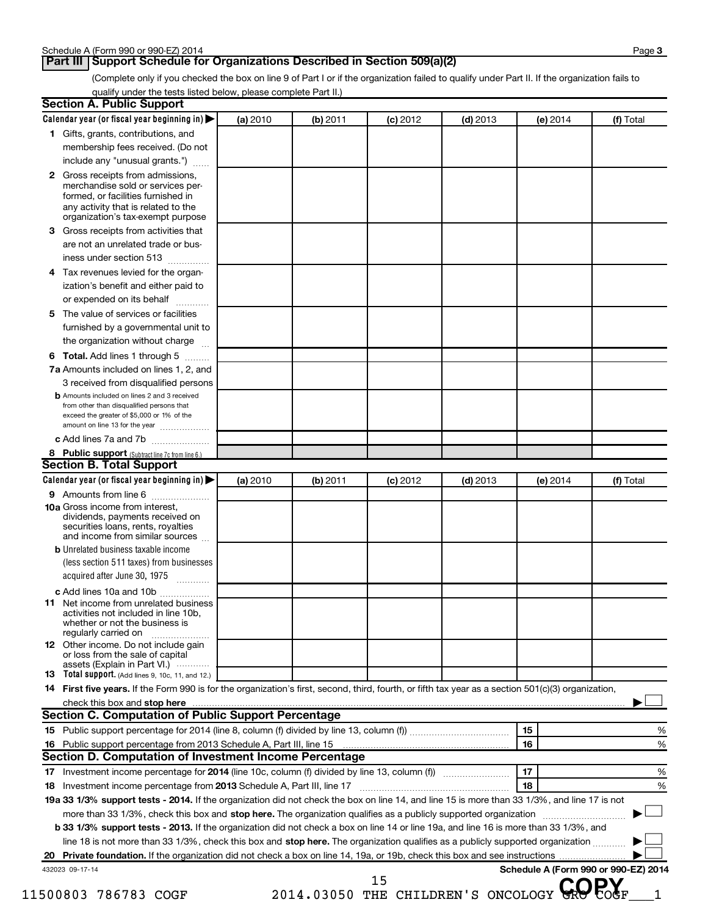Schedule A (Form 990 or 990-EZ) 2014

## Part III Support Schedule for Organizations Described in Section 509(a)(2)

(Complete only if you checked the box on line 9 of Part I or if the organization failed to qualify under Part II. If the organization fails to qualify under the tests listed below, please complete Part II.)

### Section A. Public Support

| Calendar year (or fiscal year beginning in) ▶ | (a) 2010 | (b) 2011 | (c) 2012 | (d) 2013 | (e) 2014 | (f) Total |
|---|---|---|---|---|---|---|
| 1 Gifts, grants, contributions, and membership fees received. (Do not include any "unusual grants.") | | | | | | |
| 2 Gross receipts from admissions, merchandise sold or services performed, or facilities furnished in any activity that is related to the organization's tax-exempt purpose | | | | | | |
| 3 Gross receipts from activities that are not an unrelated trade or business under section 513 | | | | | | |
| 4 Tax revenues levied for the organization's benefit and either paid to or expended on its behalf | | | | | | |
| 5 The value of services or facilities furnished by a governmental unit to the organization without charge | | | | | | |
| 6 **Total.** Add lines 1 through 5 | | | | | | |
| 7a Amounts included on lines 1, 2, and 3 received from disqualified persons | | | | | | |
| b Amounts included on lines 2 and 3 received from other than disqualified persons that exceed the greater of $5,000 or 1% of the amount on line 13 for the year | | | | | | |
| c Add lines 7a and 7b | | | | | | |
| 8 **Public support** (Subtract line 7c from line 6.) | | | | | | |

### Section B. Total Support

| Calendar year (or fiscal year beginning in) ▶ | (a) 2010 | (b) 2011 | (c) 2012 | (d) 2013 | (e) 2014 | (f) Total |
|---|---|---|---|---|---|---|
| 9 Amounts from line 6 | | | | | | |
| 10a Gross income from interest, dividends, payments received on securities loans, rents, royalties and income from similar sources | | | | | | |
| b Unrelated business taxable income (less section 511 taxes) from businesses acquired after June 30, 1975 | | | | | | |
| c Add lines 10a and 10b | | | | | | |
| 11 Net income from unrelated business activities not included in line 10b, whether or not the business is regularly carried on | | | | | | |
| 12 Other income. Do not include gain or loss from the sale of capital assets (Explain in Part VI.) | | | | | | |
| 13 **Total support.** (Add lines 9, 10c, 11, and 12.) | | | | | | |

14 **First five years.** If the Form 990 is for the organization's first, second, third, fourth, or fifth tax year as a section 501(c)(3) organization, check this box and **stop here** ▶ ☐

### Section C. Computation of Public Support Percentage

| | | | |
|---|---|---|---|
| 15 | Public support percentage for 2014 (line 8, column (f) divided by line 13, column (f)) | 15 | % |
| 16 | Public support percentage from 2013 Schedule A, Part III, line 15 | 16 | % |

### Section D. Computation of Investment Income Percentage

| | | | |
|---|---|---|---|
| 17 | Investment income percentage for **2014** (line 10c, column (f) divided by line 13, column (f)) | 17 | % |
| 18 | Investment income percentage from **2013** Schedule A, Part III, line 17 | 18 | % |

**19a 33 1/3% support tests - 2014.** If the organization did not check the box on line 14, and line 15 is more than 33 1/3%, and line 17 is not more than 33 1/3%, check this box and **stop here.** The organization qualifies as a publicly supported organization ▶ ☐

**b 33 1/3% support tests - 2013.** If the organization did not check a box on line 14 or line 19a, and line 16 is more than 33 1/3%, and line 18 is not more than 33 1/3%, check this box and **stop here.** The organization qualifies as a publicly supported organization ▶ ☐

**20 Private foundation.** If the organization did not check a box on line 14, 19a, or 19b, check this box and see instructions ▶ ☐

432023 09-17-14

**Schedule A (Form 990 or 990-EZ) 2014**

11500803 786783 COGF 2014.03050 THE CHILDREN'S ONCOLOGY GRO COGF___1

COPY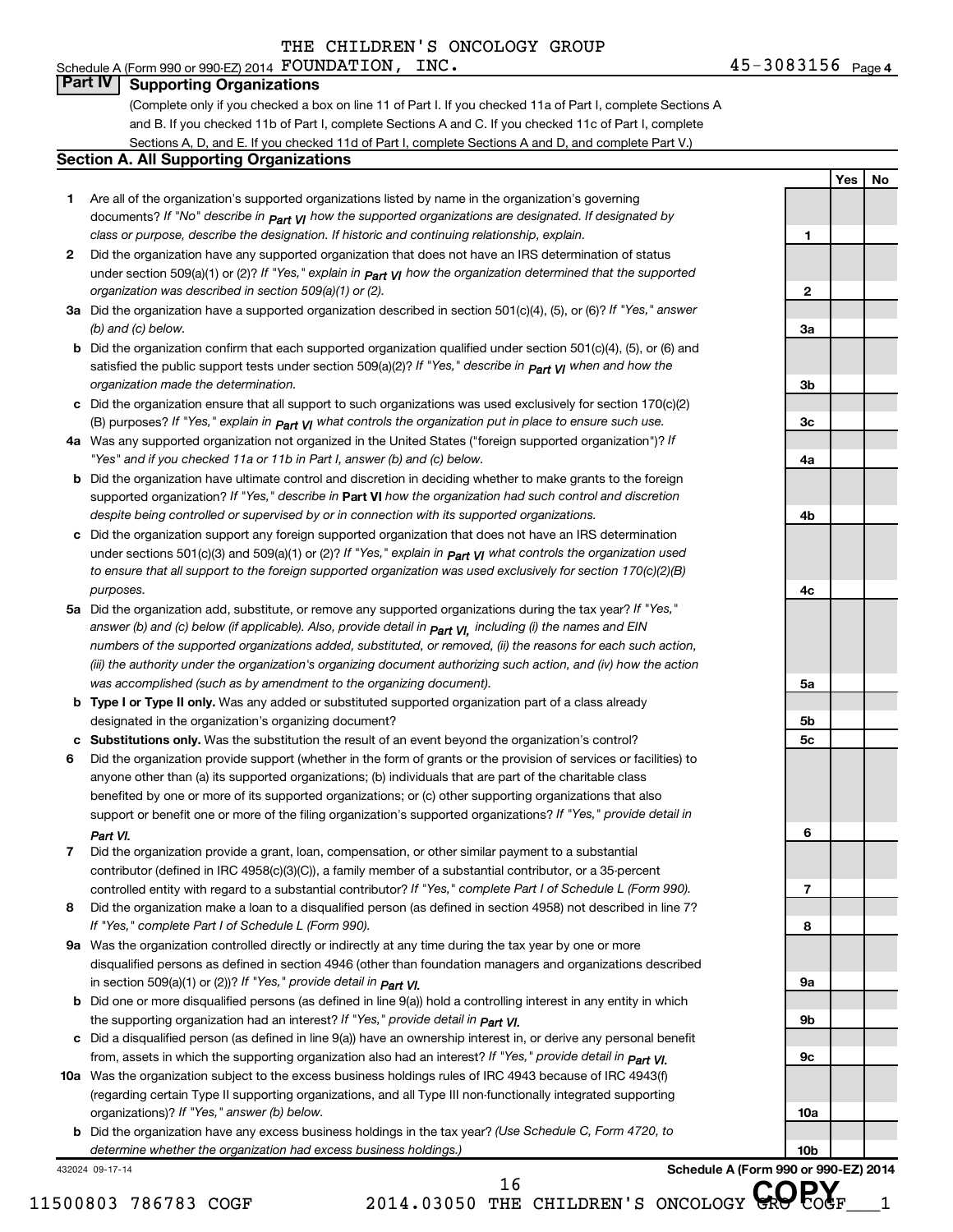Schedule A (Form 990 or 990-EZ) 2014 THE CHILDREN'S ONCOLOGY GROUP FOUNDATION, INC. 45-3083156 Page 4

## Part IV Supporting Organizations

(Complete only if you checked a box on line 11 of Part I. If you checked 11a of Part I, complete Sections A and B. If you checked 11b of Part I, complete Sections A and C. If you checked 11c of Part I, complete Sections A, D, and E. If you checked 11d of Part I, complete Sections A and D, and complete Part V.)

### Section A. All Supporting Organizations

| | | Line | Yes | No |
|---|---|---|---|---|
| **1** | Are all of the organization's supported organizations listed by name in the organization's governing documents? *If "No" describe in Part VI how the supported organizations are designated. If designated by class or purpose, describe the designation. If historic and continuing relationship, explain.* | 1 | | |
| **2** | Did the organization have any supported organization that does not have an IRS determination of status under section 509(a)(1) or (2)? *If "Yes," explain in Part VI how the organization determined that the supported organization was described in section 509(a)(1) or (2).* | 2 | | |
| **3a** | Did the organization have a supported organization described in section 501(c)(4), (5), or (6)? *If "Yes," answer (b) and (c) below.* | 3a | | |
| **b** | Did the organization confirm that each supported organization qualified under section 501(c)(4), (5), or (6) and satisfied the public support tests under section 509(a)(2)? *If "Yes," describe in Part VI when and how the organization made the determination.* | 3b | | |
| **c** | Did the organization ensure that all support to such organizations was used exclusively for section 170(c)(2)(B) purposes? *If "Yes," explain in Part VI what controls the organization put in place to ensure such use.* | 3c | | |
| **4a** | Was any supported organization not organized in the United States ("foreign supported organization")? *If "Yes" and if you checked 11a or 11b in Part I, answer (b) and (c) below.* | 4a | | |
| **b** | Did the organization have ultimate control and discretion in deciding whether to make grants to the foreign supported organization? *If "Yes," describe in* **Part VI** *how the organization had such control and discretion despite being controlled or supervised by or in connection with its supported organizations.* | 4b | | |
| **c** | Did the organization support any foreign supported organization that does not have an IRS determination under sections 501(c)(3) and 509(a)(1) or (2)? *If "Yes," explain in Part VI what controls the organization used to ensure that all support to the foreign supported organization was used exclusively for section 170(c)(2)(B) purposes.* | 4c | | |
| **5a** | Did the organization add, substitute, or remove any supported organizations during the tax year? *If "Yes," answer (b) and (c) below (if applicable). Also, provide detail in Part VI, including (i) the names and EIN numbers of the supported organizations added, substituted, or removed, (ii) the reasons for each such action, (iii) the authority under the organization's organizing document authorizing such action, and (iv) how the action was accomplished (such as by amendment to the organizing document).* | 5a | | |
| **b** | **Type I or Type II only.** Was any added or substituted supported organization part of a class already designated in the organization's organizing document? | 5b | | |
| **c** | **Substitutions only.** Was the substitution the result of an event beyond the organization's control? | 5c | | |
| **6** | Did the organization provide support (whether in the form of grants or the provision of services or facilities) to anyone other than (a) its supported organizations; (b) individuals that are part of the charitable class benefited by one or more of its supported organizations; or (c) other supporting organizations that also support or benefit one or more of the filing organization's supported organizations? *If "Yes," provide detail in Part VI.* | 6 | | |
| **7** | Did the organization provide a grant, loan, compensation, or other similar payment to a substantial contributor (defined in IRC 4958(c)(3)(C)), a family member of a substantial contributor, or a 35-percent controlled entity with regard to a substantial contributor? *If "Yes," complete Part I of Schedule L (Form 990).* | 7 | | |
| **8** | Did the organization make a loan to a disqualified person (as defined in section 4958) not described in line 7? *If "Yes," complete Part I of Schedule L (Form 990).* | 8 | | |
| **9a** | Was the organization controlled directly or indirectly at any time during the tax year by one or more disqualified persons as defined in section 4946 (other than foundation managers and organizations described in section 509(a)(1) or (2))? *If "Yes," provide detail in Part VI.* | 9a | | |
| **b** | Did one or more disqualified persons (as defined in line 9(a)) hold a controlling interest in any entity in which the supporting organization had an interest? *If "Yes," provide detail in Part VI.* | 9b | | |
| **c** | Did a disqualified person (as defined in line 9(a)) have an ownership interest in, or derive any personal benefit from, assets in which the supporting organization also had an interest? *If "Yes," provide detail in Part VI.* | 9c | | |
| **10a** | Was the organization subject to the excess business holdings rules of IRC 4943 because of IRC 4943(f) (regarding certain Type II supporting organizations, and all Type III non-functionally integrated supporting organizations)? *If "Yes," answer (b) below.* | 10a | | |
| **b** | Did the organization have any excess business holdings in the tax year? *(Use Schedule C, Form 4720, to determine whether the organization had excess business holdings.)* | 10b | | |

432024 09-17-14 **Schedule A (Form 990 or 990-EZ) 2014**

11500803 786783 COGF 2014.03050 THE CHILDREN'S ONCOLOGY GRO COGF___1

COPY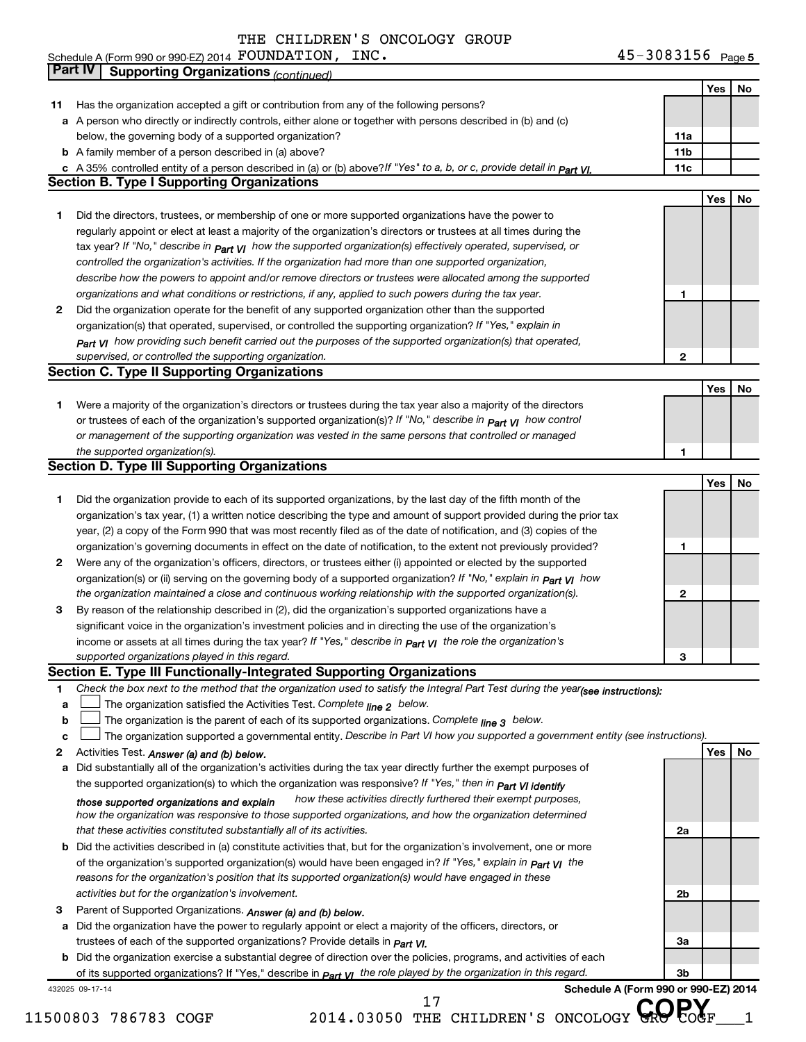THE CHILDREN'S ONCOLOGY GROUP

Schedule A (Form 990 or 990-EZ) 2014 FOUNDATION, INC. 45-3083156 Page 5

## Part IV Supporting Organizations *(continued)*

| | | | Yes | No |
|---|---|---|---|---|
| **11** | Has the organization accepted a gift or contribution from any of the following persons? | | | |
| **a** | A person who directly or indirectly controls, either alone or together with persons described in (b) and (c) below, the governing body of a supported organization? | 11a | | |
| **b** | A family member of a person described in (a) above? | 11b | | |
| **c** | A 35% controlled entity of a person described in (a) or (b) above? *If "Yes" to a, b, or c, provide detail in Part VI.* | 11c | | |

### Section B. Type I Supporting Organizations

| | | | Yes | No |
|---|---|---|---|---|
| **1** | Did the directors, trustees, or membership of one or more supported organizations have the power to regularly appoint or elect at least a majority of the organization's directors or trustees at all times during the tax year? *If "No," describe in Part VI how the supported organization(s) effectively operated, supervised, or controlled the organization's activities. If the organization had more than one supported organization, describe how the powers to appoint and/or remove directors or trustees were allocated among the supported organizations and what conditions or restrictions, if any, applied to such powers during the tax year.* | 1 | | |
| **2** | Did the organization operate for the benefit of any supported organization other than the supported organization(s) that operated, supervised, or controlled the supporting organization? *If "Yes," explain in Part VI how providing such benefit carried out the purposes of the supported organization(s) that operated, supervised, or controlled the supporting organization.* | 2 | | |

### Section C. Type II Supporting Organizations

| | | | Yes | No |
|---|---|---|---|---|
| **1** | Were a majority of the organization's directors or trustees during the tax year also a majority of the directors or trustees of each of the organization's supported organization(s)? *If "No," describe in Part VI how control or management of the supporting organization was vested in the same persons that controlled or managed the supported organization(s).* | 1 | | |

### Section D. Type III Supporting Organizations

| | | | Yes | No |
|---|---|---|---|---|
| **1** | Did the organization provide to each of its supported organizations, by the last day of the fifth month of the organization's tax year, (1) a written notice describing the type and amount of support provided during the prior tax year, (2) a copy of the Form 990 that was most recently filed as of the date of notification, and (3) copies of the organization's governing documents in effect on the date of notification, to the extent not previously provided? | 1 | | |
| **2** | Were any of the organization's officers, directors, or trustees either (i) appointed or elected by the supported organization(s) or (ii) serving on the governing body of a supported organization? *If "No," explain in Part VI how the organization maintained a close and continuous working relationship with the supported organization(s).* | 2 | | |
| **3** | By reason of the relationship described in (2), did the organization's supported organizations have a significant voice in the organization's investment policies and in directing the use of the organization's income or assets at all times during the tax year? *If "Yes," describe in Part VI the role the organization's supported organizations played in this regard.* | 3 | | |

### Section E. Type III Functionally-Integrated Supporting Organizations

**1** *Check the box next to the method that the organization used to satisfy the Integral Part Test during the year (see instructions):*

- **a** ☐ The organization satisfied the Activities Test. *Complete line 2 below.*
- **b** ☐ The organization is the parent of each of its supported organizations. *Complete line 3 below.*
- **c** ☐ The organization supported a governmental entity. *Describe in Part VI how you supported a government entity (see instructions).*

| | | | Yes | No |
|---|---|---|---|---|
| **2** | Activities Test. *Answer (a) and (b) below.* | | | |
| **a** | Did substantially all of the organization's activities during the tax year directly further the exempt purposes of the supported organization(s) to which the organization was responsive? *If "Yes," then in Part VI identify those supported organizations and explain how these activities directly furthered their exempt purposes, how the organization was responsive to those supported organizations, and how the organization determined that these activities constituted substantially all of its activities.* | 2a | | |
| **b** | Did the activities described in (a) constitute activities that, but for the organization's involvement, one or more of the organization's supported organization(s) would have been engaged in? *If "Yes," explain in Part VI the reasons for the organization's position that its supported organization(s) would have engaged in these activities but for the organization's involvement.* | 2b | | |
| **3** | Parent of Supported Organizations. *Answer (a) and (b) below.* | | | |
| **a** | Did the organization have the power to regularly appoint or elect a majority of the officers, directors, or trustees of each of the supported organizations? Provide details in *Part VI.* | 3a | | |
| **b** | Did the organization exercise a substantial degree of direction over the policies, programs, and activities of each of its supported organizations? If "Yes," describe in *Part VI the role played by the organization in this regard.* | 3b | | |

432025 09-17-14 **Schedule A (Form 990 or 990-EZ) 2014**

11500803 786783 COGF 2014.03050 THE CHILDREN'S ONCOLOGY GRO COGF___1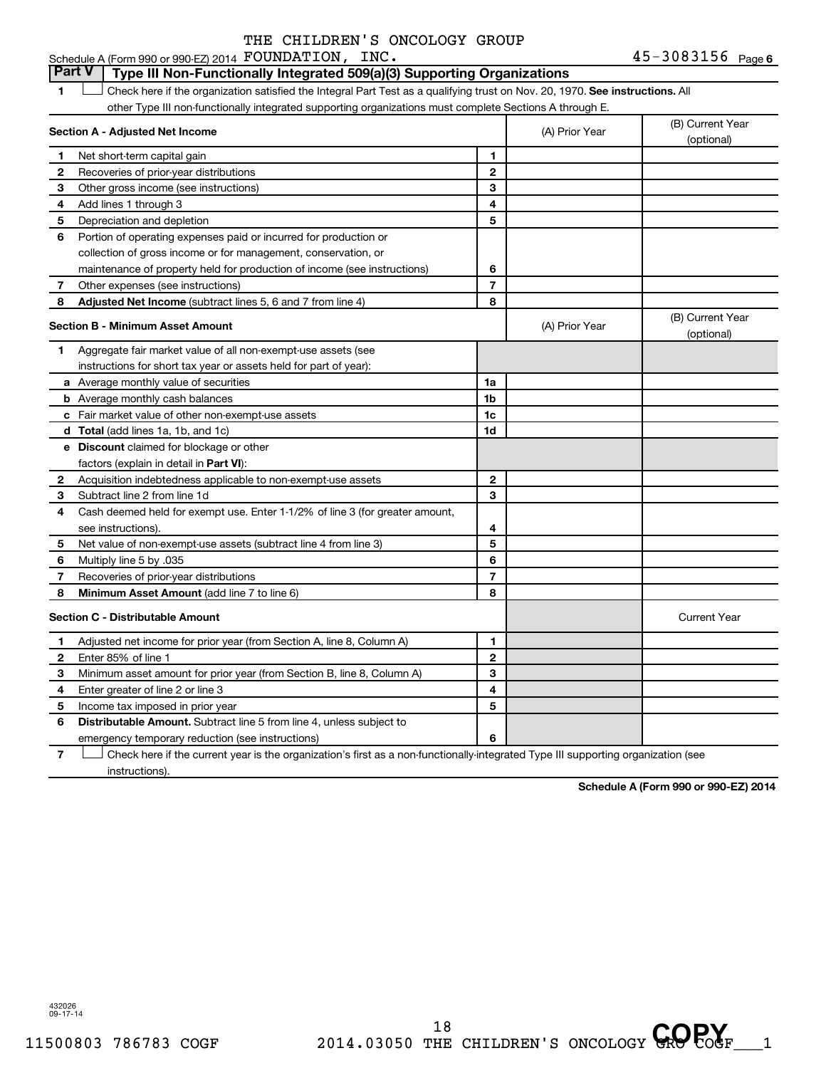THE CHILDREN'S ONCOLOGY GROUP

Schedule A (Form 990 or 990-EZ) 2014 FOUNDATION, INC. 45-3083156 Page 6

## Part V Type III Non-Functionally Integrated 509(a)(3) Supporting Organizations

1 ☐ Check here if the organization satisfied the Integral Part Test as a qualifying trust on Nov. 20, 1970. **See instructions.** All other Type III non-functionally integrated supporting organizations must complete Sections A through E.

| **Section A - Adjusted Net Income** | | (A) Prior Year | (B) Current Year (optional) |
|---|---|---|---|
| **1** Net short-term capital gain | 1 | | |
| **2** Recoveries of prior-year distributions | 2 | | |
| **3** Other gross income (see instructions) | 3 | | |
| **4** Add lines 1 through 3 | 4 | | |
| **5** Depreciation and depletion | 5 | | |
| **6** Portion of operating expenses paid or incurred for production or collection of gross income or for management, conservation, or maintenance of property held for production of income (see instructions) | 6 | | |
| **7** Other expenses (see instructions) | 7 | | |
| **8** **Adjusted Net Income** (subtract lines 5, 6 and 7 from line 4) | 8 | | |

| **Section B - Minimum Asset Amount** | | (A) Prior Year | (B) Current Year (optional) |
|---|---|---|---|
| **1** Aggregate fair market value of all non-exempt-use assets (see instructions for short tax year or assets held for part of year): | | | |
| **a** Average monthly value of securities | 1a | | |
| **b** Average monthly cash balances | 1b | | |
| **c** Fair market value of other non-exempt-use assets | 1c | | |
| **d** **Total** (add lines 1a, 1b, and 1c) | 1d | | |
| **e** **Discount** claimed for blockage or other factors (explain in detail in **Part VI**): | | | |
| **2** Acquisition indebtedness applicable to non-exempt-use assets | 2 | | |
| **3** Subtract line 2 from line 1d | 3 | | |
| **4** Cash deemed held for exempt use. Enter 1-1/2% of line 3 (for greater amount, see instructions). | 4 | | |
| **5** Net value of non-exempt-use assets (subtract line 4 from line 3) | 5 | | |
| **6** Multiply line 5 by .035 | 6 | | |
| **7** Recoveries of prior-year distributions | 7 | | |
| **8** **Minimum Asset Amount** (add line 7 to line 6) | 8 | | |

| **Section C - Distributable Amount** | | | Current Year |
|---|---|---|---|
| **1** Adjusted net income for prior year (from Section A, line 8, Column A) | 1 | | |
| **2** Enter 85% of line 1 | 2 | | |
| **3** Minimum asset amount for prior year (from Section B, line 8, Column A) | 3 | | |
| **4** Enter greater of line 2 or line 3 | 4 | | |
| **5** Income tax imposed in prior year | 5 | | |
| **6** **Distributable Amount.** Subtract line 5 from line 4, unless subject to emergency temporary reduction (see instructions) | 6 | | |

7 ☐ Check here if the current year is the organization's first as a non-functionally-integrated Type III supporting organization (see instructions).

**Schedule A (Form 990 or 990-EZ) 2014**

432026 09-17-14

11500803 786783 COGF 2014.03050 THE CHILDREN'S ONCOLOGY GRO COGF___1

COPY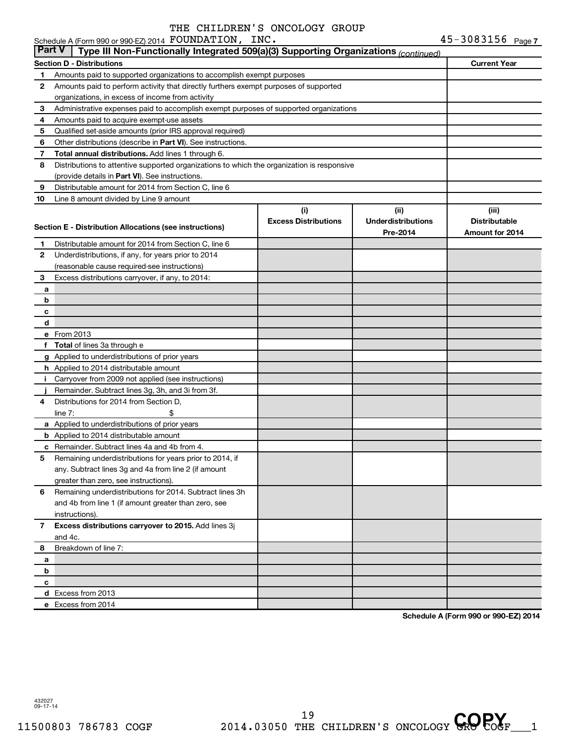THE CHILDREN'S ONCOLOGY GROUP

Schedule A (Form 990 or 990-EZ) 2014 FOUNDATION, INC. 45-3083156 Page 7

## Part V | Type III Non-Functionally Integrated 509(a)(3) Supporting Organizations *(continued)*

| Section D - Distributions | | Current Year |
|---|---|---|
| 1 | Amounts paid to supported organizations to accomplish exempt purposes | |
| 2 | Amounts paid to perform activity that directly furthers exempt purposes of supported organizations, in excess of income from activity | |
| 3 | Administrative expenses paid to accomplish exempt purposes of supported organizations | |
| 4 | Amounts paid to acquire exempt-use assets | |
| 5 | Qualified set-aside amounts (prior IRS approval required) | |
| 6 | Other distributions (describe in **Part VI**). See instructions. | |
| 7 | **Total annual distributions.** Add lines 1 through 6. | |
| 8 | Distributions to attentive supported organizations to which the organization is responsive (provide details in **Part VI**). See instructions. | |
| 9 | Distributable amount for 2014 from Section C, line 6 | |
| 10 | Line 8 amount divided by Line 9 amount | |

| Section E - Distribution Allocations (see instructions) | (i) Excess Distributions | (ii) Underdistributions Pre-2014 | (iii) Distributable Amount for 2014 |
|---|---|---|---|
| **1** Distributable amount for 2014 from Section C, line 6 | | | |
| **2** Underdistributions, if any, for years prior to 2014 (reasonable cause required-see instructions) | | | |
| **3** Excess distributions carryover, if any, to 2014: | | | |
| **a** | | | |
| **b** | | | |
| **c** | | | |
| **d** | | | |
| **e** From 2013 | | | |
| **f** **Total** of lines 3a through e | | | |
| **g** Applied to underdistributions of prior years | | | |
| **h** Applied to 2014 distributable amount | | | |
| **i** Carryover from 2009 not applied (see instructions) | | | |
| **j** Remainder. Subtract lines 3g, 3h, and 3i from 3f. | | | |
| **4** Distributions for 2014 from Section D, line 7: $ | | | |
| **a** Applied to underdistributions of prior years | | | |
| **b** Applied to 2014 distributable amount | | | |
| **c** Remainder. Subtract lines 4a and 4b from 4. | | | |
| **5** Remaining underdistributions for years prior to 2014, if any. Subtract lines 3g and 4a from line 2 (if amount greater than zero, see instructions). | | | |
| **6** Remaining underdistributions for 2014. Subtract lines 3h and 4b from line 1 (if amount greater than zero, see instructions). | | | |
| **7** **Excess distributions carryover to 2015.** Add lines 3j and 4c. | | | |
| **8** Breakdown of line 7: | | | |
| **a** | | | |
| **b** | | | |
| **c** | | | |
| **d** Excess from 2013 | | | |
| **e** Excess from 2014 | | | |

**Schedule A (Form 990 or 990-EZ) 2014**

432027
09-17-14

11500803 786783 COGF 2014.03050 THE CHILDREN'S ONCOLOGY GRO COGF___1

COPY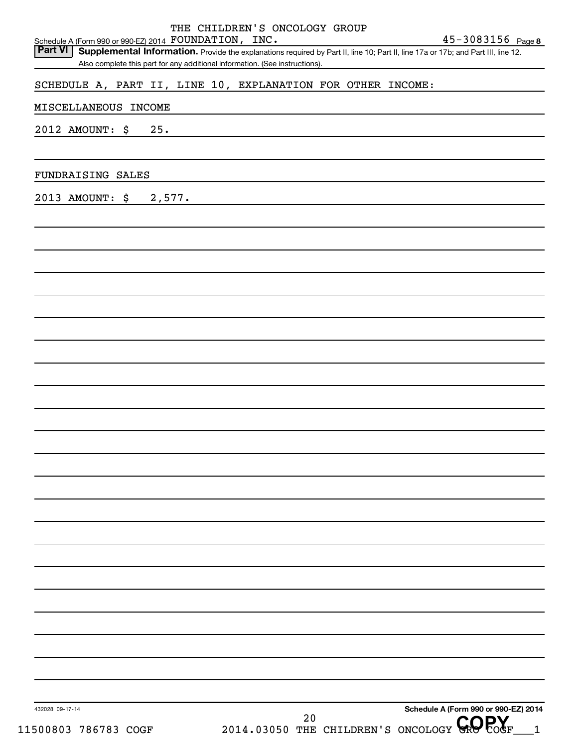THE CHILDREN'S ONCOLOGY GROUP
Schedule A (Form 990 or 990-EZ) 2014 FOUNDATION, INC. 45-3083156 Page 8

**Part VI** **Supplemental Information.** Provide the explanations required by Part II, line 10; Part II, line 17a or 17b; and Part III, line 12. Also complete this part for any additional information. (See instructions).

SCHEDULE A, PART II, LINE 10, EXPLANATION FOR OTHER INCOME:

MISCELLANEOUS INCOME

2012 AMOUNT: $ 25.

FUNDRAISING SALES

2013 AMOUNT: $ 2,577.

432028 09-17-14

Schedule A (Form 990 or 990-EZ) 2014

11500803 786783 COGF 2014.03050 THE CHILDREN'S ONCOLOGY GRO COGF___1

COPY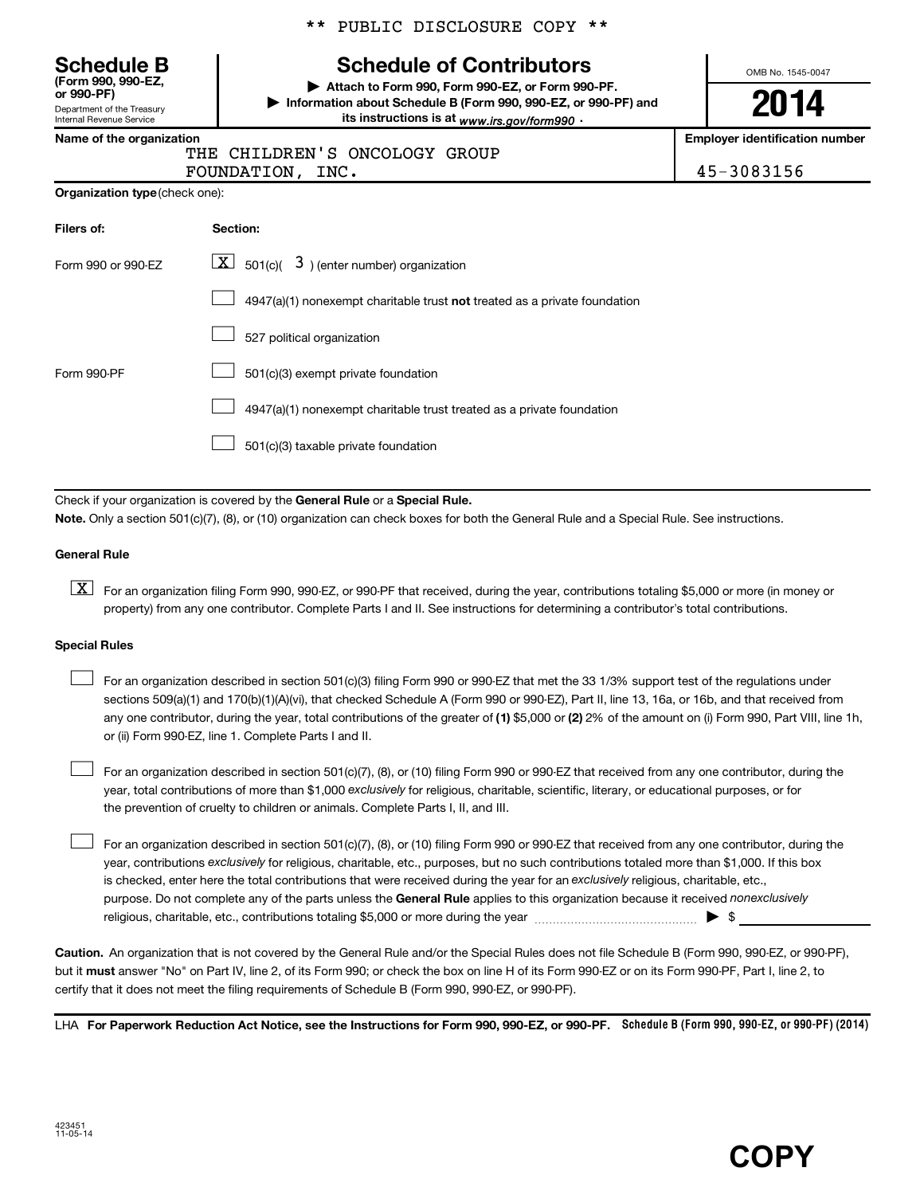** PUBLIC DISCLOSURE COPY **

**Schedule B** (Form 990, 990-EZ, or 990-PF)
Department of the Treasury
Internal Revenue Service

# Schedule of Contributors

▶ Attach to Form 990, Form 990-EZ, or Form 990-PF.
▶ Information about Schedule B (Form 990, 990-EZ, or 990-PF) and its instructions is at *www.irs.gov/form990* .

OMB No. 1545-0047

**2014**

**Name of the organization**
THE CHILDREN'S ONCOLOGY GROUP
FOUNDATION, INC.

**Employer identification number**
45-3083156

**Organization type** (check one):

| **Filers of:** | **Section:** |
|---|---|
| Form 990 or 990-EZ | [X] 501(c)( 3 ) (enter number) organization |
| | [ ] 4947(a)(1) nonexempt charitable trust **not** treated as a private foundation |
| | [ ] 527 political organization |
| Form 990-PF | [ ] 501(c)(3) exempt private foundation |
| | [ ] 4947(a)(1) nonexempt charitable trust treated as a private foundation |
| | [ ] 501(c)(3) taxable private foundation |

Check if your organization is covered by the **General Rule** or a **Special Rule.**

**Note.** Only a section 501(c)(7), (8), or (10) organization can check boxes for both the General Rule and a Special Rule. See instructions.

**General Rule**

[X] For an organization filing Form 990, 990-EZ, or 990-PF that received, during the year, contributions totaling $5,000 or more (in money or property) from any one contributor. Complete Parts I and II. See instructions for determining a contributor's total contributions.

**Special Rules**

[ ] For an organization described in section 501(c)(3) filing Form 990 or 990-EZ that met the 33 1/3% support test of the regulations under sections 509(a)(1) and 170(b)(1)(A)(vi), that checked Schedule A (Form 990 or 990-EZ), Part II, line 13, 16a, or 16b, and that received from any one contributor, during the year, total contributions of the greater of **(1)** $5,000 or **(2)** 2% of the amount on (i) Form 990, Part VIII, line 1h, or (ii) Form 990-EZ, line 1. Complete Parts I and II.

[ ] For an organization described in section 501(c)(7), (8), or (10) filing Form 990 or 990-EZ that received from any one contributor, during the year, total contributions of more than $1,000 *exclusively* for religious, charitable, scientific, literary, or educational purposes, or for the prevention of cruelty to children or animals. Complete Parts I, II, and III.

[ ] For an organization described in section 501(c)(7), (8), or (10) filing Form 990 or 990-EZ that received from any one contributor, during the year, contributions *exclusively* for religious, charitable, etc., purposes, but no such contributions totaled more than $1,000. If this box is checked, enter here the total contributions that were received during the year for an *exclusively* religious, charitable, etc., purpose. Do not complete any of the parts unless the **General Rule** applies to this organization because it received *nonexclusively* religious, charitable, etc., contributions totaling $5,000 or more during the year ........................................ ▶ $ ____________

**Caution.** An organization that is not covered by the General Rule and/or the Special Rules does not file Schedule B (Form 990, 990-EZ, or 990-PF), but it **must** answer "No" on Part IV, line 2, of its Form 990; or check the box on line H of its Form 990-EZ or on its Form 990-PF, Part I, line 2, to certify that it does not meet the filing requirements of Schedule B (Form 990, 990-EZ, or 990-PF).

LHA **For Paperwork Reduction Act Notice, see the Instructions for Form 990, 990-EZ, or 990-PF.** **Schedule B (Form 990, 990-EZ, or 990-PF) (2014)**

423451
11-05-14

**COPY**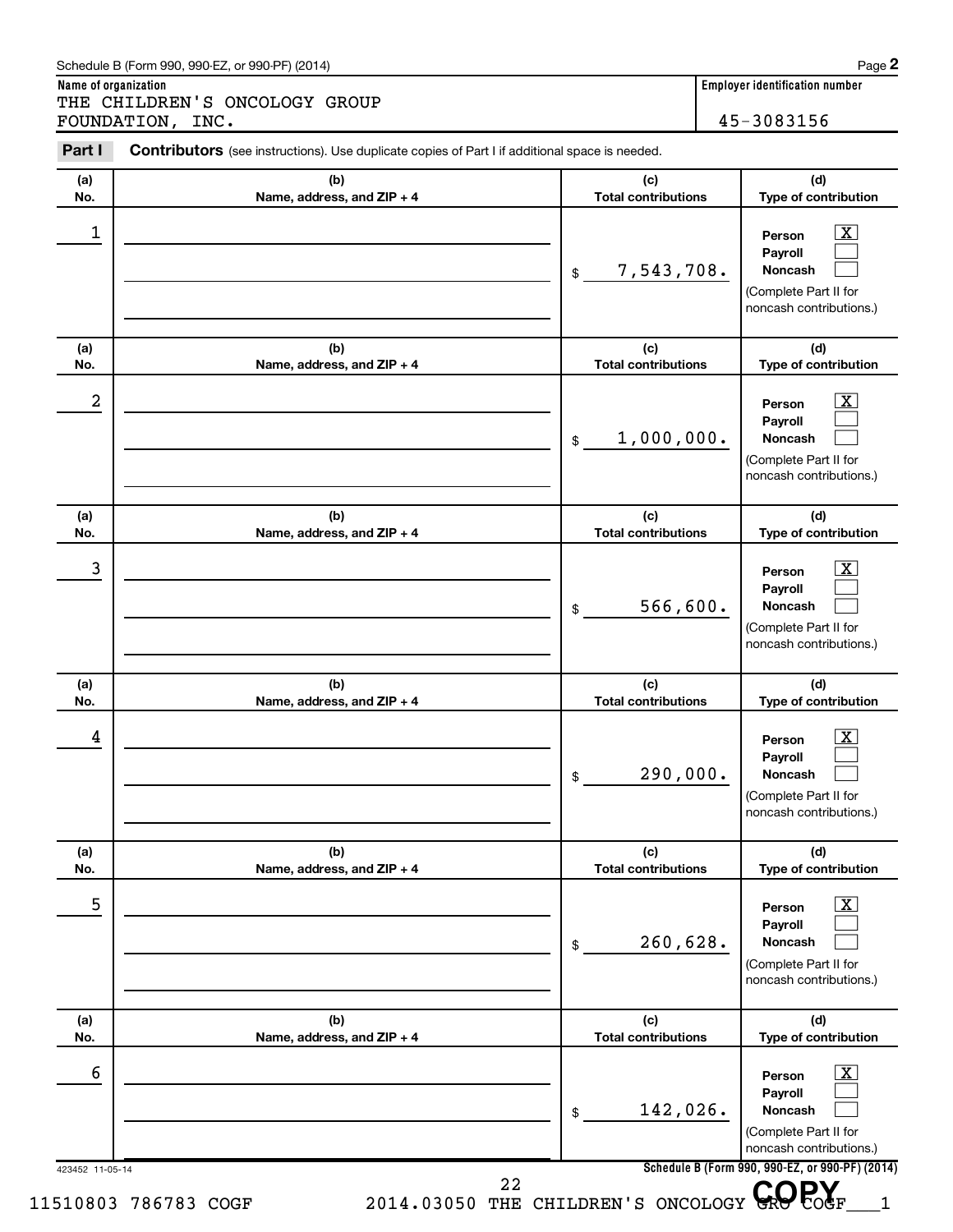Schedule B (Form 990, 990-EZ, or 990-PF) (2014)

**Name of organization**
THE CHILDREN'S ONCOLOGY GROUP FOUNDATION, INC.

**Employer identification number**
45-3083156

**Part I** **Contributors** (see instructions). Use duplicate copies of Part I if additional space is needed.

| (a) No. | (b) Name, address, and ZIP + 4 | (c) Total contributions | (d) Type of contribution |
|---|---|---|---|
| 1 | | $ 7,543,708. | Person [X] Payroll [ ] Noncash [ ] (Complete Part II for noncash contributions.) |
| 2 | | $ 1,000,000. | Person [X] Payroll [ ] Noncash [ ] (Complete Part II for noncash contributions.) |
| 3 | | $ 566,600. | Person [X] Payroll [ ] Noncash [ ] (Complete Part II for noncash contributions.) |
| 4 | | $ 290,000. | Person [X] Payroll [ ] Noncash [ ] (Complete Part II for noncash contributions.) |
| 5 | | $ 260,628. | Person [X] Payroll [ ] Noncash [ ] (Complete Part II for noncash contributions.) |
| 6 | | $ 142,026. | Person [X] Payroll [ ] Noncash [ ] (Complete Part II for noncash contributions.) |

423452 11-05-14

**Schedule B (Form 990, 990-EZ, or 990-PF) (2014)**

11510803 786783 COGF 2014.03050 THE CHILDREN'S ONCOLOGY GRO COGF___1

COPY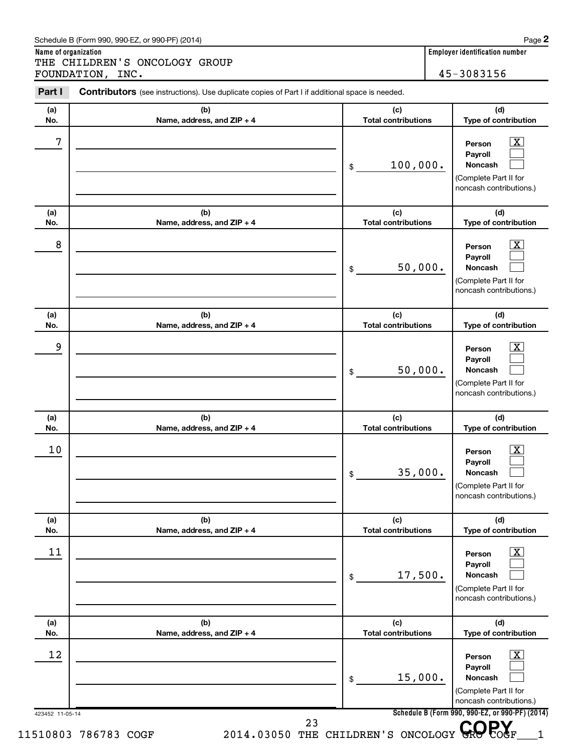Schedule B (Form 990, 990-EZ, or 990-PF) (2014) Page **2**

**Name of organization**

THE CHILDREN'S ONCOLOGY GROUP FOUNDATION, INC.

**Employer identification number**

45-3083156

**Part I** **Contributors** (see instructions). Use duplicate copies of Part I if additional space is needed.

| (a) No. | (b) Name, address, and ZIP + 4 | (c) Total contributions | (d) Type of contribution |
|---|---|---|---|
| 7 | | $ 100,000. | Person [X] Payroll [ ] Noncash [ ] (Complete Part II for noncash contributions.) |
| 8 | | $ 50,000. | Person [X] Payroll [ ] Noncash [ ] (Complete Part II for noncash contributions.) |
| 9 | | $ 50,000. | Person [X] Payroll [ ] Noncash [ ] (Complete Part II for noncash contributions.) |
| 10 | | $ 35,000. | Person [X] Payroll [ ] Noncash [ ] (Complete Part II for noncash contributions.) |
| 11 | | $ 17,500. | Person [X] Payroll [ ] Noncash [ ] (Complete Part II for noncash contributions.) |
| 12 | | $ 15,000. | Person [X] Payroll [ ] Noncash [ ] (Complete Part II for noncash contributions.) |

423452 11-05-14 **Schedule B (Form 990, 990-EZ, or 990-PF) (2014)**

11510803 786783 COGF 2014.03050 THE CHILDREN'S ONCOLOGY GRO COGF___1

COPY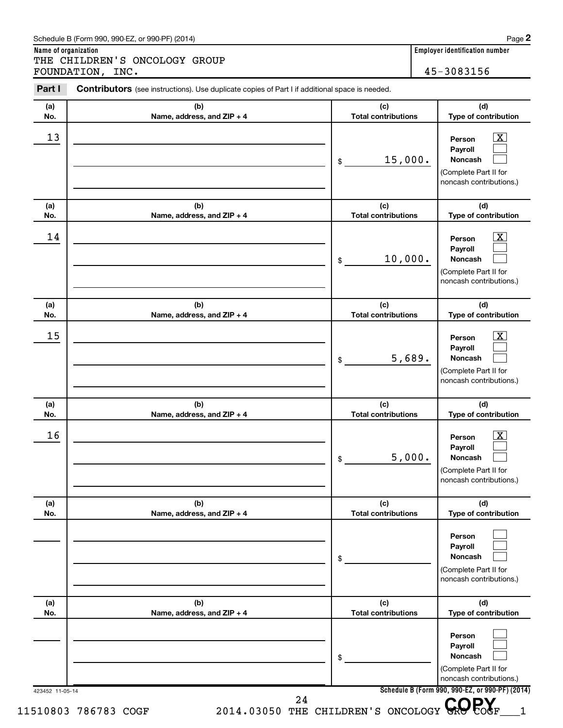Schedule B (Form 990, 990-EZ, or 990-PF) (2014)

**Name of organization**

THE CHILDREN'S ONCOLOGY GROUP FOUNDATION, INC.

**Employer identification number**

45-3083156

**Part I** **Contributors** (see instructions). Use duplicate copies of Part I if additional space is needed.

| (a) No. | (b) Name, address, and ZIP + 4 | (c) Total contributions | (d) Type of contribution |
|---|---|---|---|
| 13 | | $ 15,000. | Person [X] Payroll [ ] Noncash [ ] (Complete Part II for noncash contributions.) |
| 14 | | $ 10,000. | Person [X] Payroll [ ] Noncash [ ] (Complete Part II for noncash contributions.) |
| 15 | | $ 5,689. | Person [X] Payroll [ ] Noncash [ ] (Complete Part II for noncash contributions.) |
| 16 | | $ 5,000. | Person [X] Payroll [ ] Noncash [ ] (Complete Part II for noncash contributions.) |
| | | $ | Person [ ] Payroll [ ] Noncash [ ] (Complete Part II for noncash contributions.) |
| | | $ | Person [ ] Payroll [ ] Noncash [ ] (Complete Part II for noncash contributions.) |

423452 11-05-14

**Schedule B (Form 990, 990-EZ, or 990-PF) (2014)**

11510803 786783 COGF 2014.03050 THE CHILDREN'S ONCOLOGY GRO COGF___1

COPY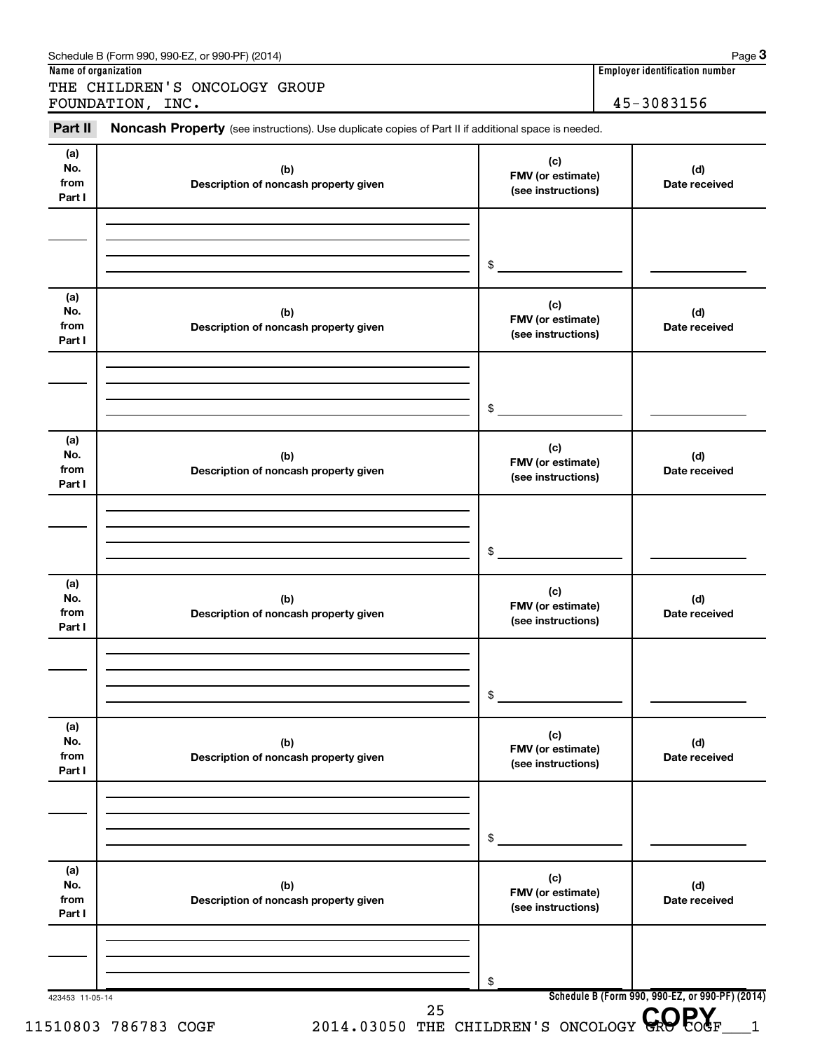Name of organization: THE CHILDREN'S ONCOLOGY GROUP FOUNDATION, INC.

Employer identification number: 45-3083156

**Part II** **Noncash Property** (see instructions). Use duplicate copies of Part II if additional space is needed.

| (a) No. from Part I | (b) Description of noncash property given | (c) FMV (or estimate) (see instructions) | (d) Date received |
|---|---|---|---|
| | | $ | |

| (a) No. from Part I | (b) Description of noncash property given | (c) FMV (or estimate) (see instructions) | (d) Date received |
|---|---|---|---|
| | | $ | |

| (a) No. from Part I | (b) Description of noncash property given | (c) FMV (or estimate) (see instructions) | (d) Date received |
|---|---|---|---|
| | | $ | |

| (a) No. from Part I | (b) Description of noncash property given | (c) FMV (or estimate) (see instructions) | (d) Date received |
|---|---|---|---|
| | | $ | |

| (a) No. from Part I | (b) Description of noncash property given | (c) FMV (or estimate) (see instructions) | (d) Date received |
|---|---|---|---|
| | | $ | |

| (a) No. from Part I | (b) Description of noncash property given | (c) FMV (or estimate) (see instructions) | (d) Date received |
|---|---|---|---|
| | | $ | |

423453 11-05-14

COPY

11510803 786783 COGF 2014.03050 THE CHILDREN'S ONCOLOGY GRO COGF___1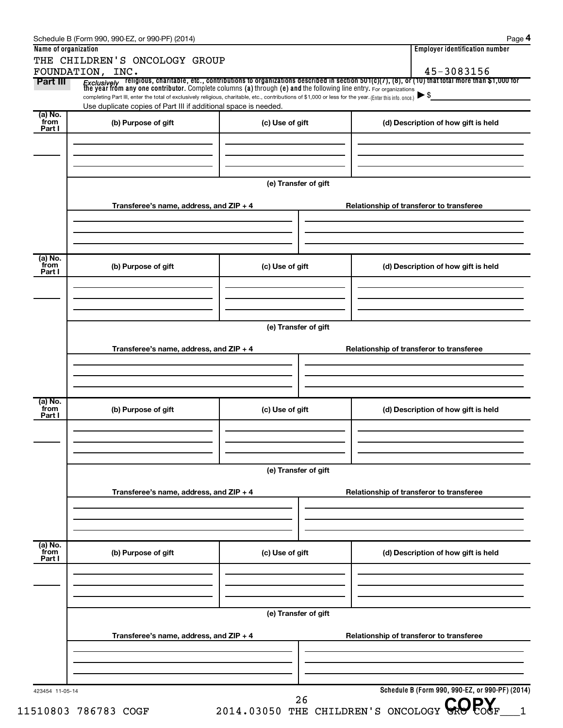Schedule B (Form 990, 990-EZ, or 990-PF) (2014) Page **4**

**Name of organization**

THE CHILDREN'S ONCOLOGY GROUP FOUNDATION, INC.

**Employer identification number**

45-3083156

**Part III** *Exclusively* religious, charitable, etc., contributions to organizations described in section 501(c)(7), (8), or (10) that total more than $1,000 for the year from any one contributor. Complete columns (a) through (e) and the following line entry. For organizations completing Part III, enter the total of exclusively religious, charitable, etc., contributions of $1,000 or less for the year. (Enter this info. once.) ▶ $

Use duplicate copies of Part III if additional space is needed.

| (a) No. from Part I | (b) Purpose of gift | (c) Use of gift | (d) Description of how gift is held |
|---|---|---|---|
| | | | |

(e) Transfer of gift

| Transferee's name, address, and ZIP + 4 | Relationship of transferor to transferee |
|---|---|
| | |

| (a) No. from Part I | (b) Purpose of gift | (c) Use of gift | (d) Description of how gift is held |
|---|---|---|---|
| | | | |

(e) Transfer of gift

| Transferee's name, address, and ZIP + 4 | Relationship of transferor to transferee |
|---|---|
| | |

| (a) No. from Part I | (b) Purpose of gift | (c) Use of gift | (d) Description of how gift is held |
|---|---|---|---|
| | | | |

(e) Transfer of gift

| Transferee's name, address, and ZIP + 4 | Relationship of transferor to transferee |
|---|---|
| | |

| (a) No. from Part I | (b) Purpose of gift | (c) Use of gift | (d) Description of how gift is held |
|---|---|---|---|
| | | | |

(e) Transfer of gift

| Transferee's name, address, and ZIP + 4 | Relationship of transferor to transferee |
|---|---|
| | |

423454 11-05-14 **Schedule B (Form 990, 990-EZ, or 990-PF) (2014)**

11510803 786783 COGF 2014.03050 THE CHILDREN'S ONCOLOGY GRO COGF___1

**COPY**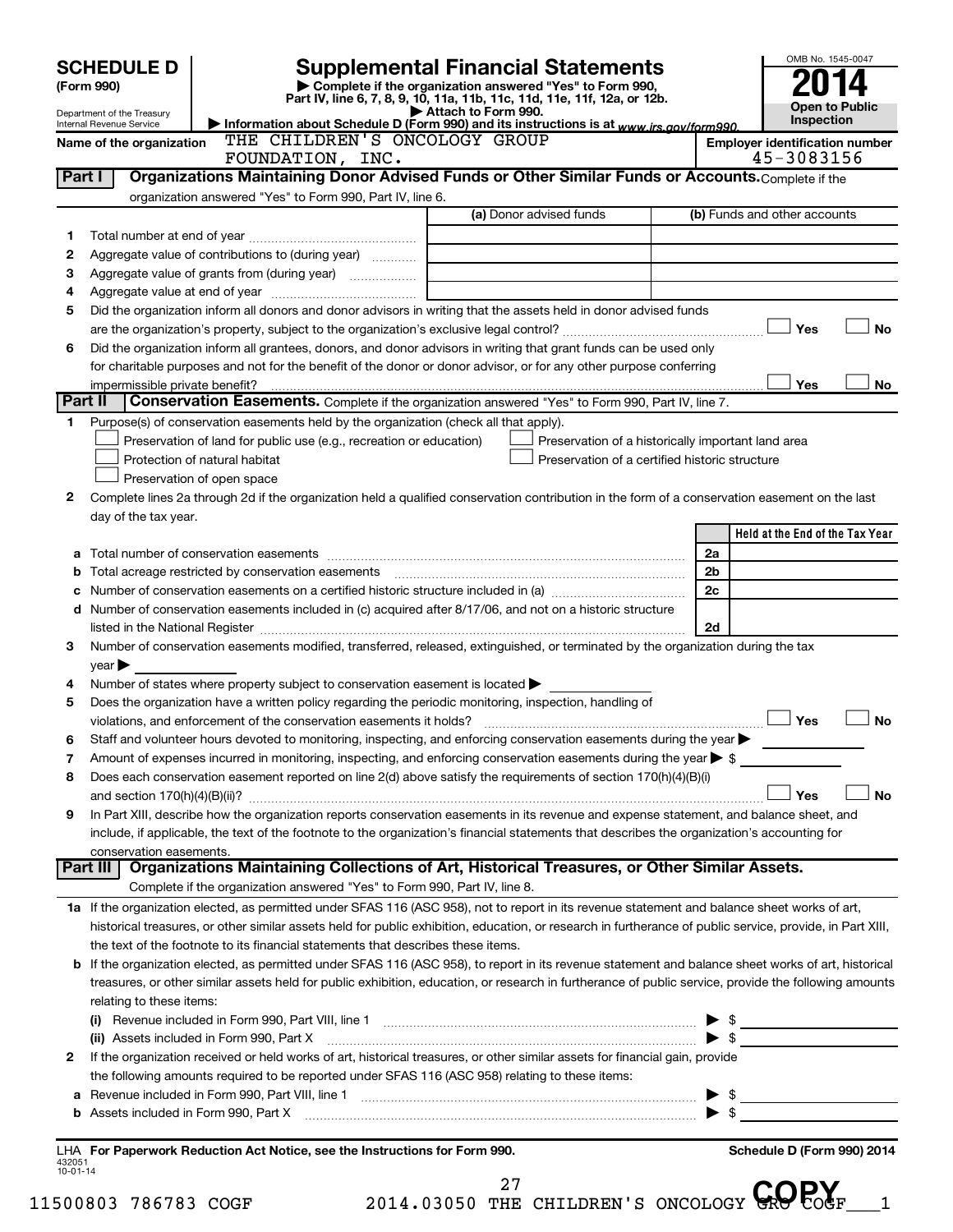# SCHEDULE D (Form 990)

Department of the Treasury
Internal Revenue Service

## Supplemental Financial Statements

▶ Complete if the organization answered "Yes" to Form 990, Part IV, line 6, 7, 8, 9, 10, 11a, 11b, 11c, 11d, 11e, 11f, 12a, or 12b.
▶ Attach to Form 990.
▶ Information about Schedule D (Form 990) and its instructions is at www.irs.gov/form990.

OMB No. 1545-0047

**2014**

**Open to Public Inspection**

Name of the organization: THE CHILDREN'S ONCOLOGY GROUP FOUNDATION, INC.

Employer identification number: 45-3083156

### Part I Organizations Maintaining Donor Advised Funds or Other Similar Funds or Accounts. 

Complete if the organization answered "Yes" to Form 990, Part IV, line 6.

| | | (a) Donor advised funds | (b) Funds and other accounts |
|---|---|---|---|
| 1 | Total number at end of year | | |
| 2 | Aggregate value of contributions to (during year) | | |
| 3 | Aggregate value of grants from (during year) | | |
| 4 | Aggregate value at end of year | | |

5 Did the organization inform all donors and donor advisors in writing that the assets held in donor advised funds are the organization's property, subject to the organization's exclusive legal control? ☐ Yes ☐ No

6 Did the organization inform all grantees, donors, and donor advisors in writing that grant funds can be used only for charitable purposes and not for the benefit of the donor or donor advisor, or for any other purpose conferring impermissible private benefit? ☐ Yes ☐ No

### Part II Conservation Easements. 

Complete if the organization answered "Yes" to Form 990, Part IV, line 7.

1 Purpose(s) of conservation easements held by the organization (check all that apply).

- ☐ Preservation of land for public use (e.g., recreation or education)
- ☐ Protection of natural habitat
- ☐ Preservation of open space
- ☐ Preservation of a historically important land area
- ☐ Preservation of a certified historic structure

2 Complete lines 2a through 2d if the organization held a qualified conservation contribution in the form of a conservation easement on the last day of the tax year.

| | | | Held at the End of the Tax Year |
|---|---|---|---|
| a | Total number of conservation easements | 2a | |
| b | Total acreage restricted by conservation easements | 2b | |
| c | Number of conservation easements on a certified historic structure included in (a) | 2c | |
| d | Number of conservation easements included in (c) acquired after 8/17/06, and not on a historic structure listed in the National Register | 2d | |

3 Number of conservation easements modified, transferred, released, extinguished, or terminated by the organization during the tax year ▶

4 Number of states where property subject to conservation easement is located ▶

5 Does the organization have a written policy regarding the periodic monitoring, inspection, handling of violations, and enforcement of the conservation easements it holds? ☐ Yes ☐ No

6 Staff and volunteer hours devoted to monitoring, inspecting, and enforcing conservation easements during the year ▶

7 Amount of expenses incurred in monitoring, inspecting, and enforcing conservation easements during the year ▶ $

8 Does each conservation easement reported on line 2(d) above satisfy the requirements of section 170(h)(4)(B)(i) and section 170(h)(4)(B)(ii)? ☐ Yes ☐ No

9 In Part XIII, describe how the organization reports conservation easements in its revenue and expense statement, and balance sheet, and include, if applicable, the text of the footnote to the organization's financial statements that describes the organization's accounting for conservation easements.

### Part III Organizations Maintaining Collections of Art, Historical Treasures, or Other Similar Assets.

Complete if the organization answered "Yes" to Form 990, Part IV, line 8.

1a If the organization elected, as permitted under SFAS 116 (ASC 958), not to report in its revenue statement and balance sheet works of art, historical treasures, or other similar assets held for public exhibition, education, or research in furtherance of public service, provide, in Part XIII, the text of the footnote to its financial statements that describes these items.

b If the organization elected, as permitted under SFAS 116 (ASC 958), to report in its revenue statement and balance sheet works of art, historical treasures, or other similar assets held for public exhibition, education, or research in furtherance of public service, provide the following amounts relating to these items:

(i) Revenue included in Form 990, Part VIII, line 1 ▶ $

(ii) Assets included in Form 990, Part X ▶ $

2 If the organization received or held works of art, historical treasures, or other similar assets for financial gain, provide the following amounts required to be reported under SFAS 116 (ASC 958) relating to these items:

a Revenue included in Form 990, Part VIII, line 1 ▶ $

b Assets included in Form 990, Part X ▶ $

LHA For Paperwork Reduction Act Notice, see the Instructions for Form 990. Schedule D (Form 990) 2014

432051 10-01-14

11500803 786783 COGF 2014.03050 THE CHILDREN'S ONCOLOGY GRO COGF___1

COPY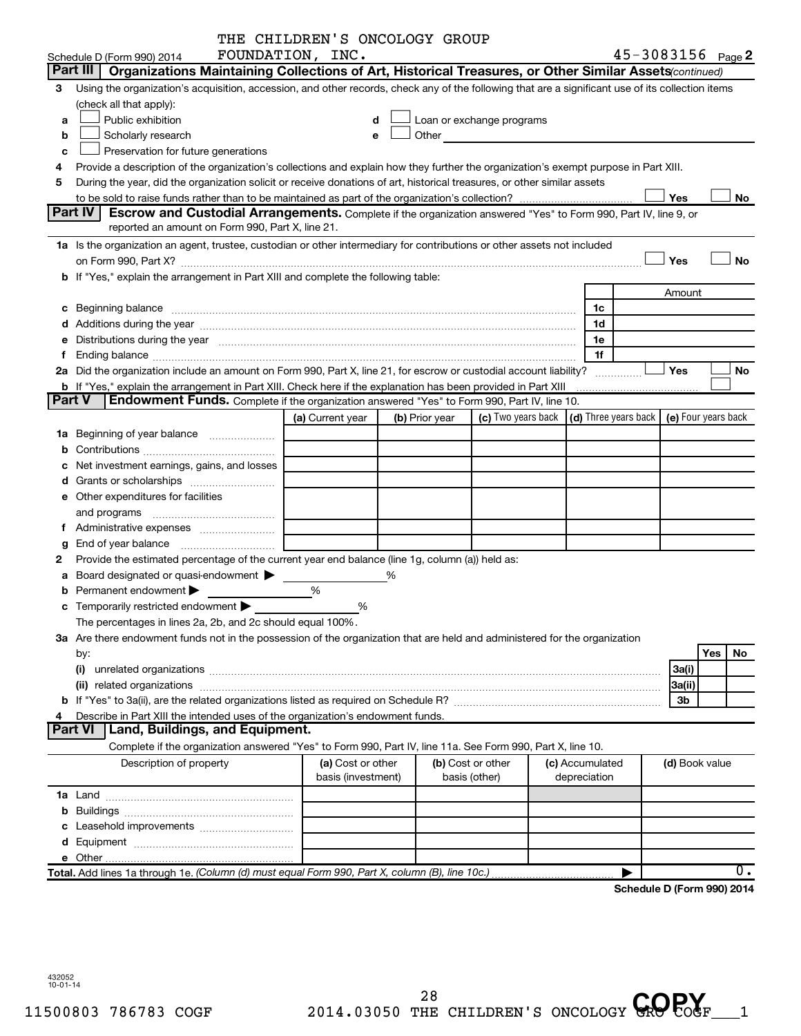THE CHILDREN'S ONCOLOGY GROUP FOUNDATION, INC. 45-3083156

Schedule D (Form 990) 2014 Page 2

## Part III Organizations Maintaining Collections of Art, Historical Treasures, or Other Similar Assets *(continued)*

3 Using the organization's acquisition, accession, and other records, check any of the following that are a significant use of its collection items (check all that apply):

- a ☐ Public exhibition
- b ☐ Scholarly research
- c ☐ Preservation for future generations
- d ☐ Loan or exchange programs
- e ☐ Other

4 Provide a description of the organization's collections and explain how they further the organization's exempt purpose in Part XIII.

5 During the year, did the organization solicit or receive donations of art, historical treasures, or other similar assets to be sold to raise funds rather than to be maintained as part of the organization's collection? ☐ Yes ☐ No

## Part IV Escrow and Custodial Arrangements.

Complete if the organization answered "Yes" to Form 990, Part IV, line 9, or reported an amount on Form 990, Part X, line 21.

1a Is the organization an agent, trustee, custodian or other intermediary for contributions or other assets not included on Form 990, Part X? ☐ Yes ☐ No

b If "Yes," explain the arrangement in Part XIII and complete the following table:

| | | Amount |
|---|---|---|
| c Beginning balance | 1c | |
| d Additions during the year | 1d | |
| e Distributions during the year | 1e | |
| f Ending balance | 1f | |

2a Did the organization include an amount on Form 990, Part X, line 21, for escrow or custodial account liability? ☐ Yes ☐ No

b If "Yes," explain the arrangement in Part XIII. Check here if the explanation has been provided in Part XIII ☐

## Part V Endowment Funds.

Complete if the organization answered "Yes" to Form 990, Part IV, line 10.

| | (a) Current year | (b) Prior year | (c) Two years back | (d) Three years back | (e) Four years back |
|---|---|---|---|---|---|
| 1a Beginning of year balance | | | | | |
| b Contributions | | | | | |
| c Net investment earnings, gains, and losses | | | | | |
| d Grants or scholarships | | | | | |
| e Other expenditures for facilities and programs | | | | | |
| f Administrative expenses | | | | | |
| g End of year balance | | | | | |

2 Provide the estimated percentage of the current year end balance (line 1g, column (a)) held as:

- a Board designated or quasi-endowment ▶ %
- b Permanent endowment ▶ %
- c Temporarily restricted endowment ▶ %

The percentages in lines 2a, 2b, and 2c should equal 100%.

3a Are there endowment funds not in the possession of the organization that are held and administered for the organization by:

| | | Yes | No |
|---|---|---|---|
| (i) unrelated organizations | 3a(i) | | |
| (ii) related organizations | 3a(ii) | | |
| b If "Yes" to 3a(ii), are the related organizations listed as required on Schedule R? | 3b | | |

4 Describe in Part XIII the intended uses of the organization's endowment funds.

## Part VI Land, Buildings, and Equipment.

Complete if the organization answered "Yes" to Form 990, Part IV, line 11a. See Form 990, Part X, line 10.

| Description of property | (a) Cost or other basis (investment) | (b) Cost or other basis (other) | (c) Accumulated depreciation | (d) Book value |
|---|---|---|---|---|
| 1a Land | | | | |
| b Buildings | | | | |
| c Leasehold improvements | | | | |
| d Equipment | | | | |
| e Other | | | | |
| **Total.** Add lines 1a through 1e. *(Column (d) must equal Form 990, Part X, column (B), line 10c.)* ▶ | | | | 0. |

**Schedule D (Form 990) 2014**

432052 10-01-14

11500803 786783 COGF 2014.03050 THE CHILDREN'S ONCOLOGY GRO COGF___1

COPY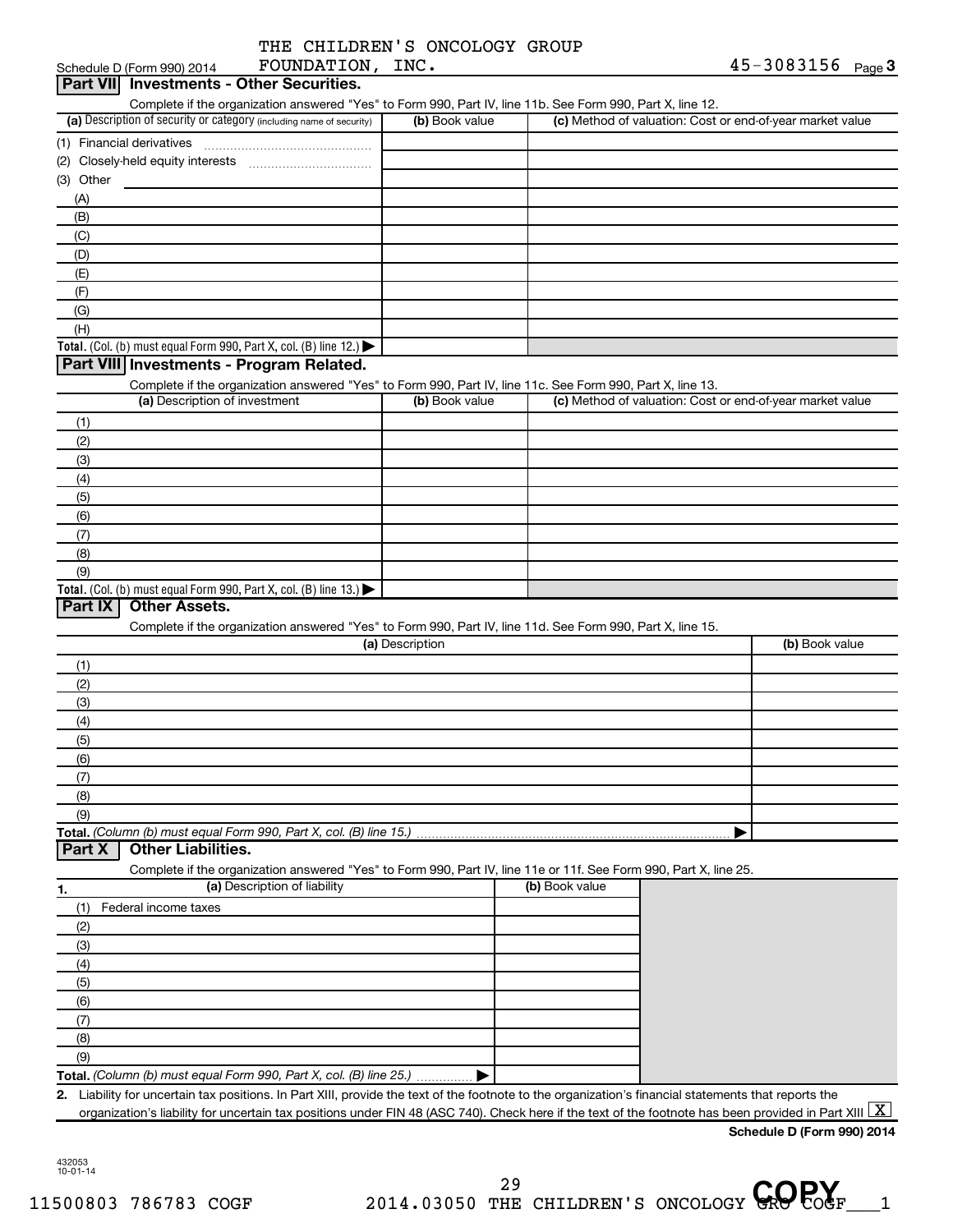Schedule D (Form 990) 2014 THE CHILDREN'S ONCOLOGY GROUP FOUNDATION, INC. 45-3083156 Page 3

## Part VII Investments - Other Securities.

Complete if the organization answered "Yes" to Form 990, Part IV, line 11b. See Form 990, Part X, line 12.

| (a) Description of security or category (including name of security) | (b) Book value | (c) Method of valuation: Cost or end-of-year market value |
|---|---|---|
| (1) Financial derivatives | | |
| (2) Closely-held equity interests | | |
| (3) Other | | |
| (A) | | |
| (B) | | |
| (C) | | |
| (D) | | |
| (E) | | |
| (F) | | |
| (G) | | |
| (H) | | |
| **Total.** (Col. (b) must equal Form 990, Part X, col. (B) line 12.) ▶ | | |

## Part VIII Investments - Program Related.

Complete if the organization answered "Yes" to Form 990, Part IV, line 11c. See Form 990, Part X, line 13.

| (a) Description of investment | (b) Book value | (c) Method of valuation: Cost or end-of-year market value |
|---|---|---|
| (1) | | |
| (2) | | |
| (3) | | |
| (4) | | |
| (5) | | |
| (6) | | |
| (7) | | |
| (8) | | |
| (9) | | |
| **Total.** (Col. (b) must equal Form 990, Part X, col. (B) line 13.) ▶ | | |

## Part IX Other Assets.

Complete if the organization answered "Yes" to Form 990, Part IV, line 11d. See Form 990, Part X, line 15.

| (a) Description | (b) Book value |
|---|---|
| (1) | |
| (2) | |
| (3) | |
| (4) | |
| (5) | |
| (6) | |
| (7) | |
| (8) | |
| (9) | |
| **Total.** *(Column (b) must equal Form 990, Part X, col. (B) line 15.)* ▶ | |

## Part X Other Liabilities.

Complete if the organization answered "Yes" to Form 990, Part IV, line 11e or 11f. See Form 990, Part X, line 25.

| 1. (a) Description of liability | (b) Book value |
|---|---|
| (1) Federal income taxes | |
| (2) | |
| (3) | |
| (4) | |
| (5) | |
| (6) | |
| (7) | |
| (8) | |
| (9) | |
| **Total.** *(Column (b) must equal Form 990, Part X, col. (B) line 25.)* ▶ | |

**2.** Liability for uncertain tax positions. In Part XIII, provide the text of the footnote to the organization's financial statements that reports the organization's liability for uncertain tax positions under FIN 48 (ASC 740). Check here if the text of the footnote has been provided in Part XIII [X]

**Schedule D (Form 990) 2014**

432053 10-01-14

11500803 786783 COGF 2014.03050 THE CHILDREN'S ONCOLOGY GRO COGF___1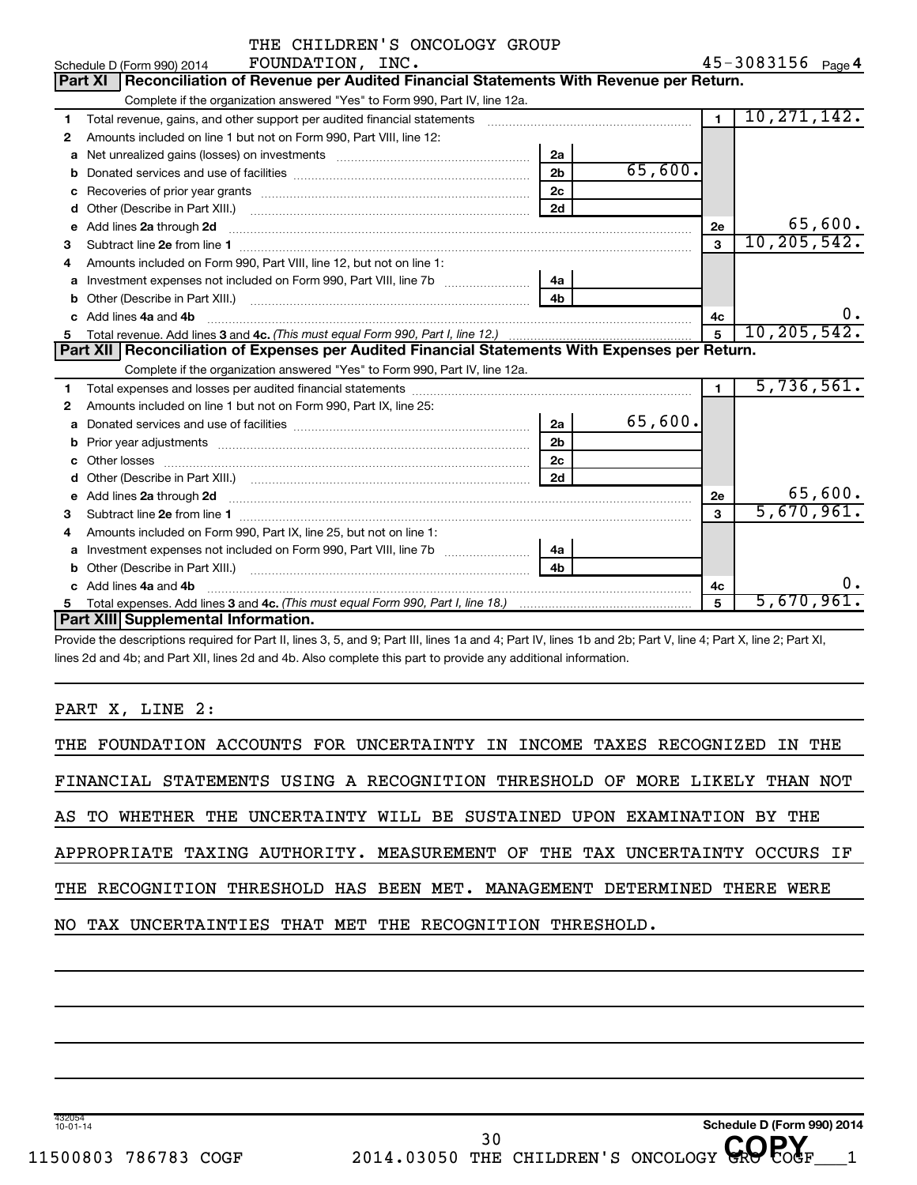Schedule D (Form 990) 2014 THE CHILDREN'S ONCOLOGY GROUP FOUNDATION, INC. 45-3083156 Page 4

## Part XI Reconciliation of Revenue per Audited Financial Statements With Revenue per Return.

Complete if the organization answered "Yes" to Form 990, Part IV, line 12a.

| | | | | | |
|---|---|---|---|---|---|
| 1 | Total revenue, gains, and other support per audited financial statements | | | 1 | 10,271,142. |
| 2 | Amounts included on line 1 but not on Form 990, Part VIII, line 12: | | | | |
| a | Net unrealized gains (losses) on investments | 2a | | | |
| b | Donated services and use of facilities | 2b | 65,600. | | |
| c | Recoveries of prior year grants | 2c | | | |
| d | Other (Describe in Part XIII.) | 2d | | | |
| e | Add lines 2a through 2d | | | 2e | 65,600. |
| 3 | Subtract line 2e from line 1 | | | 3 | 10,205,542. |
| 4 | Amounts included on Form 990, Part VIII, line 12, but not on line 1: | | | | |
| a | Investment expenses not included on Form 990, Part VIII, line 7b | 4a | | | |
| b | Other (Describe in Part XIII.) | 4b | | | |
| c | Add lines 4a and 4b | | | 4c | 0. |
| 5 | Total revenue. Add lines 3 and 4c. *(This must equal Form 990, Part I, line 12.)* | | | 5 | 10,205,542. |

## Part XII Reconciliation of Expenses per Audited Financial Statements With Expenses per Return.

Complete if the organization answered "Yes" to Form 990, Part IV, line 12a.

| | | | | | |
|---|---|---|---|---|---|
| 1 | Total expenses and losses per audited financial statements | | | 1 | 5,736,561. |
| 2 | Amounts included on line 1 but not on Form 990, Part IX, line 25: | | | | |
| a | Donated services and use of facilities | 2a | 65,600. | | |
| b | Prior year adjustments | 2b | | | |
| c | Other losses | 2c | | | |
| d | Other (Describe in Part XIII.) | 2d | | | |
| e | Add lines 2a through 2d | | | 2e | 65,600. |
| 3 | Subtract line 2e from line 1 | | | 3 | 5,670,961. |
| 4 | Amounts included on Form 990, Part IX, line 25, but not on line 1: | | | | |
| a | Investment expenses not included on Form 990, Part VIII, line 7b | 4a | | | |
| b | Other (Describe in Part XIII.) | 4b | | | |
| c | Add lines 4a and 4b | | | 4c | 0. |
| 5 | Total expenses. Add lines 3 and 4c. *(This must equal Form 990, Part I, line 18.)* | | | 5 | 5,670,961. |

## Part XIII Supplemental Information.

Provide the descriptions required for Part II, lines 3, 5, and 9; Part III, lines 1a and 4; Part IV, lines 1b and 2b; Part V, line 4; Part X, line 2; Part XI, lines 2d and 4b; and Part XII, lines 2d and 4b. Also complete this part to provide any additional information.

PART X, LINE 2:

THE FOUNDATION ACCOUNTS FOR UNCERTAINTY IN INCOME TAXES RECOGNIZED IN THE FINANCIAL STATEMENTS USING A RECOGNITION THRESHOLD OF MORE LIKELY THAN NOT AS TO WHETHER THE UNCERTAINTY WILL BE SUSTAINED UPON EXAMINATION BY THE APPROPRIATE TAXING AUTHORITY. MEASUREMENT OF THE TAX UNCERTAINTY OCCURS IF THE RECOGNITION THRESHOLD HAS BEEN MET. MANAGEMENT DETERMINED THERE WERE NO TAX UNCERTAINTIES THAT MET THE RECOGNITION THRESHOLD.

432054 10-01-14 Schedule D (Form 990) 2014

11500803 786783 COGF 2014.03050 THE CHILDREN'S ONCOLOGY GRO COGF___1

COPY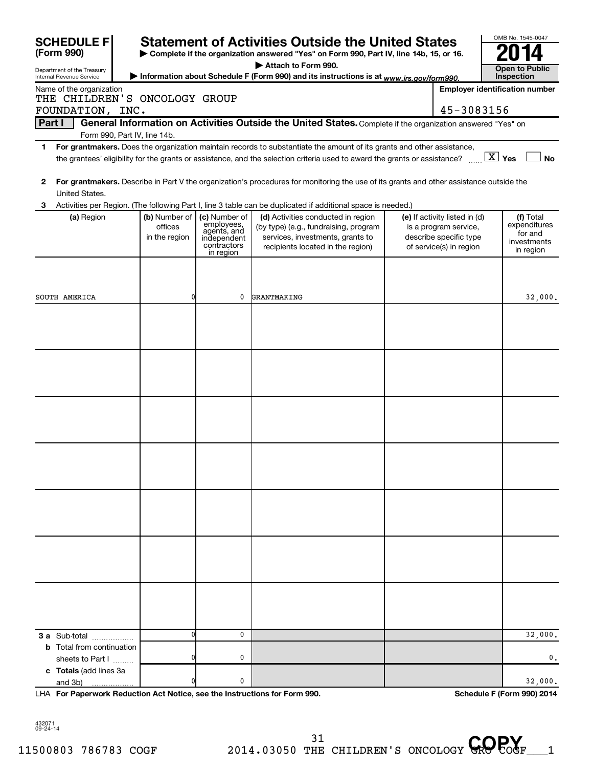**SCHEDULE F (Form 990)**

Department of the Treasury
Internal Revenue Service

# Statement of Activities Outside the United States

▶ Complete if the organization answered "Yes" on Form 990, Part IV, line 14b, 15, or 16.
▶ Attach to Form 990.
▶ Information about Schedule F (Form 990) and its instructions is at www.irs.gov/form990.

OMB No. 1545-0047

**2014**

**Open to Public Inspection**

Name of the organization: THE CHILDREN'S ONCOLOGY GROUP FOUNDATION, INC.

Employer identification number: 45-3083156

**Part I — General Information on Activities Outside the United States.** Complete if the organization answered "Yes" on Form 990, Part IV, line 14b.

**1** **For grantmakers.** Does the organization maintain records to substantiate the amount of its grants and other assistance, the grantees' eligibility for the grants or assistance, and the selection criteria used to award the grants or assistance? [X] Yes [ ] No

**2** **For grantmakers.** Describe in Part V the organization's procedures for monitoring the use of its grants and other assistance outside the United States.

**3** Activities per Region. (The following Part I, line 3 table can be duplicated if additional space is needed.)

| (a) Region | (b) Number of offices in the region | (c) Number of employees, agents, and independent contractors in region | (d) Activities conducted in region (by type) (e.g., fundraising, program services, investments, grants to recipients located in the region) | (e) If activity listed in (d) is a program service, describe specific type of service(s) in region | (f) Total expenditures for and investments in region |
|---|---|---|---|---|---|
| SOUTH AMERICA | 0 | 0 | GRANTMAKING | | 32,000. |
| | | | | | |
| | | | | | |
| | | | | | |
| | | | | | |
| | | | | | |
| | | | | | |
| | | | | | |
| **3 a** Sub-total | 0 | 0 | | | 32,000. |
| **b** Total from continuation sheets to Part I | 0 | 0 | | | 0. |
| **c** **Totals** (add lines 3a and 3b) | 0 | 0 | | | 32,000. |

LHA **For Paperwork Reduction Act Notice, see the Instructions for Form 990.** **Schedule F (Form 990) 2014**

432071 09-24-14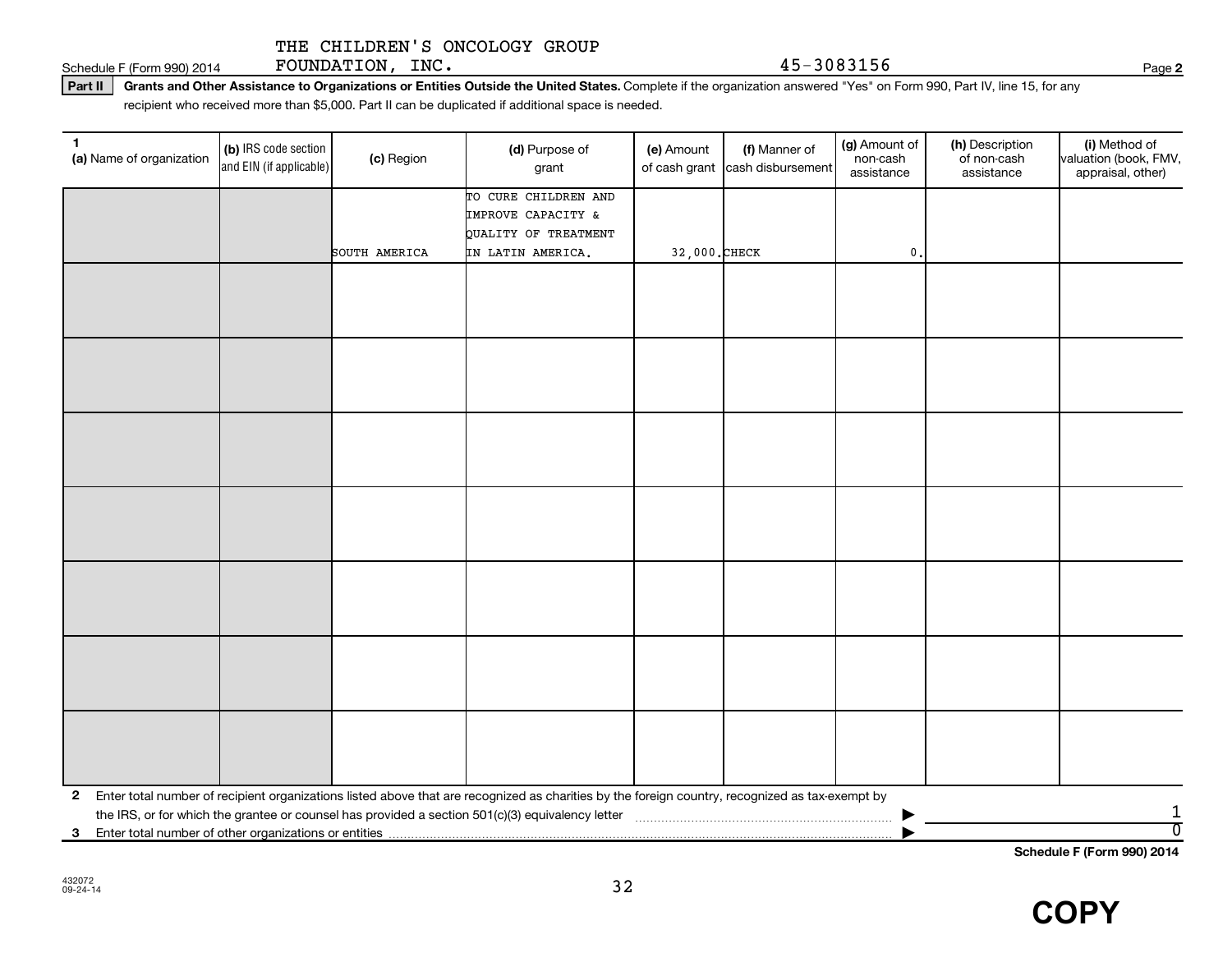THE CHILDREN'S ONCOLOGY GROUP FOUNDATION, INC. 45-3083156

Schedule F (Form 990) 2014 Page **2**

**Part II** **Grants and Other Assistance to Organizations or Entities Outside the United States.** Complete if the organization answered "Yes" on Form 990, Part IV, line 15, for any recipient who received more than $5,000. Part II can be duplicated if additional space is needed.

| 1 (a) Name of organization | (b) IRS code section and EIN (if applicable) | (c) Region | (d) Purpose of grant | (e) Amount of cash grant | (f) Manner of cash disbursement | (g) Amount of non-cash assistance | (h) Description of non-cash assistance | (i) Method of valuation (book, FMV, appraisal, other) |
|---|---|---|---|---|---|---|---|---|
| | | SOUTH AMERICA | TO CURE CHILDREN AND IMPROVE CAPACITY & QUALITY OF TREATMENT IN LATIN AMERICA. | 32,000. | CHECK | 0. | | |
| | | | | | | | | |
| | | | | | | | | |
| | | | | | | | | |
| | | | | | | | | |
| | | | | | | | | |
| | | | | | | | | |
| | | | | | | | | |

**2** Enter total number of recipient organizations listed above that are recognized as charities by the foreign country, recognized as tax-exempt by the IRS, or for which the grantee or counsel has provided a section 501(c)(3) equivalency letter ▶ 1

**3** Enter total number of other organizations or entities ▶ 0

**Schedule F (Form 990) 2014**

432072
09-24-14

**COPY**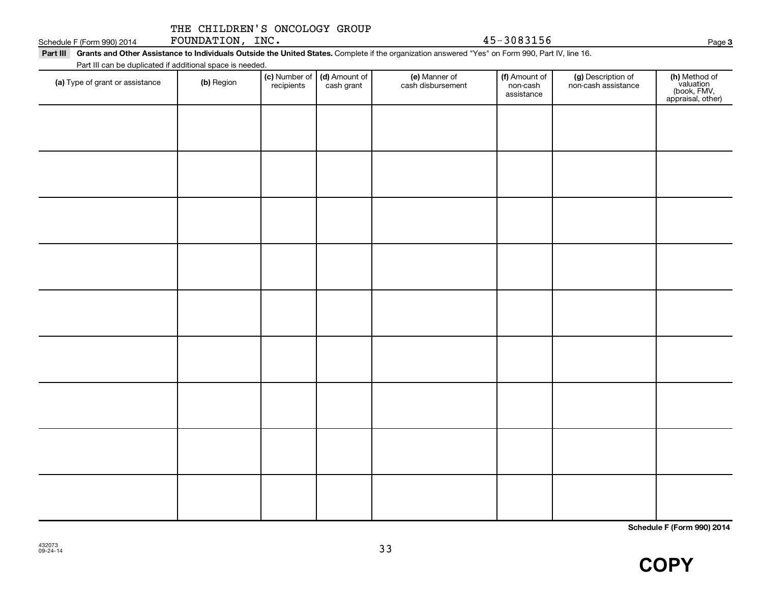THE CHILDREN'S ONCOLOGY GROUP FOUNDATION, INC. 45-3083156

**Part III** **Grants and Other Assistance to Individuals Outside the United States.** Complete if the organization answered "Yes" on Form 990, Part IV, line 16.

Part III can be duplicated if additional space is needed.

| (a) Type of grant or assistance | (b) Region | (c) Number of recipients | (d) Amount of cash grant | (e) Manner of cash disbursement | (f) Amount of non-cash assistance | (g) Description of non-cash assistance | (h) Method of valuation (book, FMV, appraisal, other) |
|---|---|---|---|---|---|---|---|
| | | | | | | | |
| | | | | | | | |
| | | | | | | | |
| | | | | | | | |
| | | | | | | | |
| | | | | | | | |
| | | | | | | | |
| | | | | | | | |
| | | | | | | | |

432073
09-24-14

**COPY**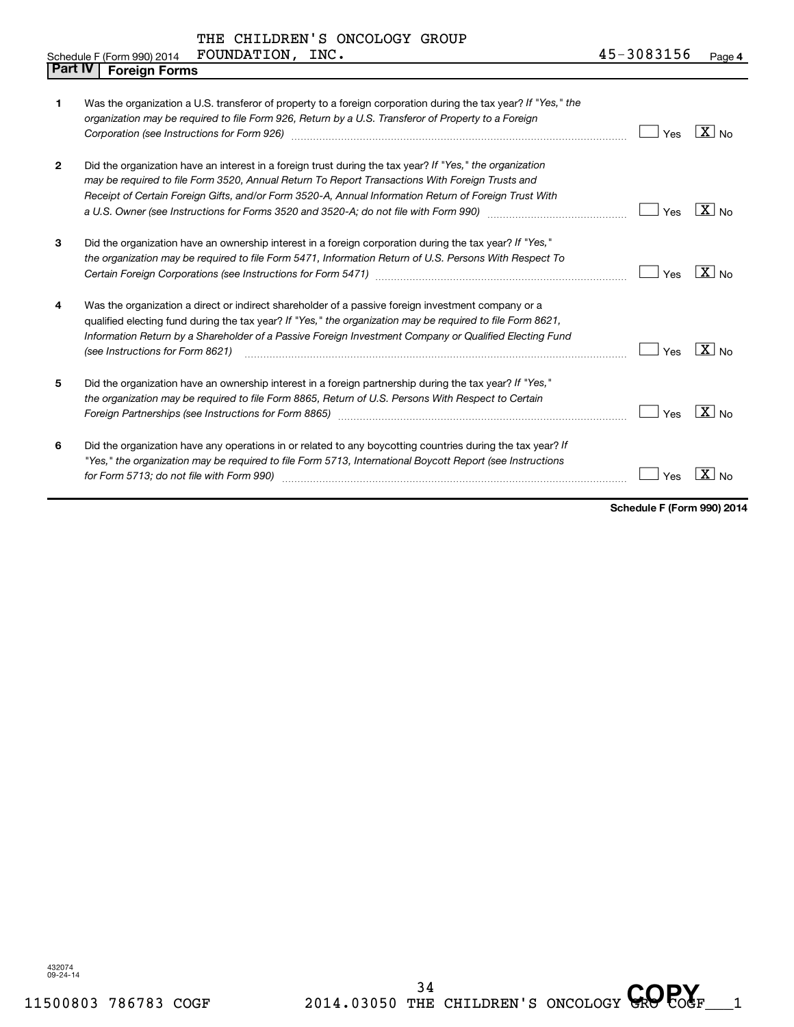THE CHILDREN'S ONCOLOGY GROUP FOUNDATION, INC. 45-3083156

Schedule F (Form 990) 2014 Page 4

## Part IV Foreign Forms

| | | Yes | No |
|---|---|---|---|
| 1 | Was the organization a U.S. transferor of property to a foreign corporation during the tax year? *If "Yes," the organization may be required to file Form 926, Return by a U.S. Transferor of Property to a Foreign Corporation (see Instructions for Form 926)* | | X |
| 2 | Did the organization have an interest in a foreign trust during the tax year? *If "Yes," the organization may be required to file Form 3520, Annual Return To Report Transactions With Foreign Trusts and Receipt of Certain Foreign Gifts, and/or Form 3520-A, Annual Information Return of Foreign Trust With a U.S. Owner (see Instructions for Forms 3520 and 3520-A; do not file with Form 990)* | | X |
| 3 | Did the organization have an ownership interest in a foreign corporation during the tax year? *If "Yes," the organization may be required to file Form 5471, Information Return of U.S. Persons With Respect To Certain Foreign Corporations (see Instructions for Form 5471)* | | X |
| 4 | Was the organization a direct or indirect shareholder of a passive foreign investment company or a qualified electing fund during the tax year? *If "Yes," the organization may be required to file Form 8621, Information Return by a Shareholder of a Passive Foreign Investment Company or Qualified Electing Fund (see Instructions for Form 8621)* | | X |
| 5 | Did the organization have an ownership interest in a foreign partnership during the tax year? *If "Yes," the organization may be required to file Form 8865, Return of U.S. Persons With Respect to Certain Foreign Partnerships (see Instructions for Form 8865)* | | X |
| 6 | Did the organization have any operations in or related to any boycotting countries during the tax year? *If "Yes," the organization may be required to file Form 5713, International Boycott Report (see Instructions for Form 5713; do not file with Form 990)* | | X |

**Schedule F (Form 990) 2014**

432074
09-24-14

11500803 786783 COGF 2014.03050 THE CHILDREN'S ONCOLOGY GRO COGF___1

COPY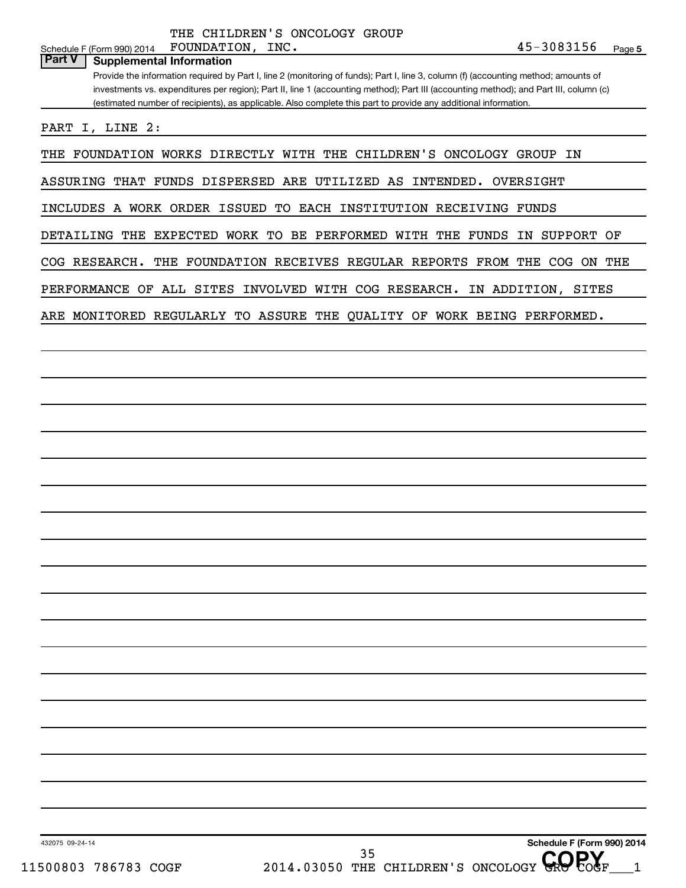THE CHILDREN'S ONCOLOGY GROUP FOUNDATION, INC. 45-3083156

Schedule F (Form 990) 2014 Page 5

## Part V Supplemental Information

Provide the information required by Part I, line 2 (monitoring of funds); Part I, line 3, column (f) (accounting method; amounts of investments vs. expenditures per region); Part II, line 1 (accounting method); Part III (accounting method); and Part III, column (c) (estimated number of recipients), as applicable. Also complete this part to provide any additional information.

PART I, LINE 2:

THE FOUNDATION WORKS DIRECTLY WITH THE CHILDREN'S ONCOLOGY GROUP IN ASSURING THAT FUNDS DISPERSED ARE UTILIZED AS INTENDED. OVERSIGHT INCLUDES A WORK ORDER ISSUED TO EACH INSTITUTION RECEIVING FUNDS DETAILING THE EXPECTED WORK TO BE PERFORMED WITH THE FUNDS IN SUPPORT OF COG RESEARCH. THE FOUNDATION RECEIVES REGULAR REPORTS FROM THE COG ON THE PERFORMANCE OF ALL SITES INVOLVED WITH COG RESEARCH. IN ADDITION, SITES ARE MONITORED REGULARLY TO ASSURE THE QUALITY OF WORK BEING PERFORMED.

432075 09-24-14 Schedule F (Form 990) 2014

11500803 786783 COGF 2014.03050 THE CHILDREN'S ONCOLOGY GRO COGF___1

COPY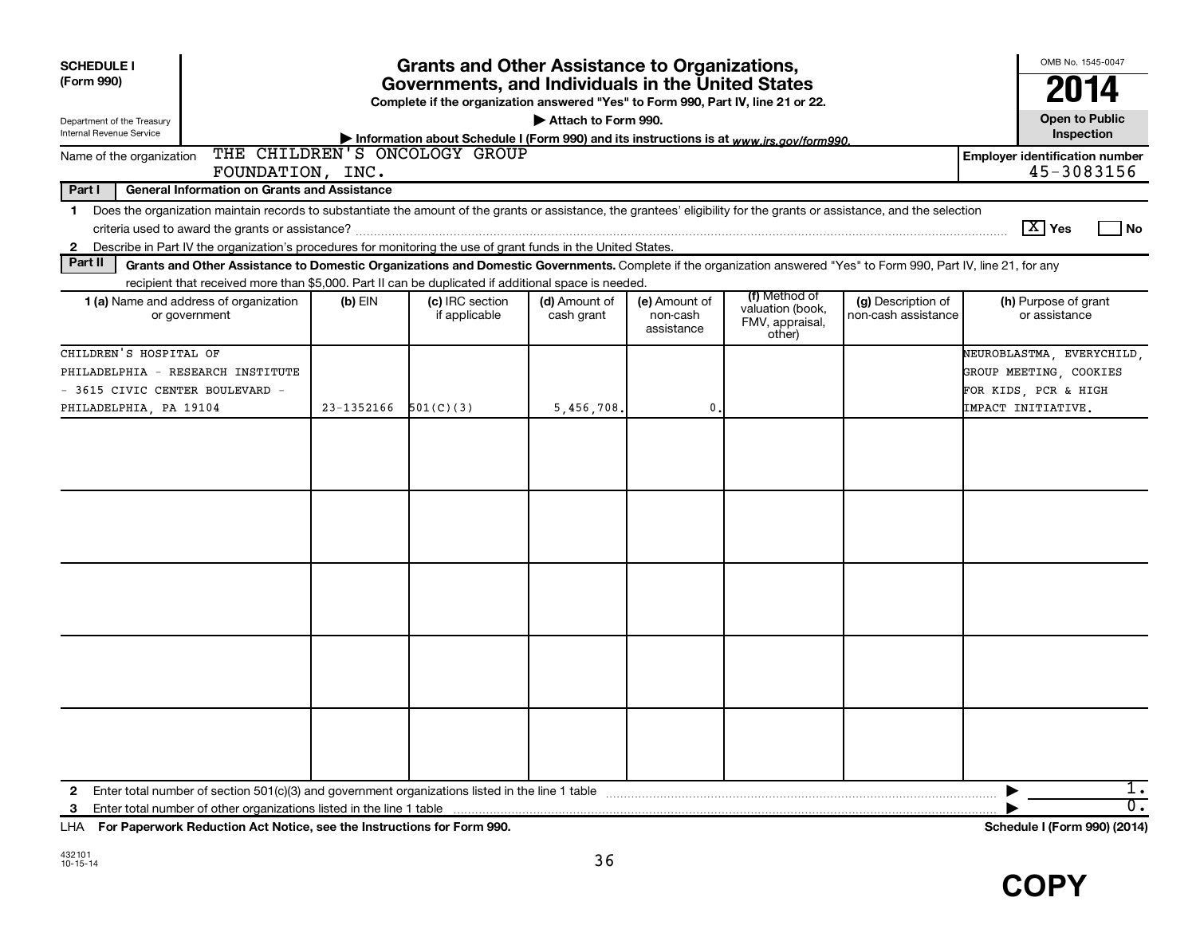**SCHEDULE I (Form 990)**

Department of the Treasury
Internal Revenue Service

# Grants and Other Assistance to Organizations, Governments, and Individuals in the United States

**Complete if the organization answered "Yes" to Form 990, Part IV, line 21 or 22.**

**▶ Attach to Form 990.**

**▶ Information about Schedule I (Form 990) and its instructions is at** *www.irs.gov/form990.*

OMB No. 1545-0047

**2014**

**Open to Public Inspection**

Name of the organization: THE CHILDREN'S ONCOLOGY GROUP FOUNDATION, INC.

**Employer identification number** 45-3083156

**Part I — General Information on Grants and Assistance**

1 Does the organization maintain records to substantiate the amount of the grants or assistance, the grantees' eligibility for the grants or assistance, and the selection criteria used to award the grants or assistance? [X] Yes [ ] No

2 Describe in Part IV the organization's procedures for monitoring the use of grant funds in the United States.

**Part II — Grants and Other Assistance to Domestic Organizations and Domestic Governments.** Complete if the organization answered "Yes" to Form 990, Part IV, line 21, for any recipient that received more than $5,000. Part II can be duplicated if additional space is needed.

| 1 (a) Name and address of organization or government | (b) EIN | (c) IRC section if applicable | (d) Amount of cash grant | (e) Amount of non-cash assistance | (f) Method of valuation (book, FMV, appraisal, other) | (g) Description of non-cash assistance | (h) Purpose of grant or assistance |
|---|---|---|---|---|---|---|---|
| CHILDREN'S HOSPITAL OF PHILADELPHIA - RESEARCH INSTITUTE - 3615 CIVIC CENTER BOULEVARD - PHILADELPHIA, PA 19104 | 23-1352166 | 501(C)(3) | 5,456,708. | 0. | | | NEUROBLASTMA, EVERYCHILD, GROUP MEETING, COOKIES FOR KIDS, PCR & HIGH IMPACT INITIATIVE. |
| | | | | | | | |
| | | | | | | | |
| | | | | | | | |
| | | | | | | | |
| | | | | | | | |

2 Enter total number of section 501(c)(3) and government organizations listed in the line 1 table ▶ 1.

3 Enter total number of other organizations listed in the line 1 table ▶ 0.

LHA **For Paperwork Reduction Act Notice, see the Instructions for Form 990.** **Schedule I (Form 990) (2014)**

432101
10-15-14

**COPY**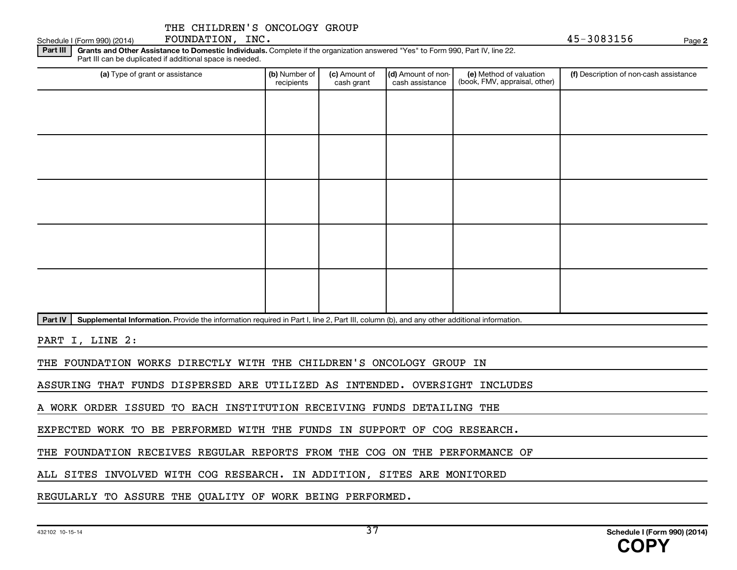THE CHILDREN'S ONCOLOGY GROUP FOUNDATION, INC.

Schedule I (Form 990) (2014) 45-3083156 Page **2**

**Part III** **Grants and Other Assistance to Domestic Individuals.** Complete if the organization answered "Yes" to Form 990, Part IV, line 22. Part III can be duplicated if additional space is needed.

| (a) Type of grant or assistance | (b) Number of recipients | (c) Amount of cash grant | (d) Amount of non-cash assistance | (e) Method of valuation (book, FMV, appraisal, other) | (f) Description of non-cash assistance |
|---|---|---|---|---|---|
| | | | | | |
| | | | | | |
| | | | | | |
| | | | | | |
| | | | | | |

**Part IV** **Supplemental Information.** Provide the information required in Part I, line 2, Part III, column (b), and any other additional information.

PART I, LINE 2:

THE FOUNDATION WORKS DIRECTLY WITH THE CHILDREN'S ONCOLOGY GROUP IN ASSURING THAT FUNDS DISPERSED ARE UTILIZED AS INTENDED. OVERSIGHT INCLUDES A WORK ORDER ISSUED TO EACH INSTITUTION RECEIVING FUNDS DETAILING THE EXPECTED WORK TO BE PERFORMED WITH THE FUNDS IN SUPPORT OF COG RESEARCH. THE FOUNDATION RECEIVES REGULAR REPORTS FROM THE COG ON THE PERFORMANCE OF ALL SITES INVOLVED WITH COG RESEARCH. IN ADDITION, SITES ARE MONITORED REGULARLY TO ASSURE THE QUALITY OF WORK BEING PERFORMED.

432102 10-15-14

**Schedule I (Form 990) (2014)**

**COPY**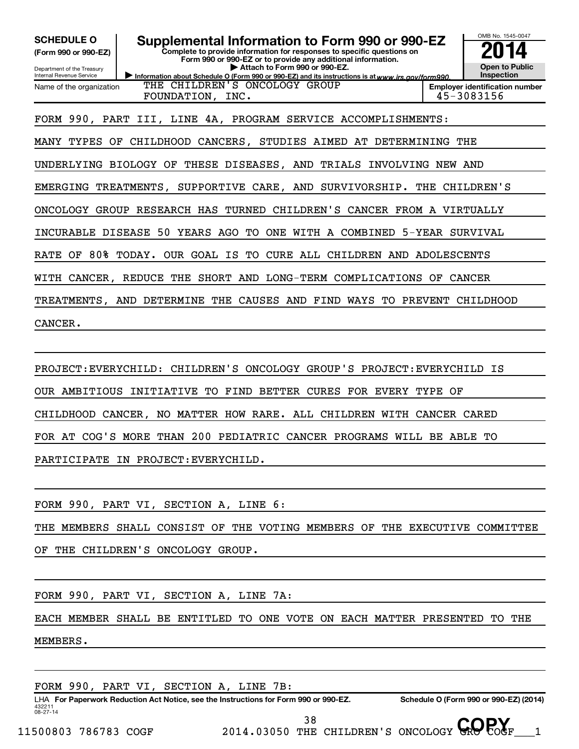**SCHEDULE O**
**(Form 990 or 990-EZ)**

Department of the Treasury
Internal Revenue Service

# Supplemental Information to Form 990 or 990-EZ

**Complete to provide information for responses to specific questions on Form 990 or 990-EZ or to provide any additional information.**
**▶ Attach to Form 990 or 990-EZ.**
▶ Information about Schedule O (Form 990 or 990-EZ) and its instructions is at *www.irs.gov/form990.*

OMB No. 1545-0047
**2014**
**Open to Public Inspection**

| Name of the organization | Employer identification number |
|---|---|
| THE CHILDREN'S ONCOLOGY GROUP FOUNDATION, INC. | 45-3083156 |

FORM 990, PART III, LINE 4A, PROGRAM SERVICE ACCOMPLISHMENTS:

MANY TYPES OF CHILDHOOD CANCERS, STUDIES AIMED AT DETERMINING THE UNDERLYING BIOLOGY OF THESE DISEASES, AND TRIALS INVOLVING NEW AND EMERGING TREATMENTS, SUPPORTIVE CARE, AND SURVIVORSHIP. THE CHILDREN'S ONCOLOGY GROUP RESEARCH HAS TURNED CHILDREN'S CANCER FROM A VIRTUALLY INCURABLE DISEASE 50 YEARS AGO TO ONE WITH A COMBINED 5-YEAR SURVIVAL RATE OF 80% TODAY. OUR GOAL IS TO CURE ALL CHILDREN AND ADOLESCENTS WITH CANCER, REDUCE THE SHORT AND LONG-TERM COMPLICATIONS OF CANCER TREATMENTS, AND DETERMINE THE CAUSES AND FIND WAYS TO PREVENT CHILDHOOD CANCER.

PROJECT:EVERYCHILD: CHILDREN'S ONCOLOGY GROUP'S PROJECT:EVERYCHILD IS OUR AMBITIOUS INITIATIVE TO FIND BETTER CURES FOR EVERY TYPE OF CHILDHOOD CANCER, NO MATTER HOW RARE. ALL CHILDREN WITH CANCER CARED FOR AT COG'S MORE THAN 200 PEDIATRIC CANCER PROGRAMS WILL BE ABLE TO PARTICIPATE IN PROJECT:EVERYCHILD.

FORM 990, PART VI, SECTION A, LINE 6:

THE MEMBERS SHALL CONSIST OF THE VOTING MEMBERS OF THE EXECUTIVE COMMITTEE OF THE CHILDREN'S ONCOLOGY GROUP.

FORM 990, PART VI, SECTION A, LINE 7A:

EACH MEMBER SHALL BE ENTITLED TO ONE VOTE ON EACH MATTER PRESENTED TO THE MEMBERS.

FORM 990, PART VI, SECTION A, LINE 7B:

LHA **For Paperwork Reduction Act Notice, see the Instructions for Form 990 or 990-EZ.** **Schedule O (Form 990 or 990-EZ) (2014)**
432211
08-27-14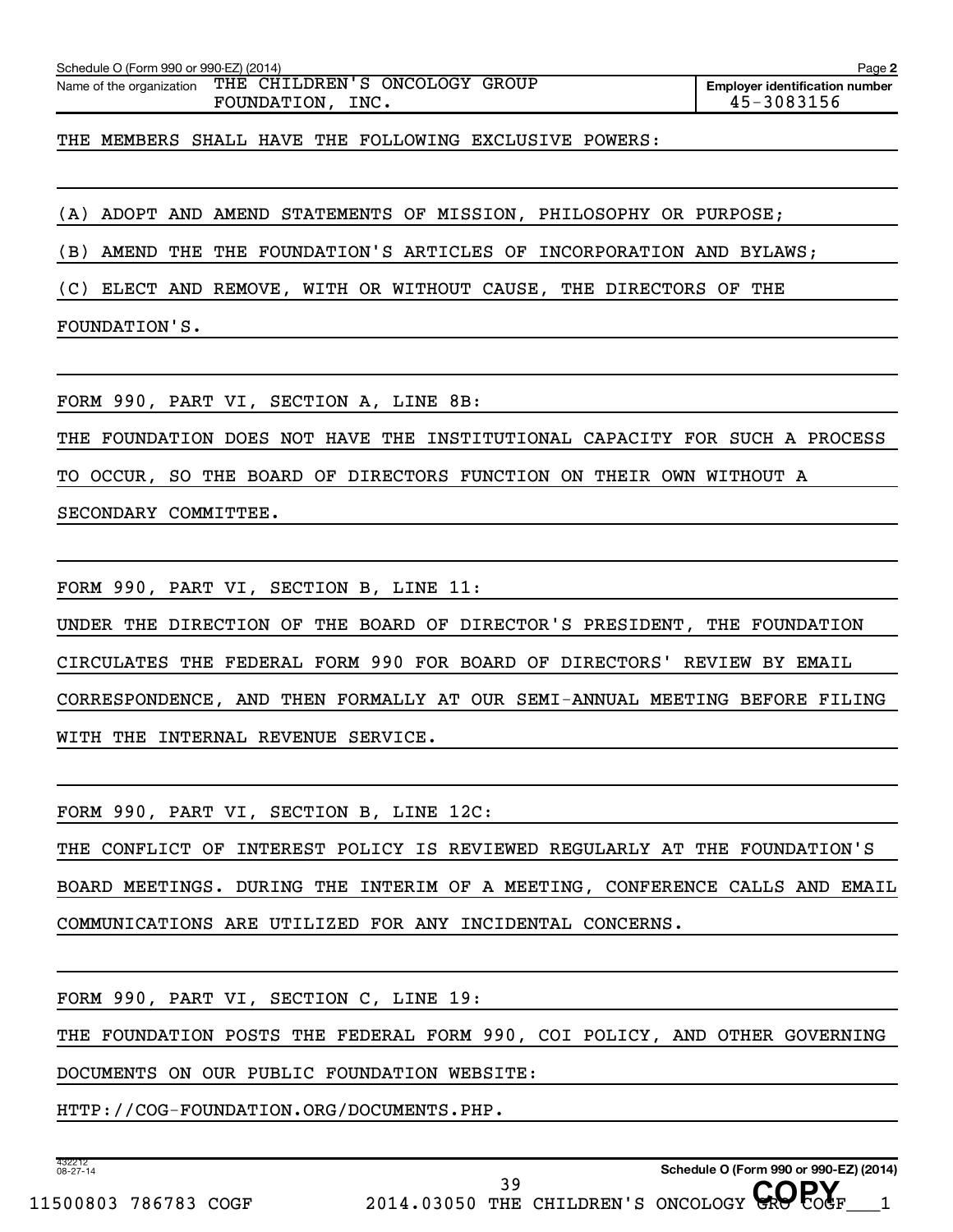Schedule O (Form 990 or 990-EZ) (2014) Page **2**

Name of the organization THE CHILDREN'S ONCOLOGY GROUP FOUNDATION, INC.

**Employer identification number** 45-3083156

THE MEMBERS SHALL HAVE THE FOLLOWING EXCLUSIVE POWERS:

(A) ADOPT AND AMEND STATEMENTS OF MISSION, PHILOSOPHY OR PURPOSE;

(B) AMEND THE THE FOUNDATION'S ARTICLES OF INCORPORATION AND BYLAWS;

(C) ELECT AND REMOVE, WITH OR WITHOUT CAUSE, THE DIRECTORS OF THE FOUNDATION'S.

FORM 990, PART VI, SECTION A, LINE 8B:

THE FOUNDATION DOES NOT HAVE THE INSTITUTIONAL CAPACITY FOR SUCH A PROCESS TO OCCUR, SO THE BOARD OF DIRECTORS FUNCTION ON THEIR OWN WITHOUT A SECONDARY COMMITTEE.

FORM 990, PART VI, SECTION B, LINE 11:

UNDER THE DIRECTION OF THE BOARD OF DIRECTOR'S PRESIDENT, THE FOUNDATION CIRCULATES THE FEDERAL FORM 990 FOR BOARD OF DIRECTORS' REVIEW BY EMAIL CORRESPONDENCE, AND THEN FORMALLY AT OUR SEMI-ANNUAL MEETING BEFORE FILING WITH THE INTERNAL REVENUE SERVICE.

FORM 990, PART VI, SECTION B, LINE 12C:

THE CONFLICT OF INTEREST POLICY IS REVIEWED REGULARLY AT THE FOUNDATION'S BOARD MEETINGS. DURING THE INTERIM OF A MEETING, CONFERENCE CALLS AND EMAIL COMMUNICATIONS ARE UTILIZED FOR ANY INCIDENTAL CONCERNS.

FORM 990, PART VI, SECTION C, LINE 19:

THE FOUNDATION POSTS THE FEDERAL FORM 990, COI POLICY, AND OTHER GOVERNING DOCUMENTS ON OUR PUBLIC FOUNDATION WEBSITE:

HTTP://COG-FOUNDATION.ORG/DOCUMENTS.PHP.

432212 08-27-14

**Schedule O (Form 990 or 990-EZ) (2014)**

11500803 786783 COGF 2014.03050 THE CHILDREN'S ONCOLOGY GRO COGF___1

COPY